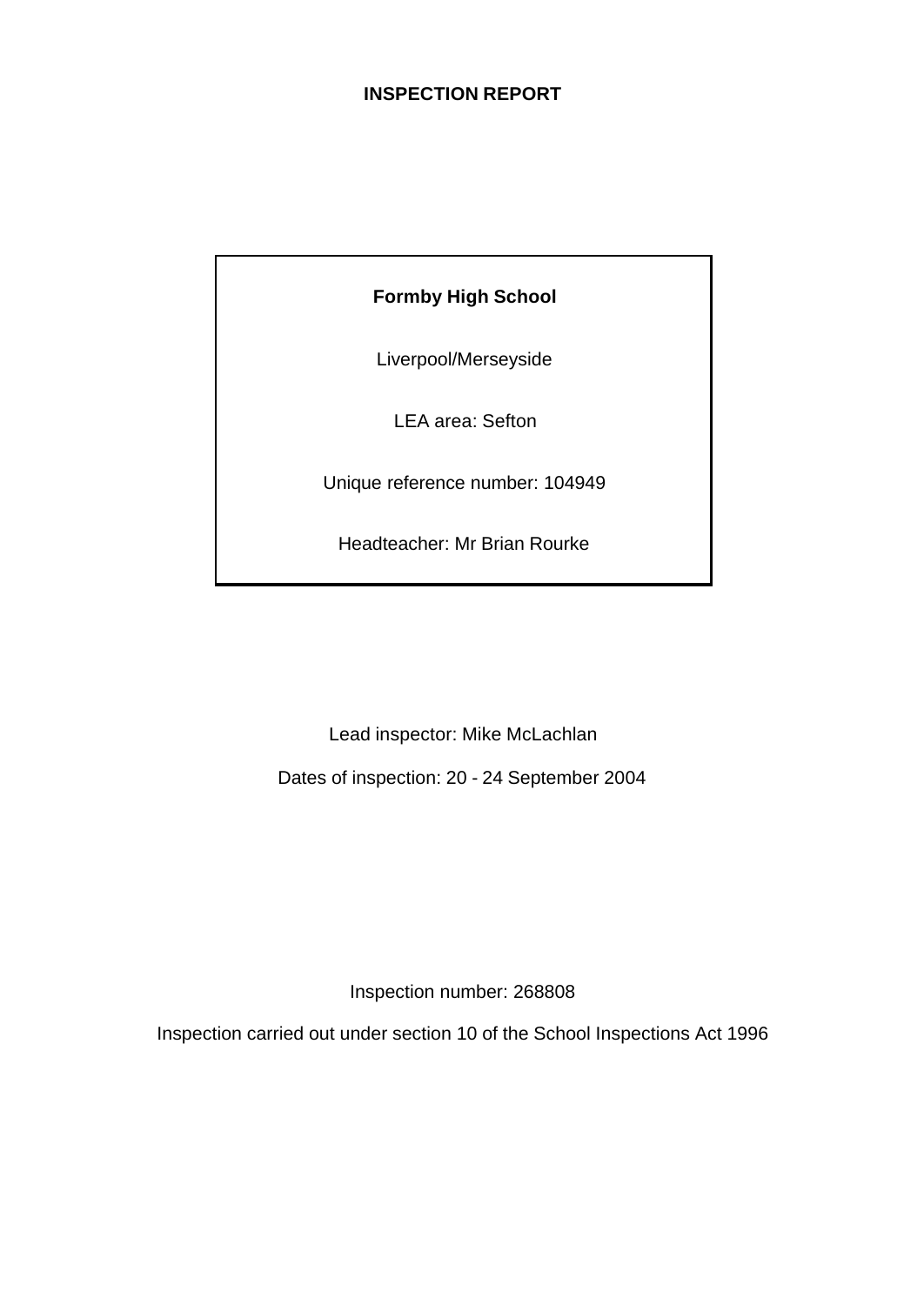# INSPECTION REPORT

**Formby High School**

Liverpool/Merseyside

LEA area: Sefton

Unique reference number: 104949

Headteacher: Mr Brian Rourke

Lead inspector: Mike McLachlan

Dates of inspection: 20 - 24 September 2004

Inspection number: 268808

Inspection carried out under section 10 of the School Inspections Act 1996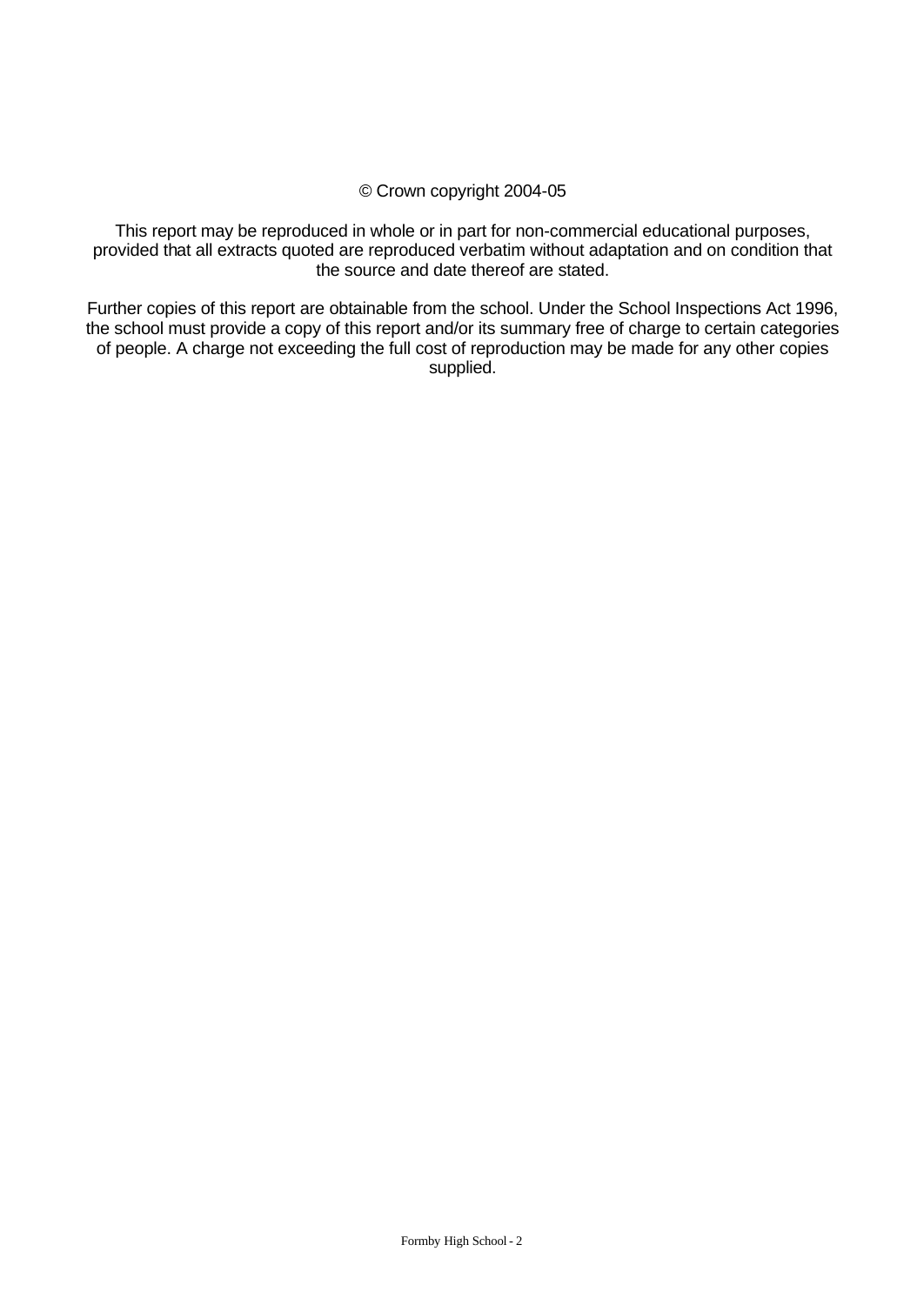© Crown copyright 2004-05

This report may be reproduced in whole or in part for non-commercial educational purposes, provided that all extracts quoted are reproduced verbatim without adaptation and on condition that the source and date thereof are stated.

Further copies of this report are obtainable from the school. Under the School Inspections Act 1996, the school must provide a copy of this report and/or its summary free of charge to certain categories of people. A charge not exceeding the full cost of reproduction may be made for any other copies supplied.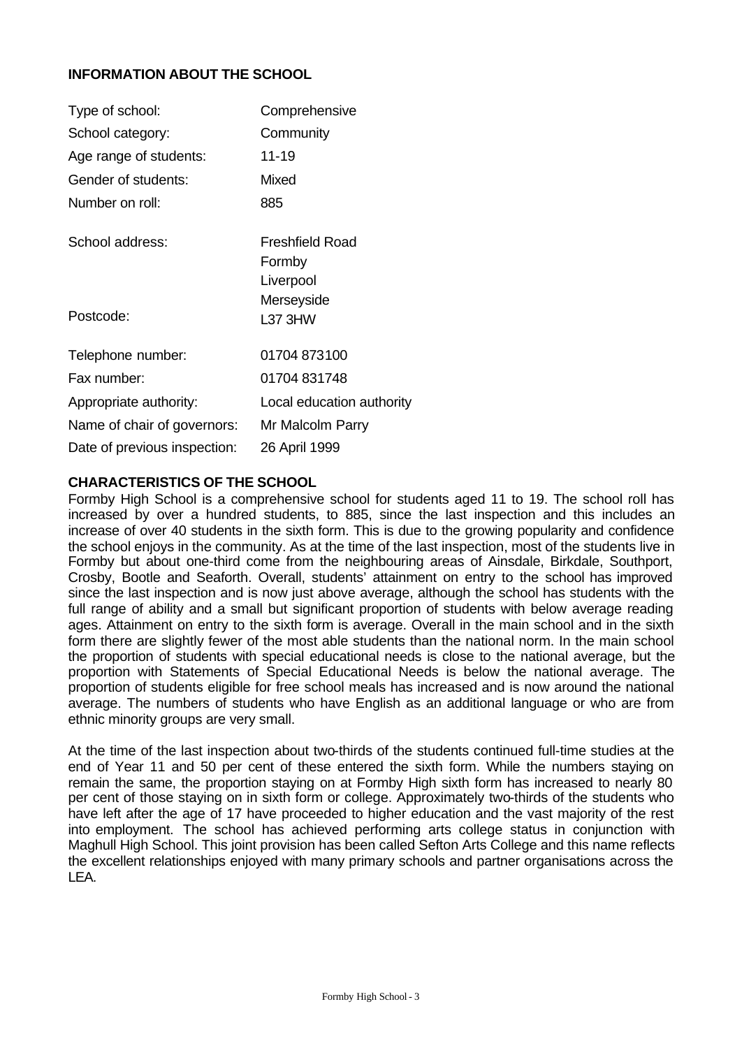## INFORMATION ABOUT THE SCHOOL

| | |
|---|---|
| Type of school: | Comprehensive |
| School category: | Community |
| Age range of students: | 11-19 |
| Gender of students: | Mixed |
| Number on roll: | 885 |
| School address: | Freshfield Road<br>Formby<br>Liverpool<br>Merseyside |
| Postcode: | L37 3HW |
| Telephone number: | 01704 873100 |
| Fax number: | 01704 831748 |
| Appropriate authority: | Local education authority |
| Name of chair of governors: | Mr Malcolm Parry |
| Date of previous inspection: | 26 April 1999 |

## CHARACTERISTICS OF THE SCHOOL

Formby High School is a comprehensive school for students aged 11 to 19. The school roll has increased by over a hundred students, to 885, since the last inspection and this includes an increase of over 40 students in the sixth form. This is due to the growing popularity and confidence the school enjoys in the community. As at the time of the last inspection, most of the students live in Formby but about one-third come from the neighbouring areas of Ainsdale, Birkdale, Southport, Crosby, Bootle and Seaforth. Overall, students' attainment on entry to the school has improved since the last inspection and is now just above average, although the school has students with the full range of ability and a small but significant proportion of students with below average reading ages. Attainment on entry to the sixth form is average. Overall in the main school and in the sixth form there are slightly fewer of the most able students than the national norm. In the main school the proportion of students with special educational needs is close to the national average, but the proportion with Statements of Special Educational Needs is below the national average. The proportion of students eligible for free school meals has increased and is now around the national average. The numbers of students who have English as an additional language or who are from ethnic minority groups are very small.

At the time of the last inspection about two-thirds of the students continued full-time studies at the end of Year 11 and 50 per cent of these entered the sixth form. While the numbers staying on remain the same, the proportion staying on at Formby High sixth form has increased to nearly 80 per cent of those staying on in sixth form or college. Approximately two-thirds of the students who have left after the age of 17 have proceeded to higher education and the vast majority of the rest into employment. The school has achieved performing arts college status in conjunction with Maghull High School. This joint provision has been called Sefton Arts College and this name reflects the excellent relationships enjoyed with many primary schools and partner organisations across the LEA.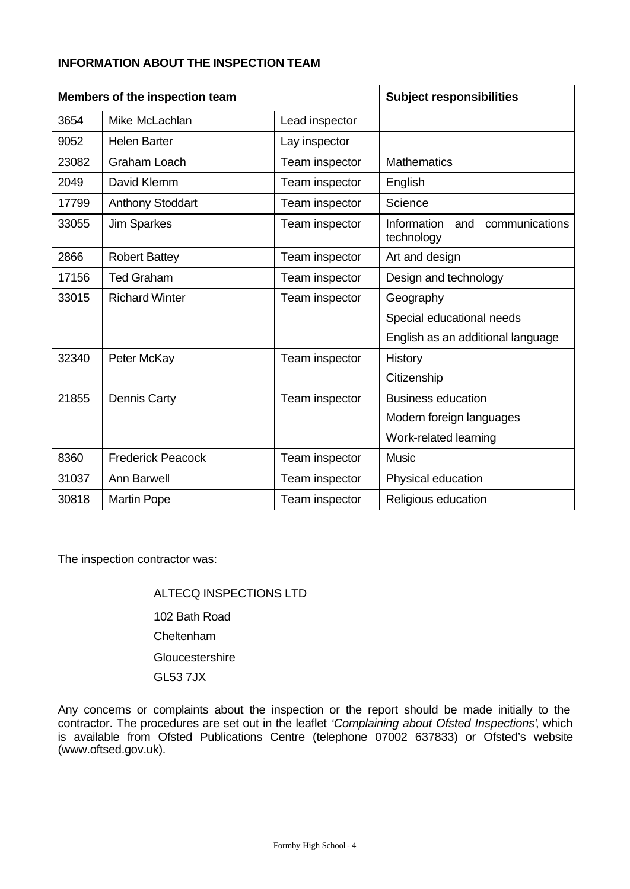**INFORMATION ABOUT THE INSPECTION TEAM**

| Members of the inspection team | | | Subject responsibilities |
|---|---|---|---|
| 3654 | Mike McLachlan | Lead inspector | |
| 9052 | Helen Barter | Lay inspector | |
| 23082 | Graham Loach | Team inspector | Mathematics |
| 2049 | David Klemm | Team inspector | English |
| 17799 | Anthony Stoddart | Team inspector | Science |
| 33055 | Jim Sparkes | Team inspector | Information and communications technology |
| 2866 | Robert Battey | Team inspector | Art and design |
| 17156 | Ted Graham | Team inspector | Design and technology |
| 33015 | Richard Winter | Team inspector | Geography<br>Special educational needs<br>English as an additional language |
| 32340 | Peter McKay | Team inspector | History<br>Citizenship |
| 21855 | Dennis Carty | Team inspector | Business education<br>Modern foreign languages<br>Work-related learning |
| 8360 | Frederick Peacock | Team inspector | Music |
| 31037 | Ann Barwell | Team inspector | Physical education |
| 30818 | Martin Pope | Team inspector | Religious education |

The inspection contractor was:

ALTECQ INSPECTIONS LTD

102 Bath Road

Cheltenham

Gloucestershire

GL53 7JX

Any concerns or complaints about the inspection or the report should be made initially to the contractor. The procedures are set out in the leaflet *'Complaining about Ofsted Inspections'*, which is available from Ofsted Publications Centre (telephone 07002 637833) or Ofsted's website (www.oftsed.gov.uk).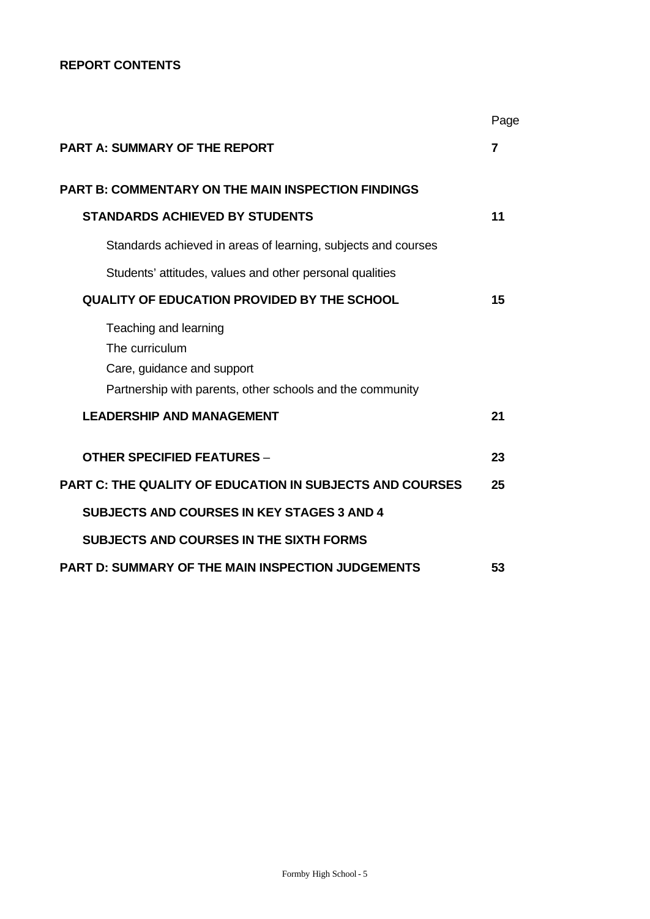**REPORT CONTENTS**

| | Page |
|---|---|
| **PART A: SUMMARY OF THE REPORT** | **7** |
| **PART B: COMMENTARY ON THE MAIN INSPECTION FINDINGS** | |
| **STANDARDS ACHIEVED BY STUDENTS** | **11** |
| Standards achieved in areas of learning, subjects and courses | |
| Students' attitudes, values and other personal qualities | |
| **QUALITY OF EDUCATION PROVIDED BY THE SCHOOL** | **15** |
| Teaching and learning | |
| The curriculum | |
| Care, guidance and support | |
| Partnership with parents, other schools and the community | |
| **LEADERSHIP AND MANAGEMENT** | **21** |
| **OTHER SPECIFIED FEATURES** – | **23** |
| **PART C: THE QUALITY OF EDUCATION IN SUBJECTS AND COURSES** | **25** |
| **SUBJECTS AND COURSES IN KEY STAGES 3 AND 4** | |
| **SUBJECTS AND COURSES IN THE SIXTH FORMS** | |
| **PART D: SUMMARY OF THE MAIN INSPECTION JUDGEMENTS** | **53** |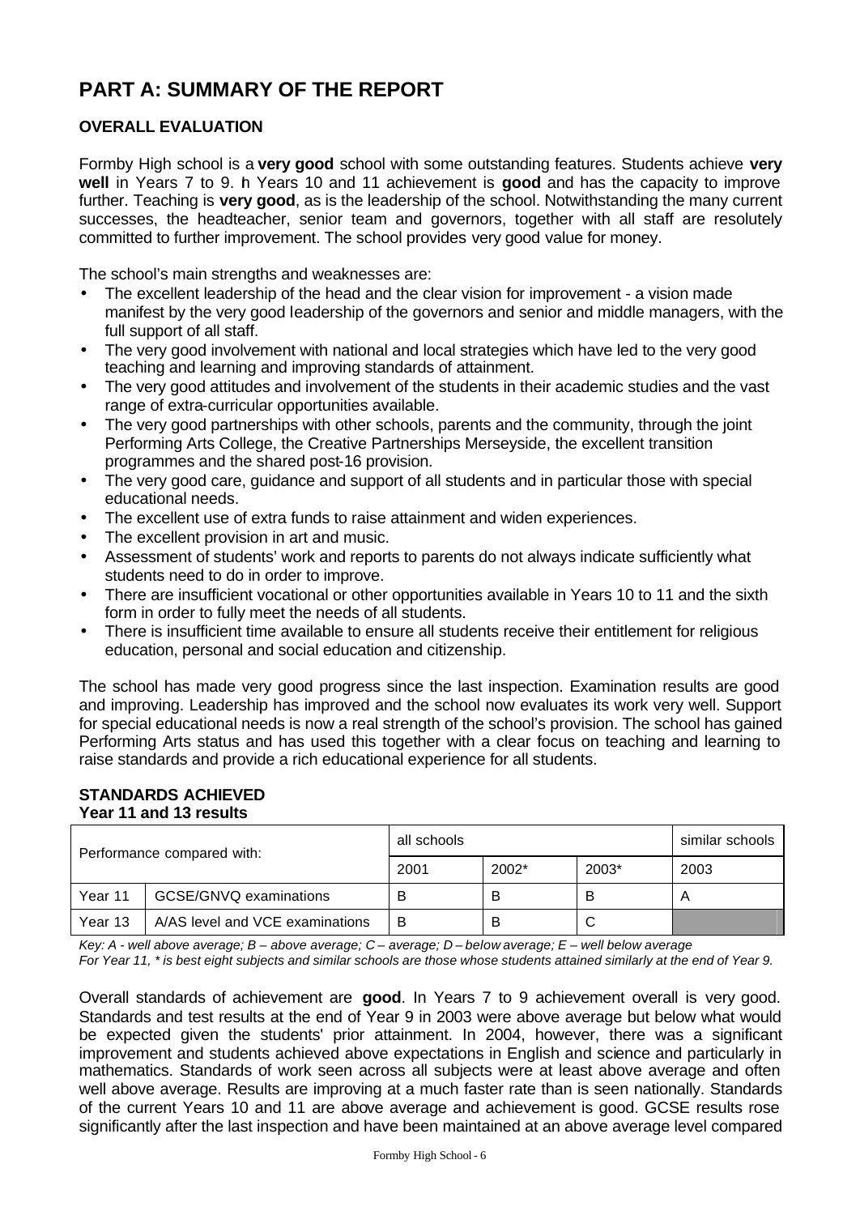# PART A: SUMMARY OF THE REPORT

## OVERALL EVALUATION

Formby High school is a **very good** school with some outstanding features. Students achieve **very well** in Years 7 to 9. In Years 10 and 11 achievement is **good** and has the capacity to improve further. Teaching is **very good**, as is the leadership of the school. Notwithstanding the many current successes, the headteacher, senior team and governors, together with all staff are resolutely committed to further improvement. The school provides very good value for money.

The school's main strengths and weaknesses are:

- The excellent leadership of the head and the clear vision for improvement - a vision made manifest by the very good leadership of the governors and senior and middle managers, with the full support of all staff.
- The very good involvement with national and local strategies which have led to the very good teaching and learning and improving standards of attainment.
- The very good attitudes and involvement of the students in their academic studies and the vast range of extra-curricular opportunities available.
- The very good partnerships with other schools, parents and the community, through the joint Performing Arts College, the Creative Partnerships Merseyside, the excellent transition programmes and the shared post-16 provision.
- The very good care, guidance and support of all students and in particular those with special educational needs.
- The excellent use of extra funds to raise attainment and widen experiences.
- The excellent provision in art and music.
- Assessment of students' work and reports to parents do not always indicate sufficiently what students need to do in order to improve.
- There are insufficient vocational or other opportunities available in Years 10 to 11 and the sixth form in order to fully meet the needs of all students.
- There is insufficient time available to ensure all students receive their entitlement for religious education, personal and social education and citizenship.

The school has made very good progress since the last inspection. Examination results are good and improving. Leadership has improved and the school now evaluates its work very well. Support for special educational needs is now a real strength of the school's provision. The school has gained Performing Arts status and has used this together with a clear focus on teaching and learning to raise standards and provide a rich educational experience for all students.

## STANDARDS ACHIEVED

### Year 11 and 13 results

| Performance compared with: | | all schools | | | similar schools |
|---|---|---|---|---|---|
| | | 2001 | 2002* | 2003* | 2003 |
| Year 11 | GCSE/GNVQ examinations | B | B | B | A |
| Year 13 | A/AS level and VCE examinations | B | B | C | |

*Key: A - well above average; B – above average; C – average; D – below average; E – well below average*
*For Year 11, \* is best eight subjects and similar schools are those whose students attained similarly at the end of Year 9.*

Overall standards of achievement are **good**. In Years 7 to 9 achievement overall is very good. Standards and test results at the end of Year 9 in 2003 were above average but below what would be expected given the students' prior attainment. In 2004, however, there was a significant improvement and students achieved above expectations in English and science and particularly in mathematics. Standards of work seen across all subjects were at least above average and often well above average. Results are improving at a much faster rate than is seen nationally. Standards of the current Years 10 and 11 are above average and achievement is good. GCSE results rose significantly after the last inspection and have been maintained at an above average level compared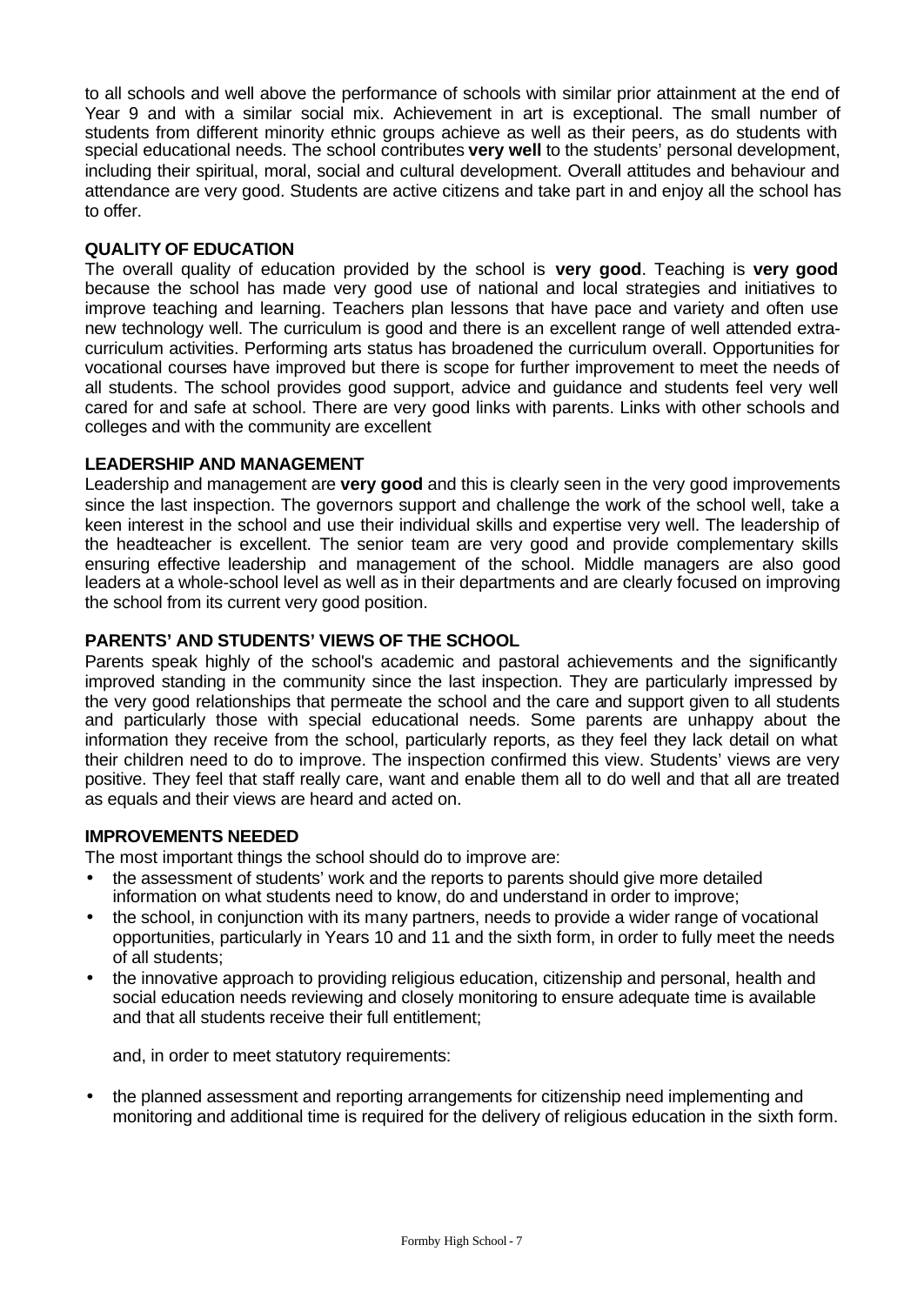to all schools and well above the performance of schools with similar prior attainment at the end of Year 9 and with a similar social mix. Achievement in art is exceptional. The small number of students from different minority ethnic groups achieve as well as their peers, as do students with special educational needs. The school contributes **very well** to the students' personal development, including their spiritual, moral, social and cultural development. Overall attitudes and behaviour and attendance are very good. Students are active citizens and take part in and enjoy all the school has to offer.

## QUALITY OF EDUCATION

The overall quality of education provided by the school is **very good**. Teaching is **very good** because the school has made very good use of national and local strategies and initiatives to improve teaching and learning. Teachers plan lessons that have pace and variety and often use new technology well. The curriculum is good and there is an excellent range of well attended extra-curriculum activities. Performing arts status has broadened the curriculum overall. Opportunities for vocational courses have improved but there is scope for further improvement to meet the needs of all students. The school provides good support, advice and guidance and students feel very well cared for and safe at school. There are very good links with parents. Links with other schools and colleges and with the community are excellent

## LEADERSHIP AND MANAGEMENT

Leadership and management are **very good** and this is clearly seen in the very good improvements since the last inspection. The governors support and challenge the work of the school well, take a keen interest in the school and use their individual skills and expertise very well. The leadership of the headteacher is excellent. The senior team are very good and provide complementary skills ensuring effective leadership and management of the school. Middle managers are also good leaders at a whole-school level as well as in their departments and are clearly focused on improving the school from its current very good position.

## PARENTS' AND STUDENTS' VIEWS OF THE SCHOOL

Parents speak highly of the school's academic and pastoral achievements and the significantly improved standing in the community since the last inspection. They are particularly impressed by the very good relationships that permeate the school and the care and support given to all students and particularly those with special educational needs. Some parents are unhappy about the information they receive from the school, particularly reports, as they feel they lack detail on what their children need to do to improve. The inspection confirmed this view. Students' views are very positive. They feel that staff really care, want and enable them all to do well and that all are treated as equals and their views are heard and acted on.

## IMPROVEMENTS NEEDED

The most important things the school should do to improve are:

- the assessment of students' work and the reports to parents should give more detailed information on what students need to know, do and understand in order to improve;
- the school, in conjunction with its many partners, needs to provide a wider range of vocational opportunities, particularly in Years 10 and 11 and the sixth form, in order to fully meet the needs of all students;
- the innovative approach to providing religious education, citizenship and personal, health and social education needs reviewing and closely monitoring to ensure adequate time is available and that all students receive their full entitlement;

  and, in order to meet statutory requirements:

- the planned assessment and reporting arrangements for citizenship need implementing and monitoring and additional time is required for the delivery of religious education in the sixth form.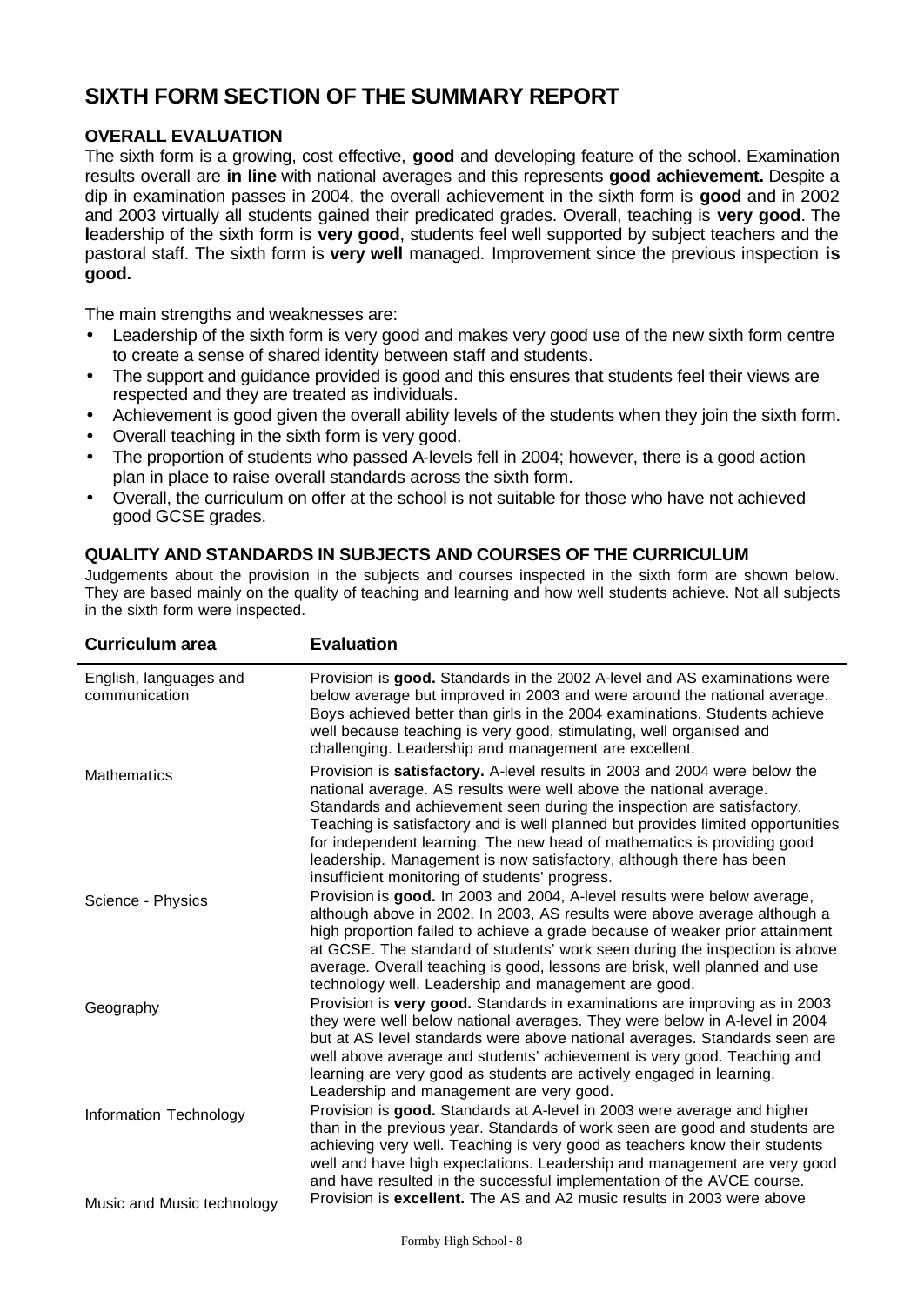# SIXTH FORM SECTION OF THE SUMMARY REPORT

### OVERALL EVALUATION

The sixth form is a growing, cost effective, **good** and developing feature of the school. Examination results overall are **in line** with national averages and this represents **good achievement.** Despite a dip in examination passes in 2004, the overall achievement in the sixth form is **good** and in 2002 and 2003 virtually all students gained their predicated grades. Overall, teaching is **very good**. The **l**eadership of the sixth form is **very good**, students feel well supported by subject teachers and the pastoral staff. The sixth form is **very well** managed. Improvement since the previous inspection **is good.**

The main strengths and weaknesses are:

- Leadership of the sixth form is very good and makes very good use of the new sixth form centre to create a sense of shared identity between staff and students.
- The support and guidance provided is good and this ensures that students feel their views are respected and they are treated as individuals.
- Achievement is good given the overall ability levels of the students when they join the sixth form.
- Overall teaching in the sixth form is very good.
- The proportion of students who passed A-levels fell in 2004; however, there is a good action plan in place to raise overall standards across the sixth form.
- Overall, the curriculum on offer at the school is not suitable for those who have not achieved good GCSE grades.

### QUALITY AND STANDARDS IN SUBJECTS AND COURSES OF THE CURRICULUM

Judgements about the provision in the subjects and courses inspected in the sixth form are shown below. They are based mainly on the quality of teaching and learning and how well students achieve. Not all subjects in the sixth form were inspected.

| Curriculum area | Evaluation |
|---|---|
| English, languages and communication | Provision is **good.** Standards in the 2002 A-level and AS examinations were below average but improved in 2003 and were around the national average. Boys achieved better than girls in the 2004 examinations. Students achieve well because teaching is very good, stimulating, well organised and challenging. Leadership and management are excellent. |
| Mathematics | Provision is **satisfactory.** A-level results in 2003 and 2004 were below the national average. AS results were well above the national average. Standards and achievement seen during the inspection are satisfactory. Teaching is satisfactory and is well planned but provides limited opportunities for independent learning. The new head of mathematics is providing good leadership. Management is now satisfactory, although there has been insufficient monitoring of students' progress. |
| Science - Physics | Provision is **good.** In 2003 and 2004, A-level results were below average, although above in 2002. In 2003, AS results were above average although a high proportion failed to achieve a grade because of weaker prior attainment at GCSE. The standard of students' work seen during the inspection is above average. Overall teaching is good, lessons are brisk, well planned and use technology well. Leadership and management are good. |
| Geography | Provision is **very good.** Standards in examinations are improving as in 2003 they were well below national averages. They were below in A-level in 2004 but at AS level standards were above national averages. Standards seen are well above average and students' achievement is very good. Teaching and learning are very good as students are actively engaged in learning. Leadership and management are very good. |
| Information Technology | Provision is **good.** Standards at A-level in 2003 were average and higher than in the previous year. Standards of work seen are good and students are achieving very well. Teaching is very good as teachers know their students well and have high expectations. Leadership and management are very good and have resulted in the successful implementation of the AVCE course. |
| Music and Music technology | Provision is **excellent.** The AS and A2 music results in 2003 were above |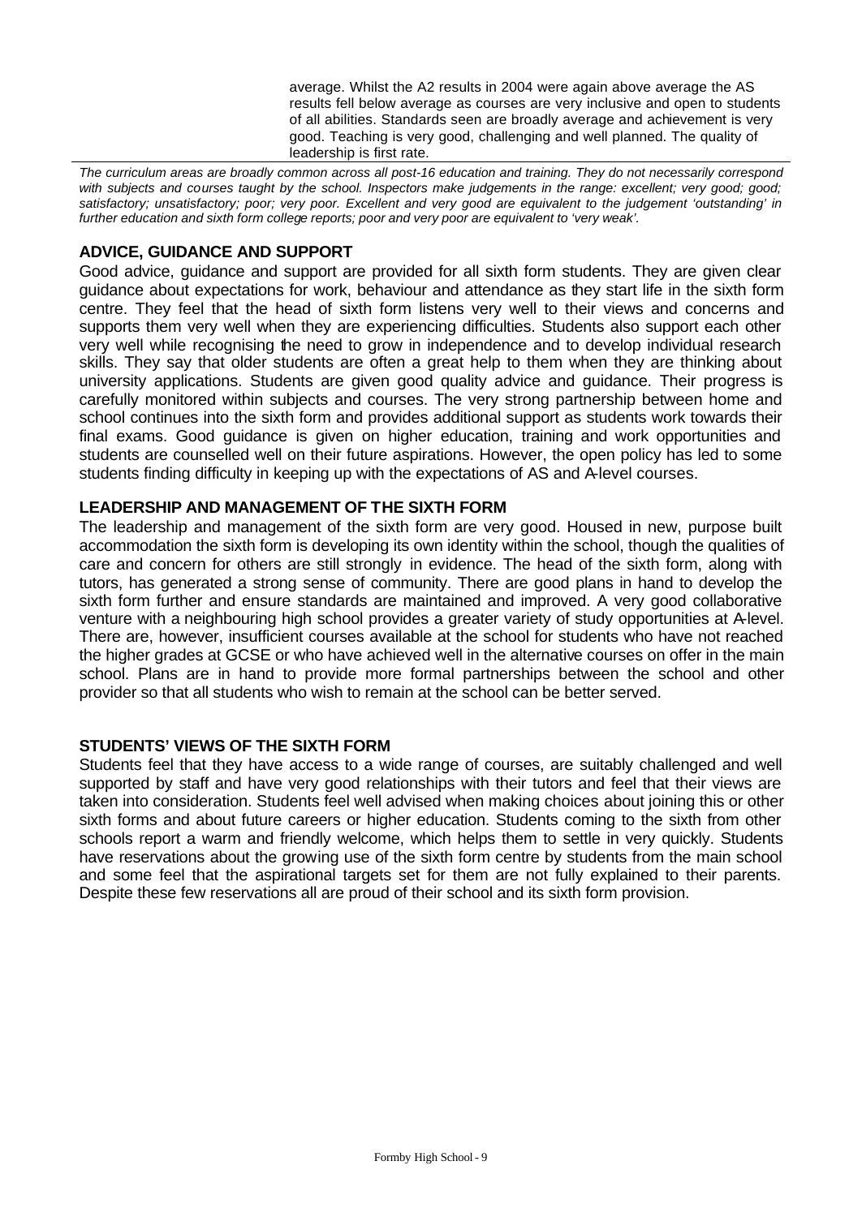average. Whilst the A2 results in 2004 were again above average the AS results fell below average as courses are very inclusive and open to students of all abilities. Standards seen are broadly average and achievement is very good. Teaching is very good, challenging and well planned. The quality of leadership is first rate.

*The curriculum areas are broadly common across all post-16 education and training. They do not necessarily correspond with subjects and courses taught by the school. Inspectors make judgements in the range: excellent; very good; good; satisfactory; unsatisfactory; poor; very poor. Excellent and very good are equivalent to the judgement 'outstanding' in further education and sixth form college reports; poor and very poor are equivalent to 'very weak'.*

### ADVICE, GUIDANCE AND SUPPORT

Good advice, guidance and support are provided for all sixth form students. They are given clear guidance about expectations for work, behaviour and attendance as they start life in the sixth form centre. They feel that the head of sixth form listens very well to their views and concerns and supports them very well when they are experiencing difficulties. Students also support each other very well while recognising the need to grow in independence and to develop individual research skills. They say that older students are often a great help to them when they are thinking about university applications. Students are given good quality advice and guidance. Their progress is carefully monitored within subjects and courses. The very strong partnership between home and school continues into the sixth form and provides additional support as students work towards their final exams. Good guidance is given on higher education, training and work opportunities and students are counselled well on their future aspirations. However, the open policy has led to some students finding difficulty in keeping up with the expectations of AS and A-level courses.

### LEADERSHIP AND MANAGEMENT OF THE SIXTH FORM

The leadership and management of the sixth form are very good. Housed in new, purpose built accommodation the sixth form is developing its own identity within the school, though the qualities of care and concern for others are still strongly in evidence. The head of the sixth form, along with tutors, has generated a strong sense of community. There are good plans in hand to develop the sixth form further and ensure standards are maintained and improved. A very good collaborative venture with a neighbouring high school provides a greater variety of study opportunities at A-level. There are, however, insufficient courses available at the school for students who have not reached the higher grades at GCSE or who have achieved well in the alternative courses on offer in the main school. Plans are in hand to provide more formal partnerships between the school and other provider so that all students who wish to remain at the school can be better served.

### STUDENTS' VIEWS OF THE SIXTH FORM

Students feel that they have access to a wide range of courses, are suitably challenged and well supported by staff and have very good relationships with their tutors and feel that their views are taken into consideration. Students feel well advised when making choices about joining this or other sixth forms and about future careers or higher education. Students coming to the sixth from other schools report a warm and friendly welcome, which helps them to settle in very quickly. Students have reservations about the growing use of the sixth form centre by students from the main school and some feel that the aspirational targets set for them are not fully explained to their parents. Despite these few reservations all are proud of their school and its sixth form provision.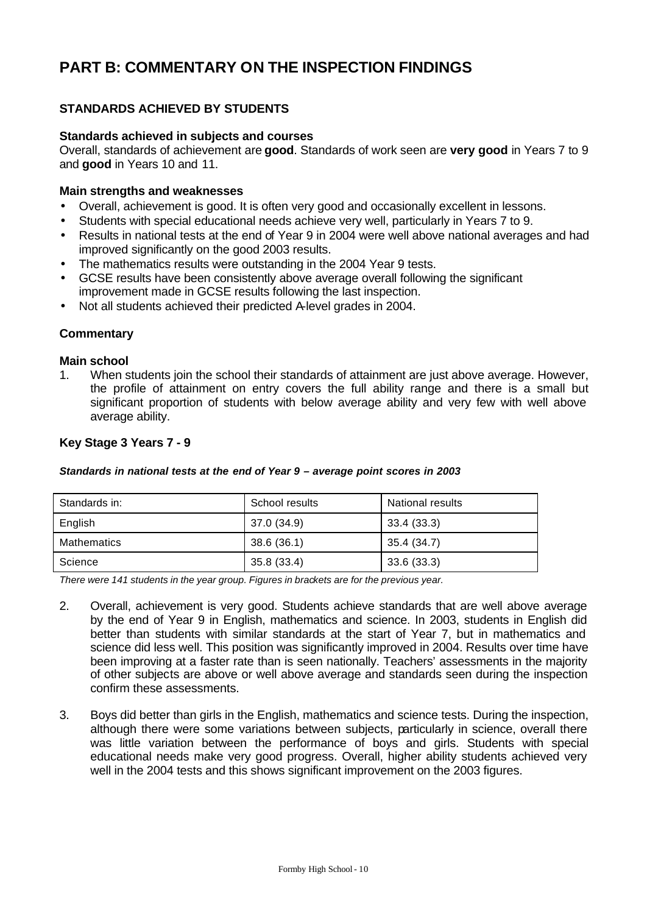# PART B: COMMENTARY ON THE INSPECTION FINDINGS

## STANDARDS ACHIEVED BY STUDENTS

### Standards achieved in subjects and courses

Overall, standards of achievement are **good**. Standards of work seen are **very good** in Years 7 to 9 and **good** in Years 10 and 11.

### Main strengths and weaknesses

- Overall, achievement is good. It is often very good and occasionally excellent in lessons.
- Students with special educational needs achieve very well, particularly in Years 7 to 9.
- Results in national tests at the end of Year 9 in 2004 were well above national averages and had improved significantly on the good 2003 results.
- The mathematics results were outstanding in the 2004 Year 9 tests.
- GCSE results have been consistently above average overall following the significant improvement made in GCSE results following the last inspection.
- Not all students achieved their predicted A-level grades in 2004.

### Commentary

### Main school

1. When students join the school their standards of attainment are just above average. However, the profile of attainment on entry covers the full ability range and there is a small but significant proportion of students with below average ability and very few with well above average ability.

### Key Stage 3 Years 7 - 9

***Standards in national tests at the end of Year 9 – average point scores in 2003***

| Standards in: | School results | National results |
|---|---|---|
| English | 37.0 (34.9) | 33.4 (33.3) |
| Mathematics | 38.6 (36.1) | 35.4 (34.7) |
| Science | 35.8 (33.4) | 33.6 (33.3) |

*There were 141 students in the year group. Figures in brackets are for the previous year.*

2. Overall, achievement is very good. Students achieve standards that are well above average by the end of Year 9 in English, mathematics and science. In 2003, students in English did better than students with similar standards at the start of Year 7, but in mathematics and science did less well. This position was significantly improved in 2004. Results over time have been improving at a faster rate than is seen nationally. Teachers' assessments in the majority of other subjects are above or well above average and standards seen during the inspection confirm these assessments.

3. Boys did better than girls in the English, mathematics and science tests. During the inspection, although there were some variations between subjects, particularly in science, overall there was little variation between the performance of boys and girls. Students with special educational needs make very good progress. Overall, higher ability students achieved very well in the 2004 tests and this shows significant improvement on the 2003 figures.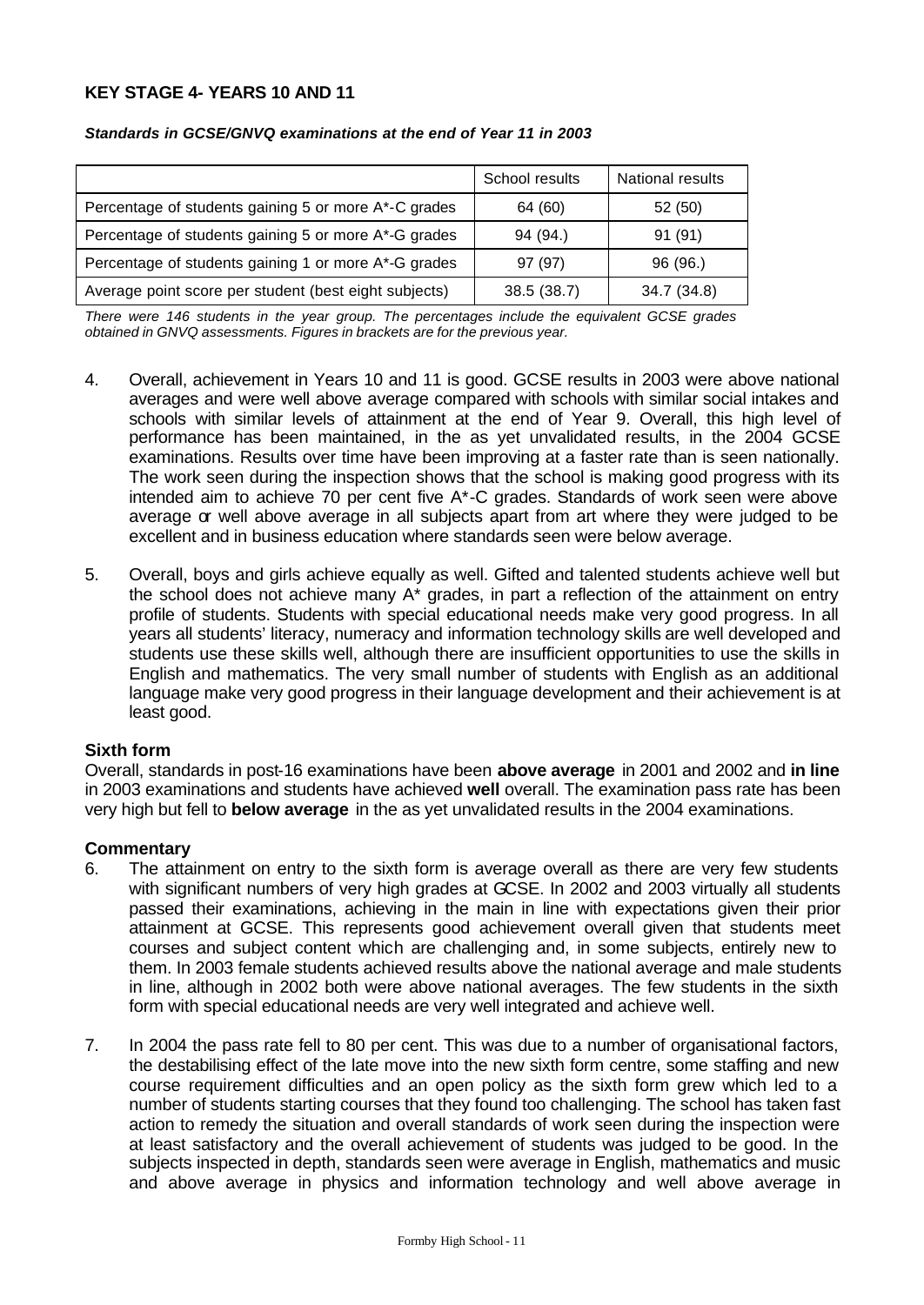## KEY STAGE 4- YEARS 10 AND 11

***Standards in GCSE/GNVQ examinations at the end of Year 11 in 2003***

| | School results | National results |
|---|---|---|
| Percentage of students gaining 5 or more A*-C grades | 64 (60) | 52 (50) |
| Percentage of students gaining 5 or more A*-G grades | 94 (94.) | 91 (91) |
| Percentage of students gaining 1 or more A*-G grades | 97 (97) | 96 (96.) |
| Average point score per student (best eight subjects) | 38.5 (38.7) | 34.7 (34.8) |

*There were 146 students in the year group. The percentages include the equivalent GCSE grades obtained in GNVQ assessments. Figures in brackets are for the previous year.*

4. Overall, achievement in Years 10 and 11 is good. GCSE results in 2003 were above national averages and were well above average compared with schools with similar social intakes and schools with similar levels of attainment at the end of Year 9. Overall, this high level of performance has been maintained, in the as yet unvalidated results, in the 2004 GCSE examinations. Results over time have been improving at a faster rate than is seen nationally. The work seen during the inspection shows that the school is making good progress with its intended aim to achieve 70 per cent five A*-C grades. Standards of work seen were above average or well above average in all subjects apart from art where they were judged to be excellent and in business education where standards seen were below average.

5. Overall, boys and girls achieve equally as well. Gifted and talented students achieve well but the school does not achieve many A* grades, in part a reflection of the attainment on entry profile of students. Students with special educational needs make very good progress. In all years all students' literacy, numeracy and information technology skills are well developed and students use these skills well, although there are insufficient opportunities to use the skills in English and mathematics. The very small number of students with English as an additional language make very good progress in their language development and their achievement is at least good.

### Sixth form

Overall, standards in post-16 examinations have been **above average** in 2001 and 2002 and **in line** in 2003 examinations and students have achieved **well** overall. The examination pass rate has been very high but fell to **below average** in the as yet unvalidated results in the 2004 examinations.

### Commentary

6. The attainment on entry to the sixth form is average overall as there are very few students with significant numbers of very high grades at GCSE. In 2002 and 2003 virtually all students passed their examinations, achieving in the main in line with expectations given their prior attainment at GCSE. This represents good achievement overall given that students meet courses and subject content which are challenging and, in some subjects, entirely new to them. In 2003 female students achieved results above the national average and male students in line, although in 2002 both were above national averages. The few students in the sixth form with special educational needs are very well integrated and achieve well.

7. In 2004 the pass rate fell to 80 per cent. This was due to a number of organisational factors, the destabilising effect of the late move into the new sixth form centre, some staffing and new course requirement difficulties and an open policy as the sixth form grew which led to a number of students starting courses that they found too challenging. The school has taken fast action to remedy the situation and overall standards of work seen during the inspection were at least satisfactory and the overall achievement of students was judged to be good. In the subjects inspected in depth, standards seen were average in English, mathematics and music and above average in physics and information technology and well above average in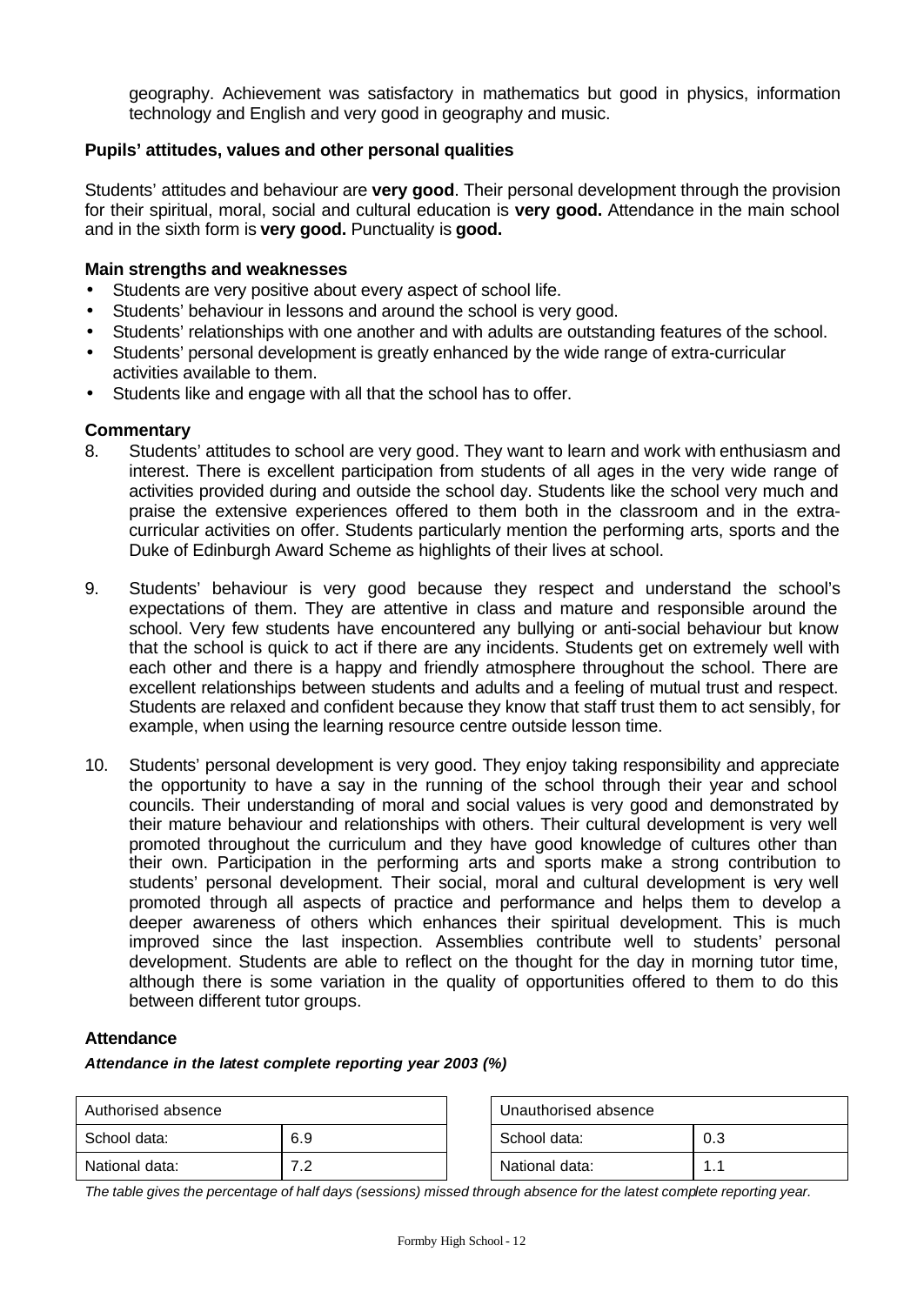geography. Achievement was satisfactory in mathematics but good in physics, information technology and English and very good in geography and music.

### Pupils' attitudes, values and other personal qualities

Students' attitudes and behaviour are **very good**. Their personal development through the provision for their spiritual, moral, social and cultural education is **very good.** Attendance in the main school and in the sixth form is **very good.** Punctuality is **good.**

**Main strengths and weaknesses**

- Students are very positive about every aspect of school life.
- Students' behaviour in lessons and around the school is very good.
- Students' relationships with one another and with adults are outstanding features of the school.
- Students' personal development is greatly enhanced by the wide range of extra-curricular activities available to them.
- Students like and engage with all that the school has to offer.

**Commentary**

8. Students' attitudes to school are very good. They want to learn and work with enthusiasm and interest. There is excellent participation from students of all ages in the very wide range of activities provided during and outside the school day. Students like the school very much and praise the extensive experiences offered to them both in the classroom and in the extra-curricular activities on offer. Students particularly mention the performing arts, sports and the Duke of Edinburgh Award Scheme as highlights of their lives at school.

9. Students' behaviour is very good because they respect and understand the school's expectations of them. They are attentive in class and mature and responsible around the school. Very few students have encountered any bullying or anti-social behaviour but know that the school is quick to act if there are any incidents. Students get on extremely well with each other and there is a happy and friendly atmosphere throughout the school. There are excellent relationships between students and adults and a feeling of mutual trust and respect. Students are relaxed and confident because they know that staff trust them to act sensibly, for example, when using the learning resource centre outside lesson time.

10. Students' personal development is very good. They enjoy taking responsibility and appreciate the opportunity to have a say in the running of the school through their year and school councils. Their understanding of moral and social values is very good and demonstrated by their mature behaviour and relationships with others. Their cultural development is very well promoted throughout the curriculum and they have good knowledge of cultures other than their own. Participation in the performing arts and sports make a strong contribution to students' personal development. Their social, moral and cultural development is very well promoted through all aspects of practice and performance and helps them to develop a deeper awareness of others which enhances their spiritual development. This is much improved since the last inspection. Assemblies contribute well to students' personal development. Students are able to reflect on the thought for the day in morning tutor time, although there is some variation in the quality of opportunities offered to them to do this between different tutor groups.

**Attendance**

***Attendance in the latest complete reporting year 2003 (%)***

| Authorised absence | |
|---|---|
| School data: | 6.9 |
| National data: | 7.2 |

| Unauthorised absence | |
|---|---|
| School data: | 0.3 |
| National data: | 1.1 |

*The table gives the percentage of half days (sessions) missed through absence for the latest complete reporting year.*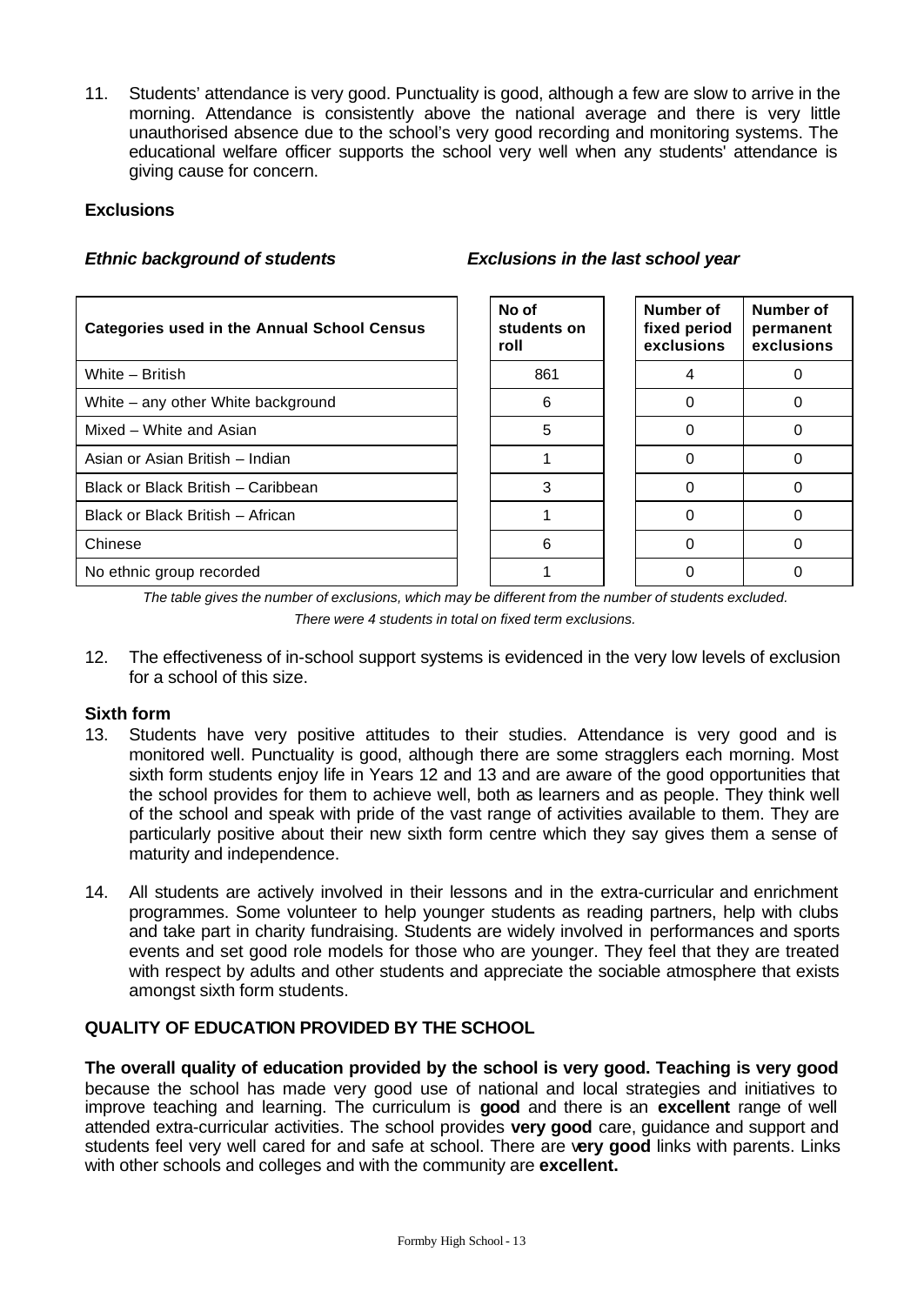11. Students' attendance is very good. Punctuality is good, although a few are slow to arrive in the morning. Attendance is consistently above the national average and there is very little unauthorised absence due to the school's very good recording and monitoring systems. The educational welfare officer supports the school very well when any students' attendance is giving cause for concern.

**Exclusions**

***Ethnic background of students*** ***Exclusions in the last school year***

| Categories used in the Annual School Census | No of students on roll | Number of fixed period exclusions | Number of permanent exclusions |
|---|---|---|---|
| White – British | 861 | 4 | 0 |
| White – any other White background | 6 | 0 | 0 |
| Mixed – White and Asian | 5 | 0 | 0 |
| Asian or Asian British – Indian | 1 | 0 | 0 |
| Black or Black British – Caribbean | 3 | 0 | 0 |
| Black or Black British – African | 1 | 0 | 0 |
| Chinese | 6 | 0 | 0 |
| No ethnic group recorded | 1 | 0 | 0 |

*The table gives the number of exclusions, which may be different from the number of students excluded.*
*There were 4 students in total on fixed term exclusions.*

12. The effectiveness of in-school support systems is evidenced in the very low levels of exclusion for a school of this size.

**Sixth form**

13. Students have very positive attitudes to their studies. Attendance is very good and is monitored well. Punctuality is good, although there are some stragglers each morning. Most sixth form students enjoy life in Years 12 and 13 and are aware of the good opportunities that the school provides for them to achieve well, both as learners and as people. They think well of the school and speak with pride of the vast range of activities available to them. They are particularly positive about their new sixth form centre which they say gives them a sense of maturity and independence.

14. All students are actively involved in their lessons and in the extra-curricular and enrichment programmes. Some volunteer to help younger students as reading partners, help with clubs and take part in charity fundraising. Students are widely involved in performances and sports events and set good role models for those who are younger. They feel that they are treated with respect by adults and other students and appreciate the sociable atmosphere that exists amongst sixth form students.

**QUALITY OF EDUCATION PROVIDED BY THE SCHOOL**

**The overall quality of education provided by the school is very good. Teaching is very good** because the school has made very good use of national and local strategies and initiatives to improve teaching and learning. The curriculum is **good** and there is an **excellent** range of well attended extra-curricular activities. The school provides **very good** care, guidance and support and students feel very well cared for and safe at school. There are **very good** links with parents. Links with other schools and colleges and with the community are **excellent.**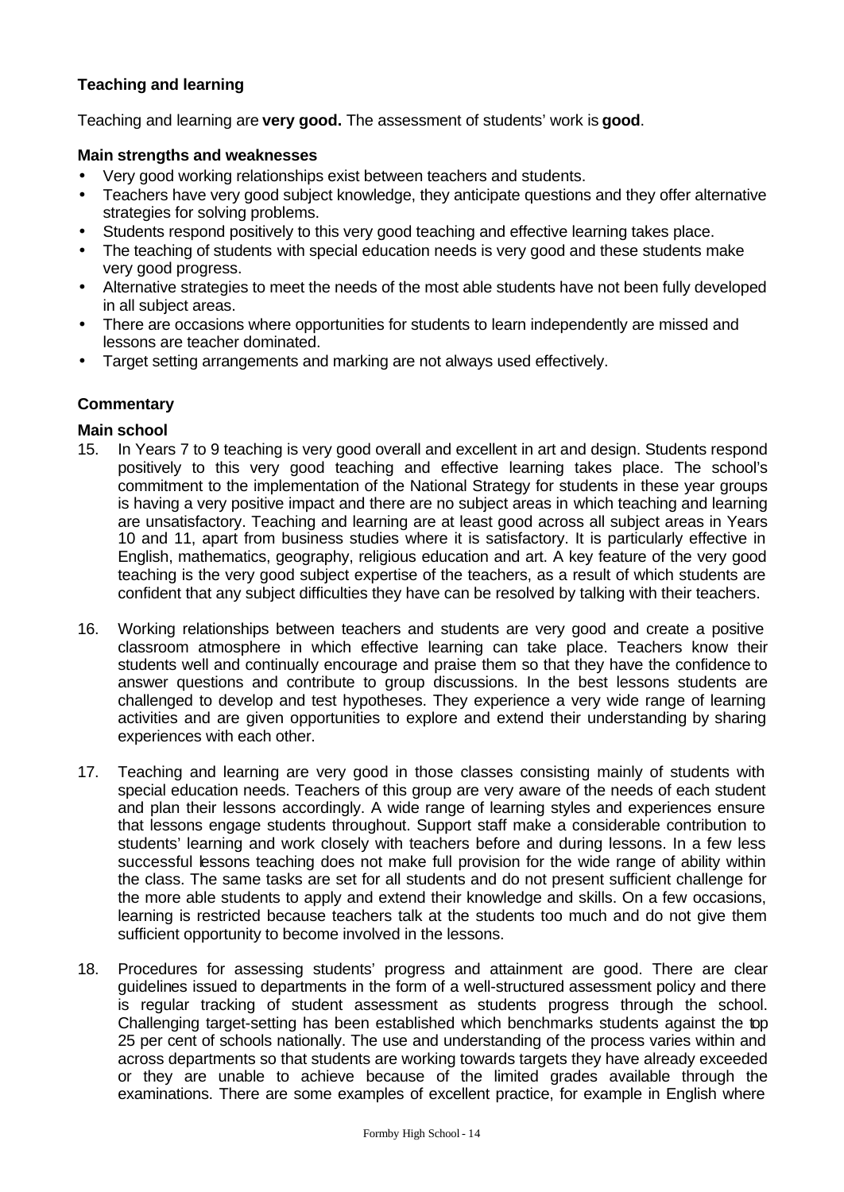### Teaching and learning

Teaching and learning are **very good.** The assessment of students' work is **good**.

**Main strengths and weaknesses**

- Very good working relationships exist between teachers and students.
- Teachers have very good subject knowledge, they anticipate questions and they offer alternative strategies for solving problems.
- Students respond positively to this very good teaching and effective learning takes place.
- The teaching of students with special education needs is very good and these students make very good progress.
- Alternative strategies to meet the needs of the most able students have not been fully developed in all subject areas.
- There are occasions where opportunities for students to learn independently are missed and lessons are teacher dominated.
- Target setting arrangements and marking are not always used effectively.

#### Commentary

**Main school**

15. In Years 7 to 9 teaching is very good overall and excellent in art and design. Students respond positively to this very good teaching and effective learning takes place. The school's commitment to the implementation of the National Strategy for students in these year groups is having a very positive impact and there are no subject areas in which teaching and learning are unsatisfactory. Teaching and learning are at least good across all subject areas in Years 10 and 11, apart from business studies where it is satisfactory. It is particularly effective in English, mathematics, geography, religious education and art. A key feature of the very good teaching is the very good subject expertise of the teachers, as a result of which students are confident that any subject difficulties they have can be resolved by talking with their teachers.

16. Working relationships between teachers and students are very good and create a positive classroom atmosphere in which effective learning can take place. Teachers know their students well and continually encourage and praise them so that they have the confidence to answer questions and contribute to group discussions. In the best lessons students are challenged to develop and test hypotheses. They experience a very wide range of learning activities and are given opportunities to explore and extend their understanding by sharing experiences with each other.

17. Teaching and learning are very good in those classes consisting mainly of students with special education needs. Teachers of this group are very aware of the needs of each student and plan their lessons accordingly. A wide range of learning styles and experiences ensure that lessons engage students throughout. Support staff make a considerable contribution to students' learning and work closely with teachers before and during lessons. In a few less successful lessons teaching does not make full provision for the wide range of ability within the class. The same tasks are set for all students and do not present sufficient challenge for the more able students to apply and extend their knowledge and skills. On a few occasions, learning is restricted because teachers talk at the students too much and do not give them sufficient opportunity to become involved in the lessons.

18. Procedures for assessing students' progress and attainment are good. There are clear guidelines issued to departments in the form of a well-structured assessment policy and there is regular tracking of student assessment as students progress through the school. Challenging target-setting has been established which benchmarks students against the top 25 per cent of schools nationally. The use and understanding of the process varies within and across departments so that students are working towards targets they have already exceeded or they are unable to achieve because of the limited grades available through the examinations. There are some examples of excellent practice, for example in English where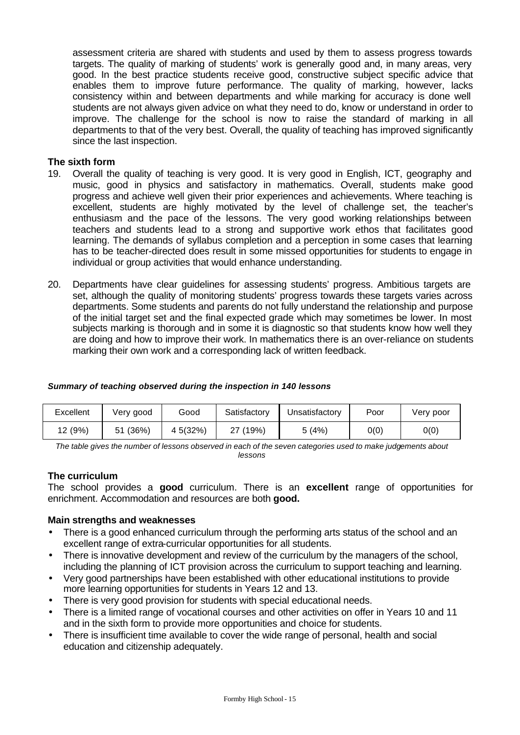assessment criteria are shared with students and used by them to assess progress towards targets. The quality of marking of students' work is generally good and, in many areas, very good. In the best practice students receive good, constructive subject specific advice that enables them to improve future performance. The quality of marking, however, lacks consistency within and between departments and while marking for accuracy is done well students are not always given advice on what they need to do, know or understand in order to improve. The challenge for the school is now to raise the standard of marking in all departments to that of the very best. Overall, the quality of teaching has improved significantly since the last inspection.

**The sixth form**

19. Overall the quality of teaching is very good. It is very good in English, ICT, geography and music, good in physics and satisfactory in mathematics. Overall, students make good progress and achieve well given their prior experiences and achievements. Where teaching is excellent, students are highly motivated by the level of challenge set, the teacher's enthusiasm and the pace of the lessons. The very good working relationships between teachers and students lead to a strong and supportive work ethos that facilitates good learning. The demands of syllabus completion and a perception in some cases that learning has to be teacher-directed does result in some missed opportunities for students to engage in individual or group activities that would enhance understanding.

20. Departments have clear guidelines for assessing students' progress. Ambitious targets are set, although the quality of monitoring students' progress towards these targets varies across departments. Some students and parents do not fully understand the relationship and purpose of the initial target set and the final expected grade which may sometimes be lower. In most subjects marking is thorough and in some it is diagnostic so that students know how well they are doing and how to improve their work. In mathematics there is an over-reliance on students marking their own work and a corresponding lack of written feedback.

***Summary of teaching observed during the inspection in 140 lessons***

| Excellent | Very good | Good | Satisfactory | Unsatisfactory | Poor | Very poor |
|---|---|---|---|---|---|---|
| 12 (9%) | 51 (36%) | 4 5(32%) | 27 (19%) | 5 (4%) | 0(0) | 0(0) |

*The table gives the number of lessons observed in each of the seven categories used to make judgements about lessons*

**The curriculum**

The school provides a **good** curriculum. There is an **excellent** range of opportunities for enrichment. Accommodation and resources are both **good.**

**Main strengths and weaknesses**

- There is a good enhanced curriculum through the performing arts status of the school and an excellent range of extra-curricular opportunities for all students.
- There is innovative development and review of the curriculum by the managers of the school, including the planning of ICT provision across the curriculum to support teaching and learning.
- Very good partnerships have been established with other educational institutions to provide more learning opportunities for students in Years 12 and 13.
- There is very good provision for students with special educational needs.
- There is a limited range of vocational courses and other activities on offer in Years 10 and 11 and in the sixth form to provide more opportunities and choice for students.
- There is insufficient time available to cover the wide range of personal, health and social education and citizenship adequately.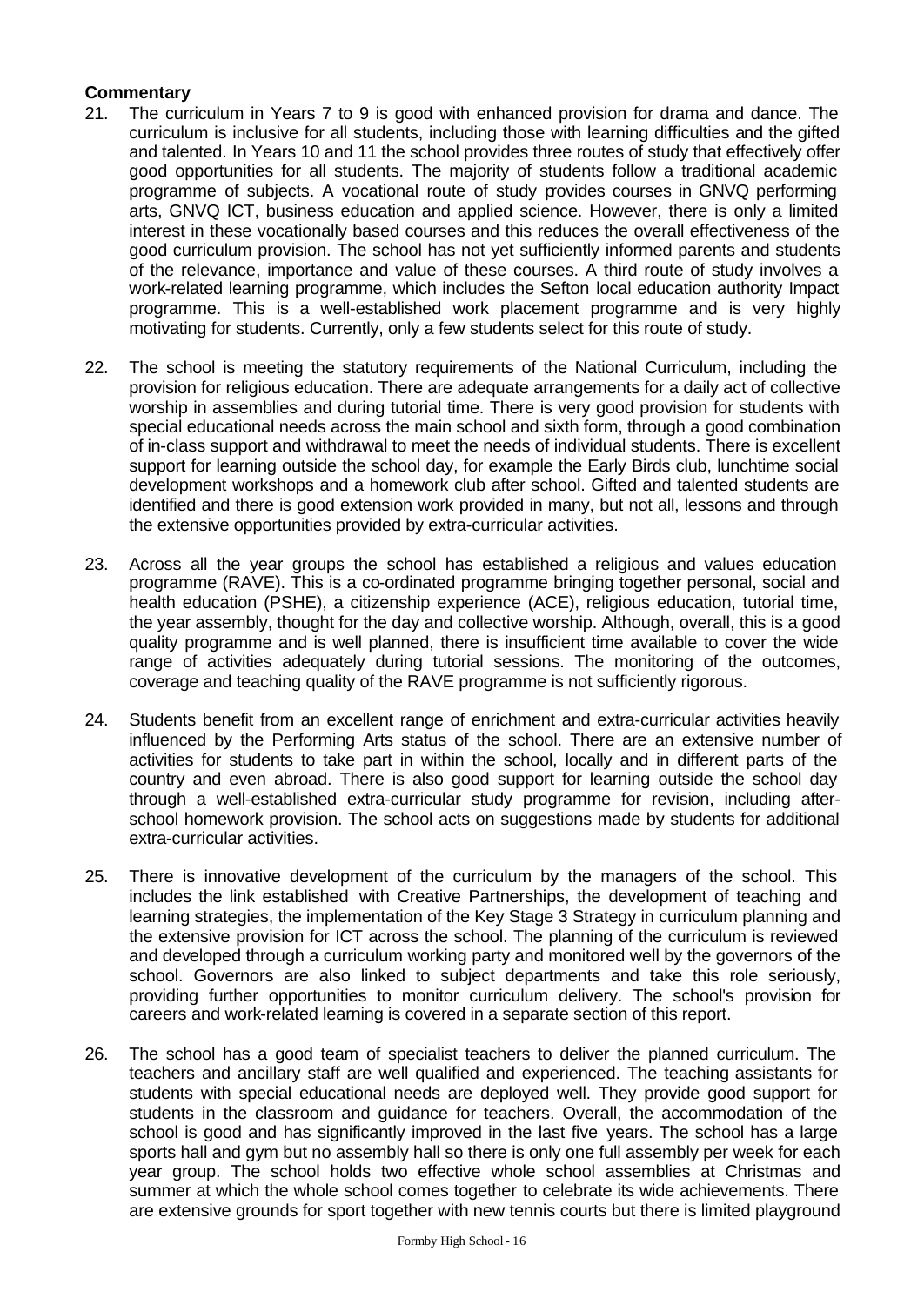**Commentary**

21. The curriculum in Years 7 to 9 is good with enhanced provision for drama and dance. The curriculum is inclusive for all students, including those with learning difficulties and the gifted and talented. In Years 10 and 11 the school provides three routes of study that effectively offer good opportunities for all students. The majority of students follow a traditional academic programme of subjects. A vocational route of study provides courses in GNVQ performing arts, GNVQ ICT, business education and applied science. However, there is only a limited interest in these vocationally based courses and this reduces the overall effectiveness of the good curriculum provision. The school has not yet sufficiently informed parents and students of the relevance, importance and value of these courses. A third route of study involves a work-related learning programme, which includes the Sefton local education authority Impact programme. This is a well-established work placement programme and is very highly motivating for students. Currently, only a few students select for this route of study.

22. The school is meeting the statutory requirements of the National Curriculum, including the provision for religious education. There are adequate arrangements for a daily act of collective worship in assemblies and during tutorial time. There is very good provision for students with special educational needs across the main school and sixth form, through a good combination of in-class support and withdrawal to meet the needs of individual students. There is excellent support for learning outside the school day, for example the Early Birds club, lunchtime social development workshops and a homework club after school. Gifted and talented students are identified and there is good extension work provided in many, but not all, lessons and through the extensive opportunities provided by extra-curricular activities.

23. Across all the year groups the school has established a religious and values education programme (RAVE). This is a co-ordinated programme bringing together personal, social and health education (PSHE), a citizenship experience (ACE), religious education, tutorial time, the year assembly, thought for the day and collective worship. Although, overall, this is a good quality programme and is well planned, there is insufficient time available to cover the wide range of activities adequately during tutorial sessions. The monitoring of the outcomes, coverage and teaching quality of the RAVE programme is not sufficiently rigorous.

24. Students benefit from an excellent range of enrichment and extra-curricular activities heavily influenced by the Performing Arts status of the school. There are an extensive number of activities for students to take part in within the school, locally and in different parts of the country and even abroad. There is also good support for learning outside the school day through a well-established extra-curricular study programme for revision, including after-school homework provision. The school acts on suggestions made by students for additional extra-curricular activities.

25. There is innovative development of the curriculum by the managers of the school. This includes the link established with Creative Partnerships, the development of teaching and learning strategies, the implementation of the Key Stage 3 Strategy in curriculum planning and the extensive provision for ICT across the school. The planning of the curriculum is reviewed and developed through a curriculum working party and monitored well by the governors of the school. Governors are also linked to subject departments and take this role seriously, providing further opportunities to monitor curriculum delivery. The school's provision for careers and work-related learning is covered in a separate section of this report.

26. The school has a good team of specialist teachers to deliver the planned curriculum. The teachers and ancillary staff are well qualified and experienced. The teaching assistants for students with special educational needs are deployed well. They provide good support for students in the classroom and guidance for teachers. Overall, the accommodation of the school is good and has significantly improved in the last five years. The school has a large sports hall and gym but no assembly hall so there is only one full assembly per week for each year group. The school holds two effective whole school assemblies at Christmas and summer at which the whole school comes together to celebrate its wide achievements. There are extensive grounds for sport together with new tennis courts but there is limited playground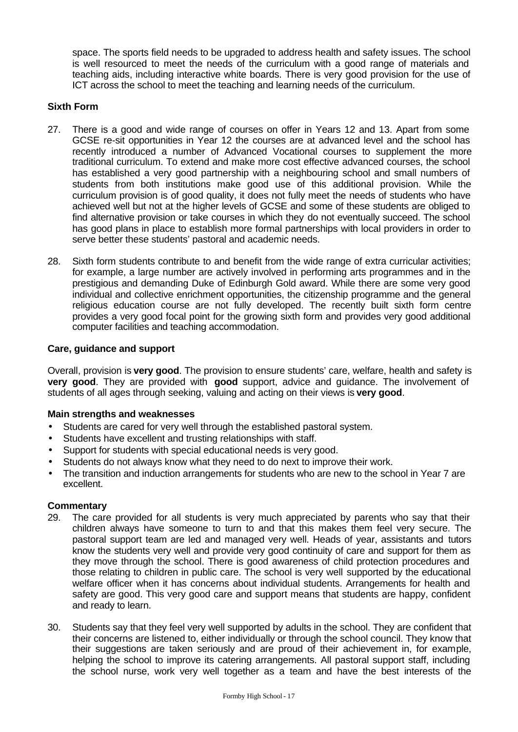space. The sports field needs to be upgraded to address health and safety issues. The school is well resourced to meet the needs of the curriculum with a good range of materials and teaching aids, including interactive white boards. There is very good provision for the use of ICT across the school to meet the teaching and learning needs of the curriculum.

### Sixth Form

27. There is a good and wide range of courses on offer in Years 12 and 13. Apart from some GCSE re-sit opportunities in Year 12 the courses are at advanced level and the school has recently introduced a number of Advanced Vocational courses to supplement the more traditional curriculum. To extend and make more cost effective advanced courses, the school has established a very good partnership with a neighbouring school and small numbers of students from both institutions make good use of this additional provision. While the curriculum provision is of good quality, it does not fully meet the needs of students who have achieved well but not at the higher levels of GCSE and some of these students are obliged to find alternative provision or take courses in which they do not eventually succeed. The school has good plans in place to establish more formal partnerships with local providers in order to serve better these students' pastoral and academic needs.

28. Sixth form students contribute to and benefit from the wide range of extra curricular activities; for example, a large number are actively involved in performing arts programmes and in the prestigious and demanding Duke of Edinburgh Gold award. While there are some very good individual and collective enrichment opportunities, the citizenship programme and the general religious education course are not fully developed. The recently built sixth form centre provides a very good focal point for the growing sixth form and provides very good additional computer facilities and teaching accommodation.

### Care, guidance and support

Overall, provision is **very good**. The provision to ensure students' care, welfare, health and safety is **very good**. They are provided with **good** support, advice and guidance. The involvement of students of all ages through seeking, valuing and acting on their views is **very good**.

#### Main strengths and weaknesses

- Students are cared for very well through the established pastoral system.
- Students have excellent and trusting relationships with staff.
- Support for students with special educational needs is very good.
- Students do not always know what they need to do next to improve their work.
- The transition and induction arrangements for students who are new to the school in Year 7 are excellent.

#### Commentary

29. The care provided for all students is very much appreciated by parents who say that their children always have someone to turn to and that this makes them feel very secure. The pastoral support team are led and managed very well. Heads of year, assistants and tutors know the students very well and provide very good continuity of care and support for them as they move through the school. There is good awareness of child protection procedures and those relating to children in public care. The school is very well supported by the educational welfare officer when it has concerns about individual students. Arrangements for health and safety are good. This very good care and support means that students are happy, confident and ready to learn.

30. Students say that they feel very well supported by adults in the school. They are confident that their concerns are listened to, either individually or through the school council. They know that their suggestions are taken seriously and are proud of their achievement in, for example, helping the school to improve its catering arrangements. All pastoral support staff, including the school nurse, work very well together as a team and have the best interests of the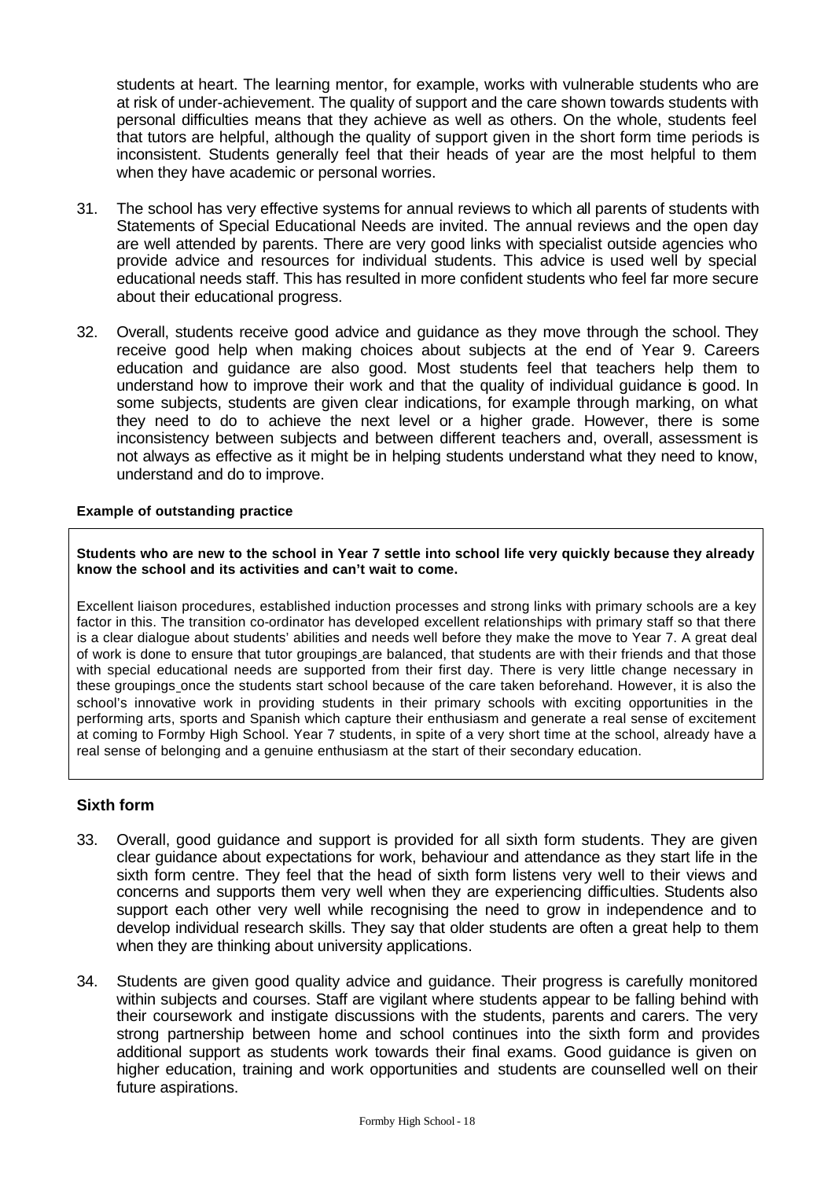students at heart. The learning mentor, for example, works with vulnerable students who are at risk of under-achievement. The quality of support and the care shown towards students with personal difficulties means that they achieve as well as others. On the whole, students feel that tutors are helpful, although the quality of support given in the short form time periods is inconsistent. Students generally feel that their heads of year are the most helpful to them when they have academic or personal worries.

31. The school has very effective systems for annual reviews to which all parents of students with Statements of Special Educational Needs are invited. The annual reviews and the open day are well attended by parents. There are very good links with specialist outside agencies who provide advice and resources for individual students. This advice is used well by special educational needs staff. This has resulted in more confident students who feel far more secure about their educational progress.

32. Overall, students receive good advice and guidance as they move through the school. They receive good help when making choices about subjects at the end of Year 9. Careers education and guidance are also good. Most students feel that teachers help them to understand how to improve their work and that the quality of individual guidance is good. In some subjects, students are given clear indications, for example through marking, on what they need to do to achieve the next level or a higher grade. However, there is some inconsistency between subjects and between different teachers and, overall, assessment is not always as effective as it might be in helping students understand what they need to know, understand and do to improve.

**Example of outstanding practice**

**Students who are new to the school in Year 7 settle into school life very quickly because they already know the school and its activities and can't wait to come.**

Excellent liaison procedures, established induction processes and strong links with primary schools are a key factor in this. The transition co-ordinator has developed excellent relationships with primary staff so that there is a clear dialogue about students' abilities and needs well before they make the move to Year 7. A great deal of work is done to ensure that tutor groupings are balanced, that students are with their friends and that those with special educational needs are supported from their first day. There is very little change necessary in these groupings once the students start school because of the care taken beforehand. However, it is also the school's innovative work in providing students in their primary schools with exciting opportunities in the performing arts, sports and Spanish which capture their enthusiasm and generate a real sense of excitement at coming to Formby High School. Year 7 students, in spite of a very short time at the school, already have a real sense of belonging and a genuine enthusiasm at the start of their secondary education.

## Sixth form

33. Overall, good guidance and support is provided for all sixth form students. They are given clear guidance about expectations for work, behaviour and attendance as they start life in the sixth form centre. They feel that the head of sixth form listens very well to their views and concerns and supports them very well when they are experiencing difficulties. Students also support each other very well while recognising the need to grow in independence and to develop individual research skills. They say that older students are often a great help to them when they are thinking about university applications.

34. Students are given good quality advice and guidance. Their progress is carefully monitored within subjects and courses. Staff are vigilant where students appear to be falling behind with their coursework and instigate discussions with the students, parents and carers. The very strong partnership between home and school continues into the sixth form and provides additional support as students work towards their final exams. Good guidance is given on higher education, training and work opportunities and students are counselled well on their future aspirations.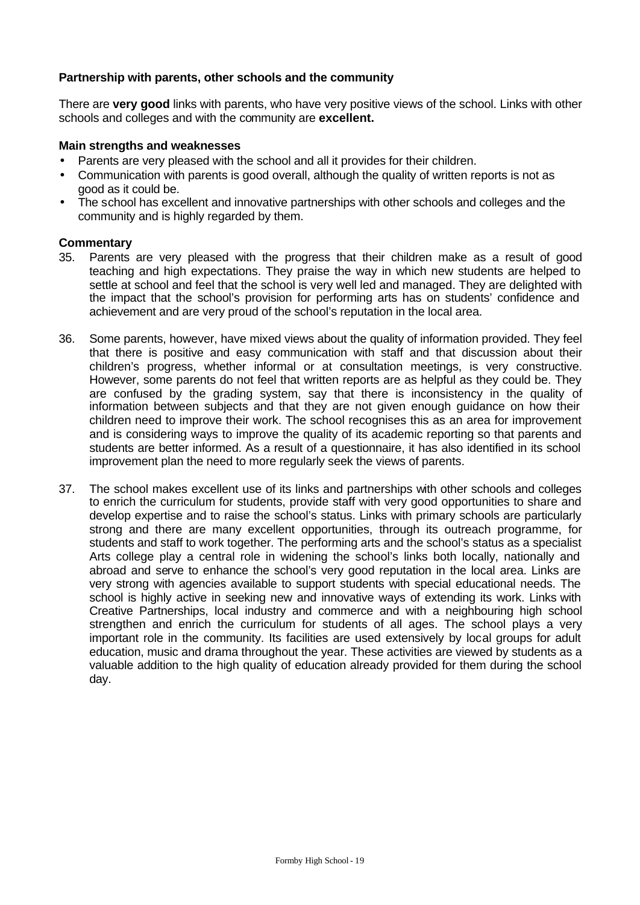**Partnership with parents, other schools and the community**

There are **very good** links with parents, who have very positive views of the school. Links with other schools and colleges and with the community are **excellent.**

**Main strengths and weaknesses**

- Parents are very pleased with the school and all it provides for their children.
- Communication with parents is good overall, although the quality of written reports is not as good as it could be.
- The school has excellent and innovative partnerships with other schools and colleges and the community and is highly regarded by them.

**Commentary**

35. Parents are very pleased with the progress that their children make as a result of good teaching and high expectations. They praise the way in which new students are helped to settle at school and feel that the school is very well led and managed. They are delighted with the impact that the school's provision for performing arts has on students' confidence and achievement and are very proud of the school's reputation in the local area.

36. Some parents, however, have mixed views about the quality of information provided. They feel that there is positive and easy communication with staff and that discussion about their children's progress, whether informal or at consultation meetings, is very constructive. However, some parents do not feel that written reports are as helpful as they could be. They are confused by the grading system, say that there is inconsistency in the quality of information between subjects and that they are not given enough guidance on how their children need to improve their work. The school recognises this as an area for improvement and is considering ways to improve the quality of its academic reporting so that parents and students are better informed. As a result of a questionnaire, it has also identified in its school improvement plan the need to more regularly seek the views of parents.

37. The school makes excellent use of its links and partnerships with other schools and colleges to enrich the curriculum for students, provide staff with very good opportunities to share and develop expertise and to raise the school's status. Links with primary schools are particularly strong and there are many excellent opportunities, through its outreach programme, for students and staff to work together. The performing arts and the school's status as a specialist Arts college play a central role in widening the school's links both locally, nationally and abroad and serve to enhance the school's very good reputation in the local area. Links are very strong with agencies available to support students with special educational needs. The school is highly active in seeking new and innovative ways of extending its work. Links with Creative Partnerships, local industry and commerce and with a neighbouring high school strengthen and enrich the curriculum for students of all ages. The school plays a very important role in the community. Its facilities are used extensively by local groups for adult education, music and drama throughout the year. These activities are viewed by students as a valuable addition to the high quality of education already provided for them during the school day.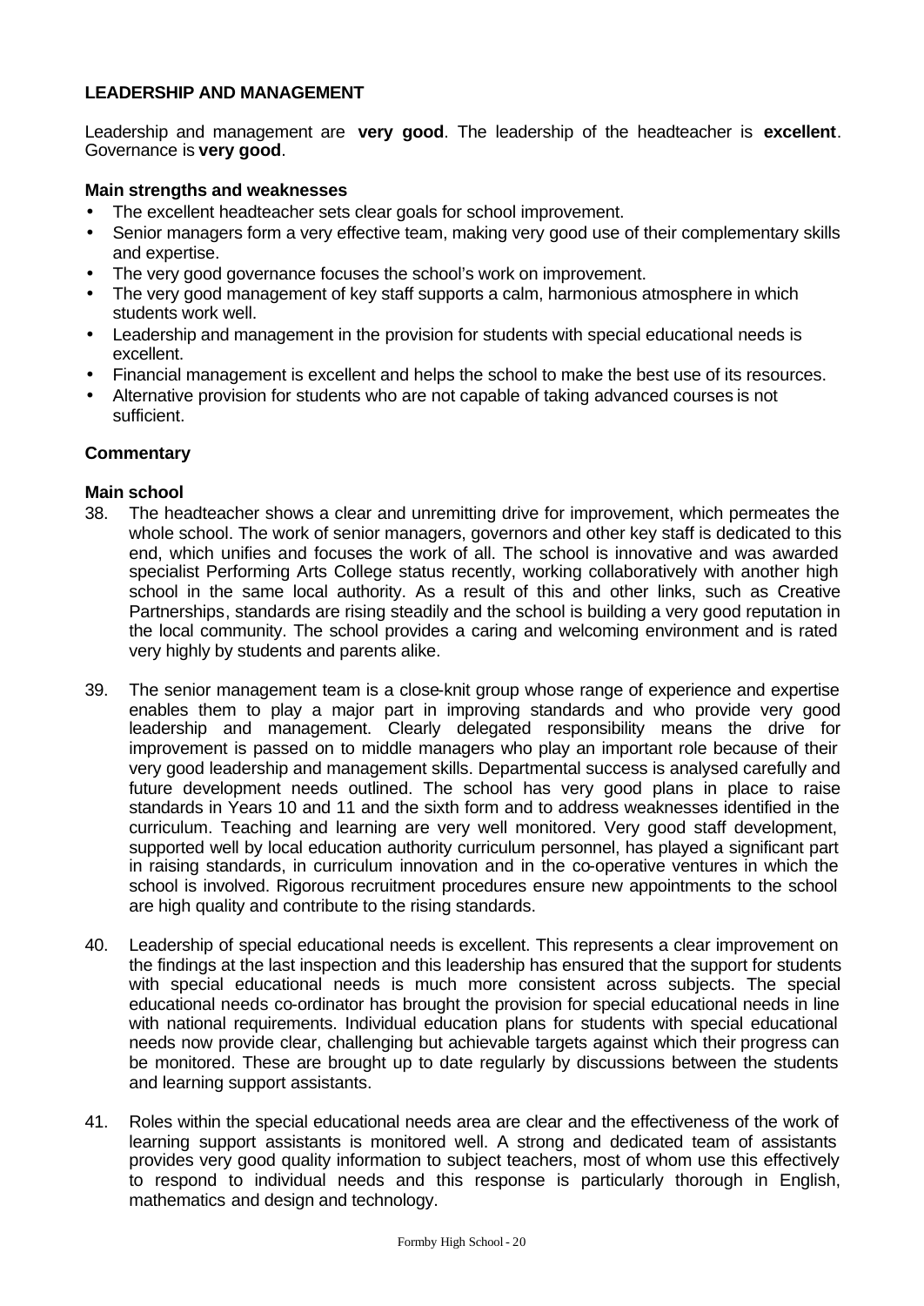## LEADERSHIP AND MANAGEMENT

Leadership and management are **very good**. The leadership of the headteacher is **excellent**. Governance is **very good**.

### Main strengths and weaknesses

- The excellent headteacher sets clear goals for school improvement.
- Senior managers form a very effective team, making very good use of their complementary skills and expertise.
- The very good governance focuses the school's work on improvement.
- The very good management of key staff supports a calm, harmonious atmosphere in which students work well.
- Leadership and management in the provision for students with special educational needs is excellent.
- Financial management is excellent and helps the school to make the best use of its resources.
- Alternative provision for students who are not capable of taking advanced courses is not sufficient.

### Commentary

**Main school**

38. The headteacher shows a clear and unremitting drive for improvement, which permeates the whole school. The work of senior managers, governors and other key staff is dedicated to this end, which unifies and focuses the work of all. The school is innovative and was awarded specialist Performing Arts College status recently, working collaboratively with another high school in the same local authority. As a result of this and other links, such as Creative Partnerships, standards are rising steadily and the school is building a very good reputation in the local community. The school provides a caring and welcoming environment and is rated very highly by students and parents alike.

39. The senior management team is a close-knit group whose range of experience and expertise enables them to play a major part in improving standards and who provide very good leadership and management. Clearly delegated responsibility means the drive for improvement is passed on to middle managers who play an important role because of their very good leadership and management skills. Departmental success is analysed carefully and future development needs outlined. The school has very good plans in place to raise standards in Years 10 and 11 and the sixth form and to address weaknesses identified in the curriculum. Teaching and learning are very well monitored. Very good staff development, supported well by local education authority curriculum personnel, has played a significant part in raising standards, in curriculum innovation and in the co-operative ventures in which the school is involved. Rigorous recruitment procedures ensure new appointments to the school are high quality and contribute to the rising standards.

40. Leadership of special educational needs is excellent. This represents a clear improvement on the findings at the last inspection and this leadership has ensured that the support for students with special educational needs is much more consistent across subjects. The special educational needs co-ordinator has brought the provision for special educational needs in line with national requirements. Individual education plans for students with special educational needs now provide clear, challenging but achievable targets against which their progress can be monitored. These are brought up to date regularly by discussions between the students and learning support assistants.

41. Roles within the special educational needs area are clear and the effectiveness of the work of learning support assistants is monitored well. A strong and dedicated team of assistants provides very good quality information to subject teachers, most of whom use this effectively to respond to individual needs and this response is particularly thorough in English, mathematics and design and technology.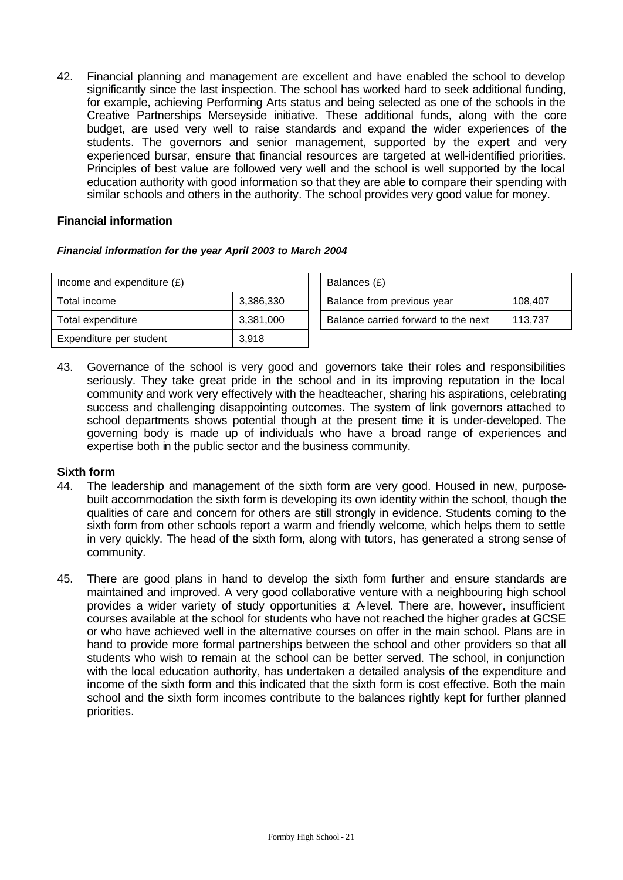42. Financial planning and management are excellent and have enabled the school to develop significantly since the last inspection. The school has worked hard to seek additional funding, for example, achieving Performing Arts status and being selected as one of the schools in the Creative Partnerships Merseyside initiative. These additional funds, along with the core budget, are used very well to raise standards and expand the wider experiences of the students. The governors and senior management, supported by the expert and very experienced bursar, ensure that financial resources are targeted at well-identified priorities. Principles of best value are followed very well and the school is well supported by the local education authority with good information so that they are able to compare their spending with similar schools and others in the authority. The school provides very good value for money.

### Financial information

***Financial information for the year April 2003 to March 2004***

| Income and expenditure (£) | |
|---|---|
| Total income | 3,386,330 |
| Total expenditure | 3,381,000 |
| Expenditure per student | 3,918 |

| Balances (£) | |
|---|---|
| Balance from previous year | 108,407 |
| Balance carried forward to the next | 113,737 |

43. Governance of the school is very good and governors take their roles and responsibilities seriously. They take great pride in the school and in its improving reputation in the local community and work very effectively with the headteacher, sharing his aspirations, celebrating success and challenging disappointing outcomes. The system of link governors attached to school departments shows potential though at the present time it is under-developed. The governing body is made up of individuals who have a broad range of experiences and expertise both in the public sector and the business community.

### Sixth form

44. The leadership and management of the sixth form are very good. Housed in new, purpose-built accommodation the sixth form is developing its own identity within the school, though the qualities of care and concern for others are still strongly in evidence. Students coming to the sixth form from other schools report a warm and friendly welcome, which helps them to settle in very quickly. The head of the sixth form, along with tutors, has generated a strong sense of community.

45. There are good plans in hand to develop the sixth form further and ensure standards are maintained and improved. A very good collaborative venture with a neighbouring high school provides a wider variety of study opportunities at A-level. There are, however, insufficient courses available at the school for students who have not reached the higher grades at GCSE or who have achieved well in the alternative courses on offer in the main school. Plans are in hand to provide more formal partnerships between the school and other providers so that all students who wish to remain at the school can be better served. The school, in conjunction with the local education authority, has undertaken a detailed analysis of the expenditure and income of the sixth form and this indicated that the sixth form is cost effective. Both the main school and the sixth form incomes contribute to the balances rightly kept for further planned priorities.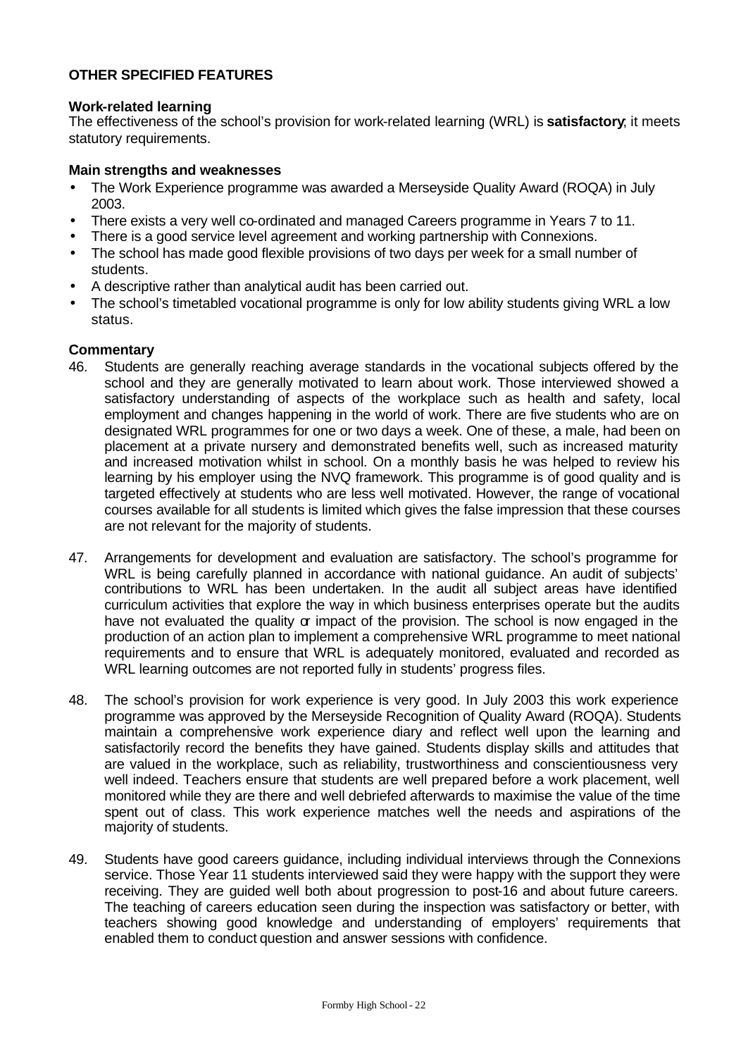## OTHER SPECIFIED FEATURES

### Work-related learning

The effectiveness of the school's provision for work-related learning (WRL) is **satisfactory**; it meets statutory requirements.

### Main strengths and weaknesses

- The Work Experience programme was awarded a Merseyside Quality Award (ROQA) in July 2003.
- There exists a very well co-ordinated and managed Careers programme in Years 7 to 11.
- There is a good service level agreement and working partnership with Connexions.
- The school has made good flexible provisions of two days per week for a small number of students.
- A descriptive rather than analytical audit has been carried out.
- The school's timetabled vocational programme is only for low ability students giving WRL a low status.

### Commentary

46. Students are generally reaching average standards in the vocational subjects offered by the school and they are generally motivated to learn about work. Those interviewed showed a satisfactory understanding of aspects of the workplace such as health and safety, local employment and changes happening in the world of work. There are five students who are on designated WRL programmes for one or two days a week. One of these, a male, had been on placement at a private nursery and demonstrated benefits well, such as increased maturity and increased motivation whilst in school. On a monthly basis he was helped to review his learning by his employer using the NVQ framework. This programme is of good quality and is targeted effectively at students who are less well motivated. However, the range of vocational courses available for all students is limited which gives the false impression that these courses are not relevant for the majority of students.

47. Arrangements for development and evaluation are satisfactory. The school's programme for WRL is being carefully planned in accordance with national guidance. An audit of subjects' contributions to WRL has been undertaken. In the audit all subject areas have identified curriculum activities that explore the way in which business enterprises operate but the audits have not evaluated the quality or impact of the provision. The school is now engaged in the production of an action plan to implement a comprehensive WRL programme to meet national requirements and to ensure that WRL is adequately monitored, evaluated and recorded as WRL learning outcomes are not reported fully in students' progress files.

48. The school's provision for work experience is very good. In July 2003 this work experience programme was approved by the Merseyside Recognition of Quality Award (ROQA). Students maintain a comprehensive work experience diary and reflect well upon the learning and satisfactorily record the benefits they have gained. Students display skills and attitudes that are valued in the workplace, such as reliability, trustworthiness and conscientiousness very well indeed. Teachers ensure that students are well prepared before a work placement, well monitored while they are there and well debriefed afterwards to maximise the value of the time spent out of class. This work experience matches well the needs and aspirations of the majority of students.

49. Students have good careers guidance, including individual interviews through the Connexions service. Those Year 11 students interviewed said they were happy with the support they were receiving. They are guided well both about progression to post-16 and about future careers. The teaching of careers education seen during the inspection was satisfactory or better, with teachers showing good knowledge and understanding of employers' requirements that enabled them to conduct question and answer sessions with confidence.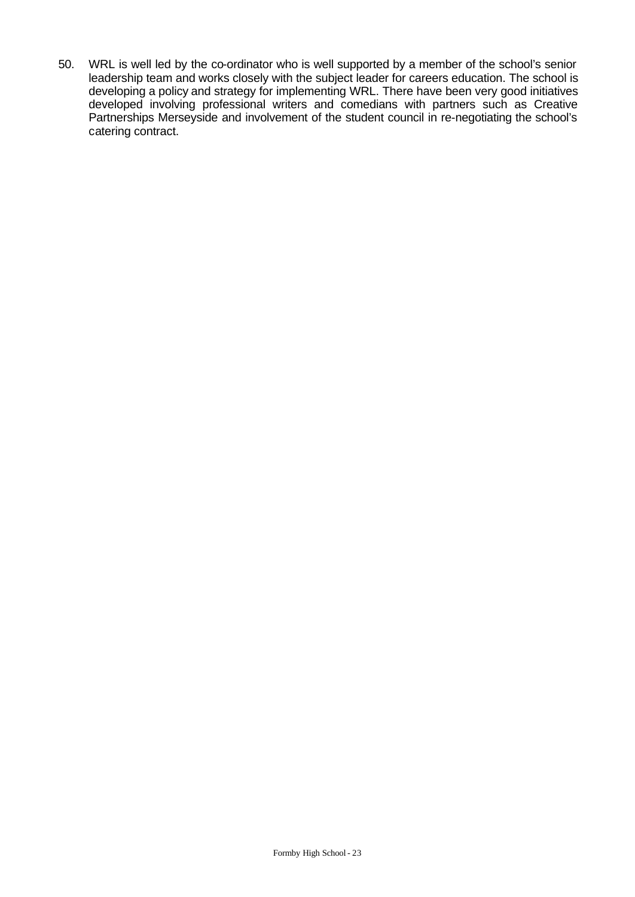50. WRL is well led by the co-ordinator who is well supported by a member of the school's senior leadership team and works closely with the subject leader for careers education. The school is developing a policy and strategy for implementing WRL. There have been very good initiatives developed involving professional writers and comedians with partners such as Creative Partnerships Merseyside and involvement of the student council in re-negotiating the school's catering contract.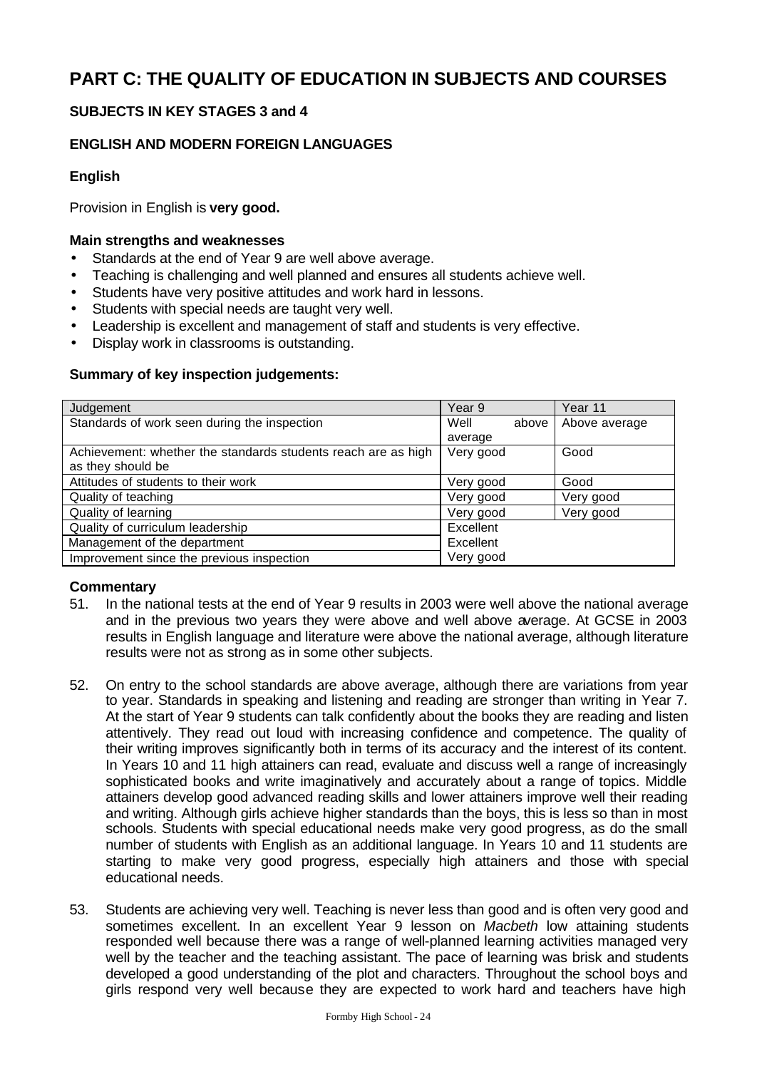# PART C: THE QUALITY OF EDUCATION IN SUBJECTS AND COURSES

## SUBJECTS IN KEY STAGES 3 and 4

### ENGLISH AND MODERN FOREIGN LANGUAGES

#### English

Provision in English is **very good.**

**Main strengths and weaknesses**

- Standards at the end of Year 9 are well above average.
- Teaching is challenging and well planned and ensures all students achieve well.
- Students have very positive attitudes and work hard in lessons.
- Students with special needs are taught very well.
- Leadership is excellent and management of staff and students is very effective.
- Display work in classrooms is outstanding.

**Summary of key inspection judgements:**

| Judgement | Year 9 | Year 11 |
|---|---|---|
| Standards of work seen during the inspection | Well above average | Above average |
| Achievement: whether the standards students reach are as high as they should be | Very good | Good |
| Attitudes of students to their work | Very good | Good |
| Quality of teaching | Very good | Very good |
| Quality of learning | Very good | Very good |
| Quality of curriculum leadership | Excellent | |
| Management of the department | Excellent | |
| Improvement since the previous inspection | Very good | |

**Commentary**

51. In the national tests at the end of Year 9 results in 2003 were well above the national average and in the previous two years they were above and well above average. At GCSE in 2003 results in English language and literature were above the national average, although literature results were not as strong as in some other subjects.

52. On entry to the school standards are above average, although there are variations from year to year. Standards in speaking and listening and reading are stronger than writing in Year 7. At the start of Year 9 students can talk confidently about the books they are reading and listen attentively. They read out loud with increasing confidence and competence. The quality of their writing improves significantly both in terms of its accuracy and the interest of its content. In Years 10 and 11 high attainers can read, evaluate and discuss well a range of increasingly sophisticated books and write imaginatively and accurately about a range of topics. Middle attainers develop good advanced reading skills and lower attainers improve well their reading and writing. Although girls achieve higher standards than the boys, this is less so than in most schools. Students with special educational needs make very good progress, as do the small number of students with English as an additional language. In Years 10 and 11 students are starting to make very good progress, especially high attainers and those with special educational needs.

53. Students are achieving very well. Teaching is never less than good and is often very good and sometimes excellent. In an excellent Year 9 lesson on *Macbeth* low attaining students responded well because there was a range of well-planned learning activities managed very well by the teacher and the teaching assistant. The pace of learning was brisk and students developed a good understanding of the plot and characters. Throughout the school boys and girls respond very well because they are expected to work hard and teachers have high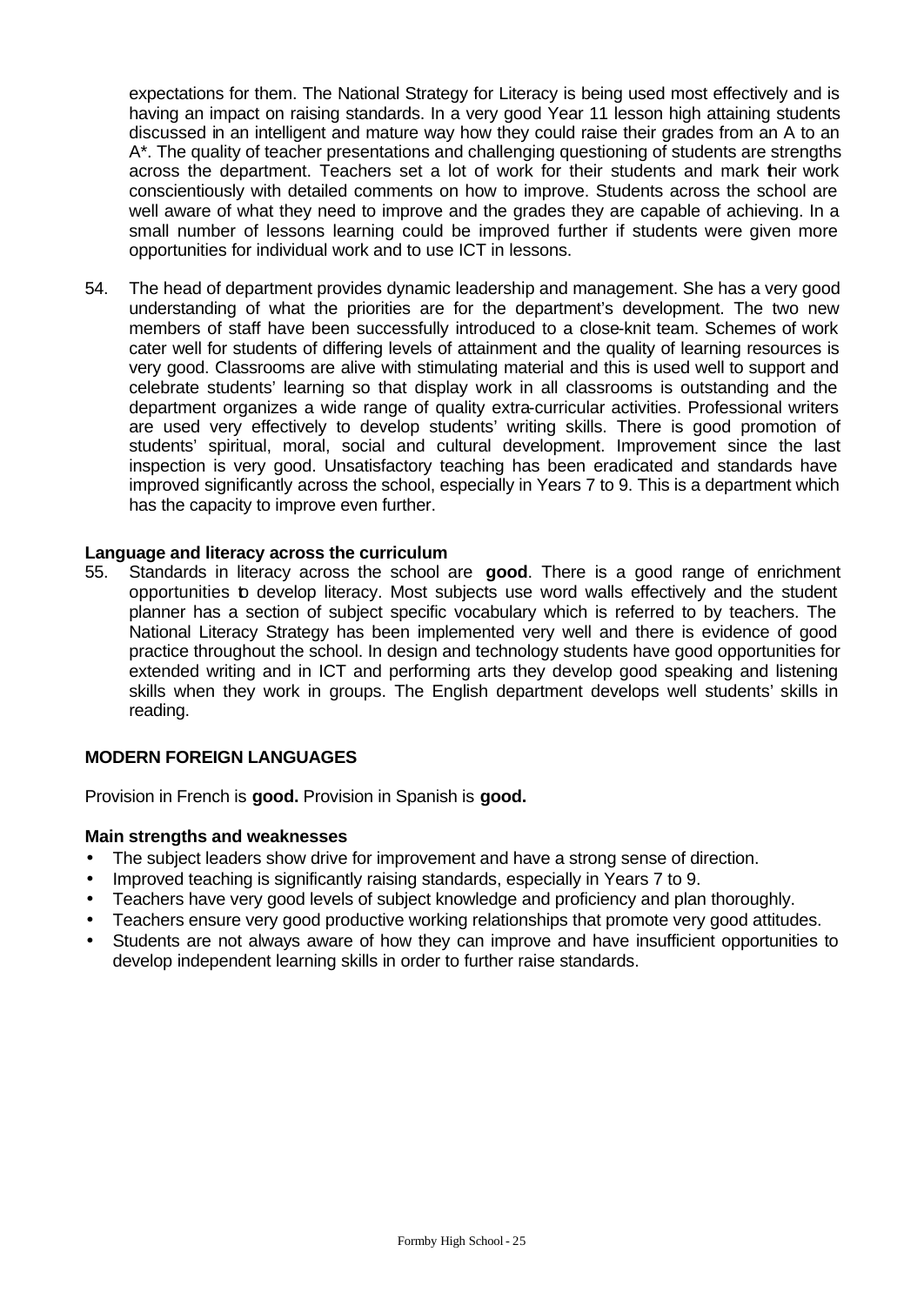expectations for them. The National Strategy for Literacy is being used most effectively and is having an impact on raising standards. In a very good Year 11 lesson high attaining students discussed in an intelligent and mature way how they could raise their grades from an A to an A*. The quality of teacher presentations and challenging questioning of students are strengths across the department. Teachers set a lot of work for their students and mark their work conscientiously with detailed comments on how to improve. Students across the school are well aware of what they need to improve and the grades they are capable of achieving. In a small number of lessons learning could be improved further if students were given more opportunities for individual work and to use ICT in lessons.

54. The head of department provides dynamic leadership and management. She has a very good understanding of what the priorities are for the department's development. The two new members of staff have been successfully introduced to a close-knit team. Schemes of work cater well for students of differing levels of attainment and the quality of learning resources is very good. Classrooms are alive with stimulating material and this is used well to support and celebrate students' learning so that display work in all classrooms is outstanding and the department organizes a wide range of quality extra-curricular activities. Professional writers are used very effectively to develop students' writing skills. There is good promotion of students' spiritual, moral, social and cultural development. Improvement since the last inspection is very good. Unsatisfactory teaching has been eradicated and standards have improved significantly across the school, especially in Years 7 to 9. This is a department which has the capacity to improve even further.

**Language and literacy across the curriculum**

55. Standards in literacy across the school are **good**. There is a good range of enrichment opportunities to develop literacy. Most subjects use word walls effectively and the student planner has a section of subject specific vocabulary which is referred to by teachers. The National Literacy Strategy has been implemented very well and there is evidence of good practice throughout the school. In design and technology students have good opportunities for extended writing and in ICT and performing arts they develop good speaking and listening skills when they work in groups. The English department develops well students' skills in reading.

**MODERN FOREIGN LANGUAGES**

Provision in French is **good.** Provision in Spanish is **good.**

**Main strengths and weaknesses**

- The subject leaders show drive for improvement and have a strong sense of direction.
- Improved teaching is significantly raising standards, especially in Years 7 to 9.
- Teachers have very good levels of subject knowledge and proficiency and plan thoroughly.
- Teachers ensure very good productive working relationships that promote very good attitudes.
- Students are not always aware of how they can improve and have insufficient opportunities to develop independent learning skills in order to further raise standards.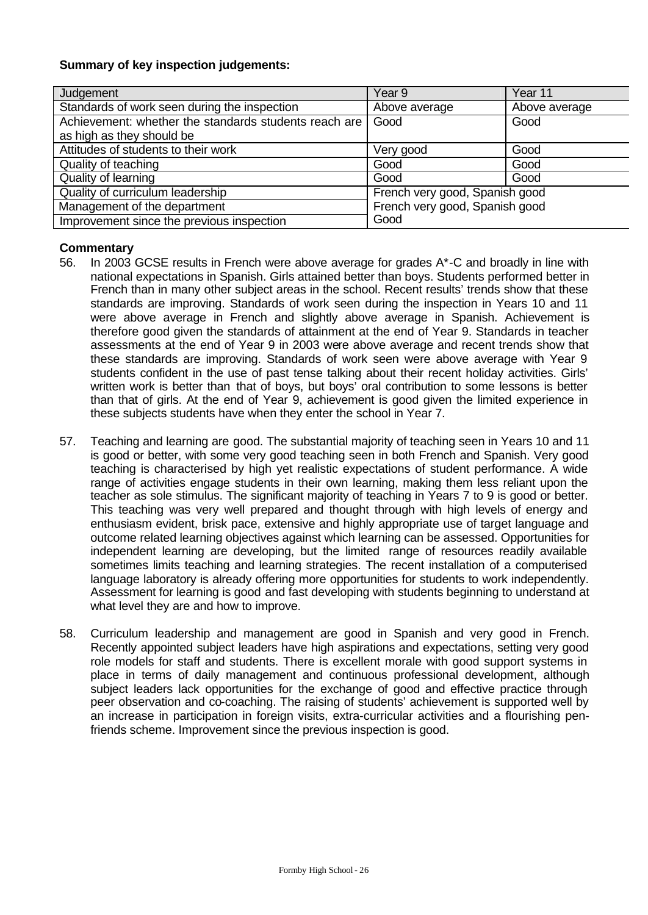**Summary of key inspection judgements:**

| Judgement | Year 9 | Year 11 |
|---|---|---|
| Standards of work seen during the inspection | Above average | Above average |
| Achievement: whether the standards students reach are as high as they should be | Good | Good |
| Attitudes of students to their work | Very good | Good |
| Quality of teaching | Good | Good |
| Quality of learning | Good | Good |
| Quality of curriculum leadership | French very good, Spanish good | |
| Management of the department | French very good, Spanish good | |
| Improvement since the previous inspection | Good | |

**Commentary**

56. In 2003 GCSE results in French were above average for grades A*-C and broadly in line with national expectations in Spanish. Girls attained better than boys. Students performed better in French than in many other subject areas in the school. Recent results' trends show that these standards are improving. Standards of work seen during the inspection in Years 10 and 11 were above average in French and slightly above average in Spanish. Achievement is therefore good given the standards of attainment at the end of Year 9. Standards in teacher assessments at the end of Year 9 in 2003 were above average and recent trends show that these standards are improving. Standards of work seen were above average with Year 9 students confident in the use of past tense talking about their recent holiday activities. Girls' written work is better than that of boys, but boys' oral contribution to some lessons is better than that of girls. At the end of Year 9, achievement is good given the limited experience in these subjects students have when they enter the school in Year 7.

57. Teaching and learning are good. The substantial majority of teaching seen in Years 10 and 11 is good or better, with some very good teaching seen in both French and Spanish. Very good teaching is characterised by high yet realistic expectations of student performance. A wide range of activities engage students in their own learning, making them less reliant upon the teacher as sole stimulus. The significant majority of teaching in Years 7 to 9 is good or better. This teaching was very well prepared and thought through with high levels of energy and enthusiasm evident, brisk pace, extensive and highly appropriate use of target language and outcome related learning objectives against which learning can be assessed. Opportunities for independent learning are developing, but the limited range of resources readily available sometimes limits teaching and learning strategies. The recent installation of a computerised language laboratory is already offering more opportunities for students to work independently. Assessment for learning is good and fast developing with students beginning to understand at what level they are and how to improve.

58. Curriculum leadership and management are good in Spanish and very good in French. Recently appointed subject leaders have high aspirations and expectations, setting very good role models for staff and students. There is excellent morale with good support systems in place in terms of daily management and continuous professional development, although subject leaders lack opportunities for the exchange of good and effective practice through peer observation and co-coaching. The raising of students' achievement is supported well by an increase in participation in foreign visits, extra-curricular activities and a flourishing pen-friends scheme. Improvement since the previous inspection is good.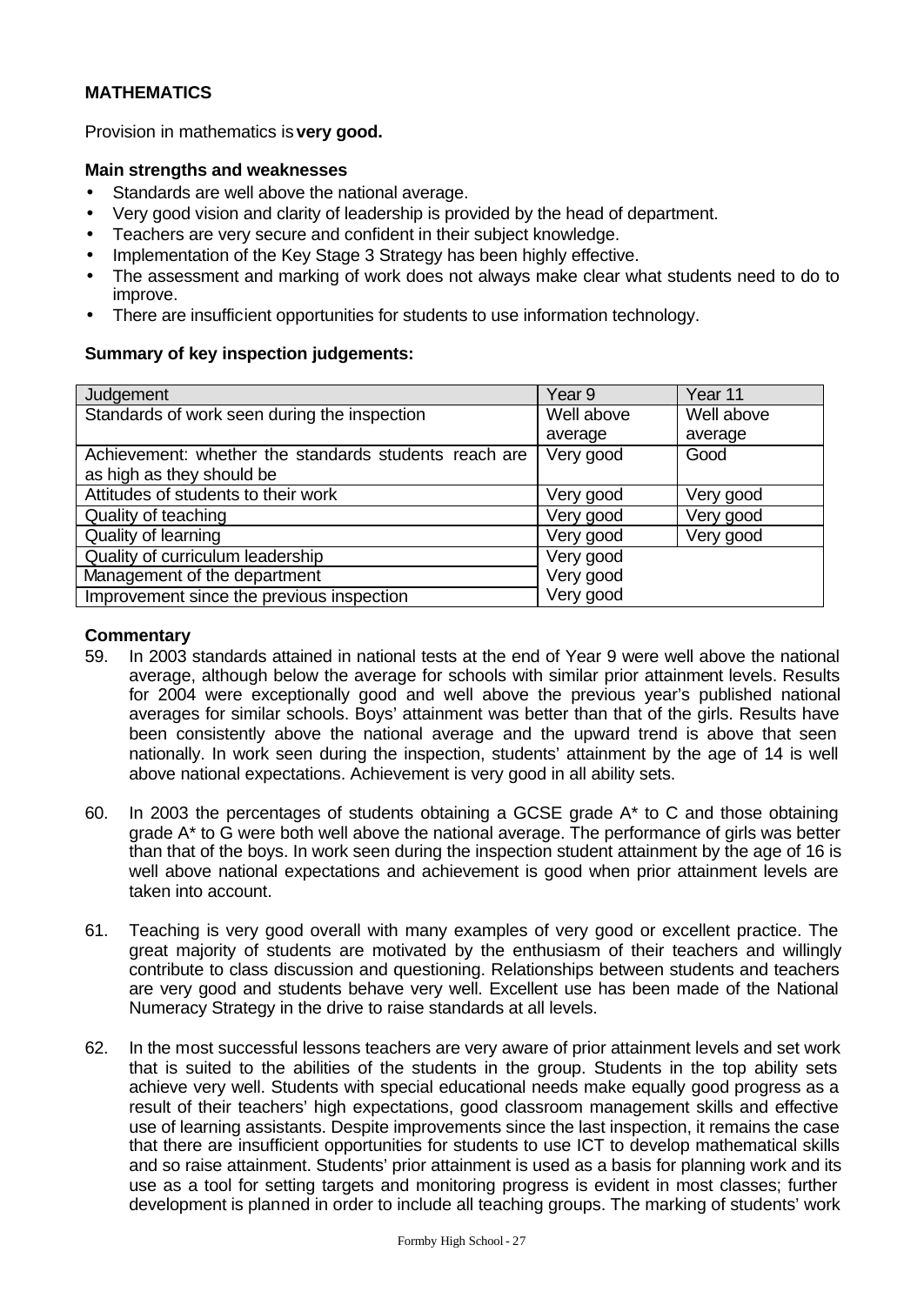## MATHEMATICS

Provision in mathematics is **very good.**

### Main strengths and weaknesses

- Standards are well above the national average.
- Very good vision and clarity of leadership is provided by the head of department.
- Teachers are very secure and confident in their subject knowledge.
- Implementation of the Key Stage 3 Strategy has been highly effective.
- The assessment and marking of work does not always make clear what students need to do to improve.
- There are insufficient opportunities for students to use information technology.

### Summary of key inspection judgements:

| Judgement | Year 9 | Year 11 |
|---|---|---|
| Standards of work seen during the inspection | Well above average | Well above average |
| Achievement: whether the standards students reach are as high as they should be | Very good | Good |
| Attitudes of students to their work | Very good | Very good |
| Quality of teaching | Very good | Very good |
| Quality of learning | Very good | Very good |
| Quality of curriculum leadership | Very good | |
| Management of the department | Very good | |
| Improvement since the previous inspection | Very good | |

### Commentary

59. In 2003 standards attained in national tests at the end of Year 9 were well above the national average, although below the average for schools with similar prior attainment levels. Results for 2004 were exceptionally good and well above the previous year's published national averages for similar schools. Boys' attainment was better than that of the girls. Results have been consistently above the national average and the upward trend is above that seen nationally. In work seen during the inspection, students' attainment by the age of 14 is well above national expectations. Achievement is very good in all ability sets.

60. In 2003 the percentages of students obtaining a GCSE grade A* to C and those obtaining grade A* to G were both well above the national average. The performance of girls was better than that of the boys. In work seen during the inspection student attainment by the age of 16 is well above national expectations and achievement is good when prior attainment levels are taken into account.

61. Teaching is very good overall with many examples of very good or excellent practice. The great majority of students are motivated by the enthusiasm of their teachers and willingly contribute to class discussion and questioning. Relationships between students and teachers are very good and students behave very well. Excellent use has been made of the National Numeracy Strategy in the drive to raise standards at all levels.

62. In the most successful lessons teachers are very aware of prior attainment levels and set work that is suited to the abilities of the students in the group. Students in the top ability sets achieve very well. Students with special educational needs make equally good progress as a result of their teachers' high expectations, good classroom management skills and effective use of learning assistants. Despite improvements since the last inspection, it remains the case that there are insufficient opportunities for students to use ICT to develop mathematical skills and so raise attainment. Students' prior attainment is used as a basis for planning work and its use as a tool for setting targets and monitoring progress is evident in most classes; further development is planned in order to include all teaching groups. The marking of students' work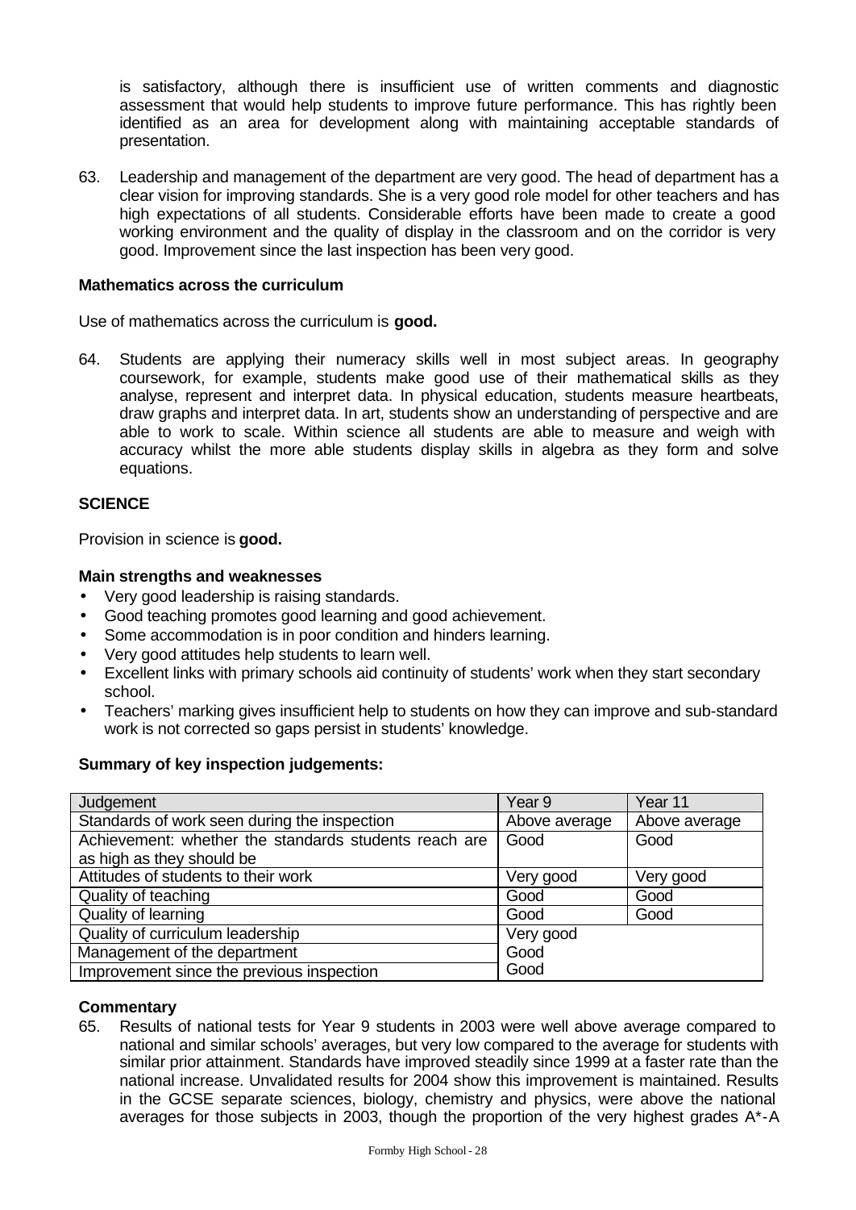is satisfactory, although there is insufficient use of written comments and diagnostic assessment that would help students to improve future performance. This has rightly been identified as an area for development along with maintaining acceptable standards of presentation.

63. Leadership and management of the department are very good. The head of department has a clear vision for improving standards. She is a very good role model for other teachers and has high expectations of all students. Considerable efforts have been made to create a good working environment and the quality of display in the classroom and on the corridor is very good. Improvement since the last inspection has been very good.

### Mathematics across the curriculum

Use of mathematics across the curriculum is **good.**

64. Students are applying their numeracy skills well in most subject areas. In geography coursework, for example, students make good use of their mathematical skills as they analyse, represent and interpret data. In physical education, students measure heartbeats, draw graphs and interpret data. In art, students show an understanding of perspective and are able to work to scale. Within science all students are able to measure and weigh with accuracy whilst the more able students display skills in algebra as they form and solve equations.

## SCIENCE

Provision in science is **good.**

### Main strengths and weaknesses

- Very good leadership is raising standards.
- Good teaching promotes good learning and good achievement.
- Some accommodation is in poor condition and hinders learning.
- Very good attitudes help students to learn well.
- Excellent links with primary schools aid continuity of students' work when they start secondary school.
- Teachers' marking gives insufficient help to students on how they can improve and sub-standard work is not corrected so gaps persist in students' knowledge.

### Summary of key inspection judgements:

| Judgement | Year 9 | Year 11 |
|---|---|---|
| Standards of work seen during the inspection | Above average | Above average |
| Achievement: whether the standards students reach are as high as they should be | Good | Good |
| Attitudes of students to their work | Very good | Very good |
| Quality of teaching | Good | Good |
| Quality of learning | Good | Good |
| Quality of curriculum leadership | Very good | |
| Management of the department | Good | |
| Improvement since the previous inspection | Good | |

### Commentary

65. Results of national tests for Year 9 students in 2003 were well above average compared to national and similar schools' averages, but very low compared to the average for students with similar prior attainment. Standards have improved steadily since 1999 at a faster rate than the national increase. Unvalidated results for 2004 show this improvement is maintained. Results in the GCSE separate sciences, biology, chemistry and physics, were above the national averages for those subjects in 2003, though the proportion of the very highest grades A*-A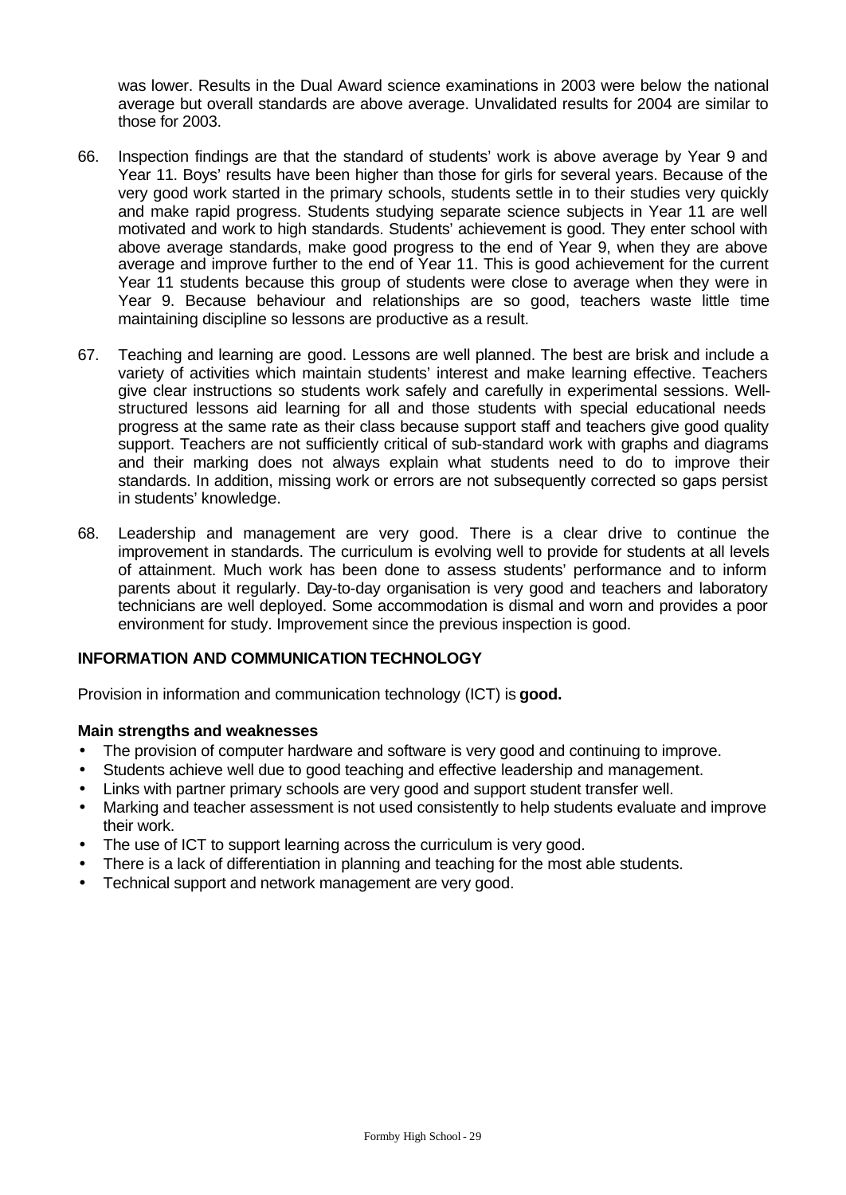was lower. Results in the Dual Award science examinations in 2003 were below the national average but overall standards are above average. Unvalidated results for 2004 are similar to those for 2003.

66. Inspection findings are that the standard of students' work is above average by Year 9 and Year 11. Boys' results have been higher than those for girls for several years. Because of the very good work started in the primary schools, students settle in to their studies very quickly and make rapid progress. Students studying separate science subjects in Year 11 are well motivated and work to high standards. Students' achievement is good. They enter school with above average standards, make good progress to the end of Year 9, when they are above average and improve further to the end of Year 11. This is good achievement for the current Year 11 students because this group of students were close to average when they were in Year 9. Because behaviour and relationships are so good, teachers waste little time maintaining discipline so lessons are productive as a result.

67. Teaching and learning are good. Lessons are well planned. The best are brisk and include a variety of activities which maintain students' interest and make learning effective. Teachers give clear instructions so students work safely and carefully in experimental sessions. Well-structured lessons aid learning for all and those students with special educational needs progress at the same rate as their class because support staff and teachers give good quality support. Teachers are not sufficiently critical of sub-standard work with graphs and diagrams and their marking does not always explain what students need to do to improve their standards. In addition, missing work or errors are not subsequently corrected so gaps persist in students' knowledge.

68. Leadership and management are very good. There is a clear drive to continue the improvement in standards. The curriculum is evolving well to provide for students at all levels of attainment. Much work has been done to assess students' performance and to inform parents about it regularly. Day-to-day organisation is very good and teachers and laboratory technicians are well deployed. Some accommodation is dismal and worn and provides a poor environment for study. Improvement since the previous inspection is good.

## INFORMATION AND COMMUNICATION TECHNOLOGY

Provision in information and communication technology (ICT) is **good.**

### Main strengths and weaknesses

- The provision of computer hardware and software is very good and continuing to improve.
- Students achieve well due to good teaching and effective leadership and management.
- Links with partner primary schools are very good and support student transfer well.
- Marking and teacher assessment is not used consistently to help students evaluate and improve their work.
- The use of ICT to support learning across the curriculum is very good.
- There is a lack of differentiation in planning and teaching for the most able students.
- Technical support and network management are very good.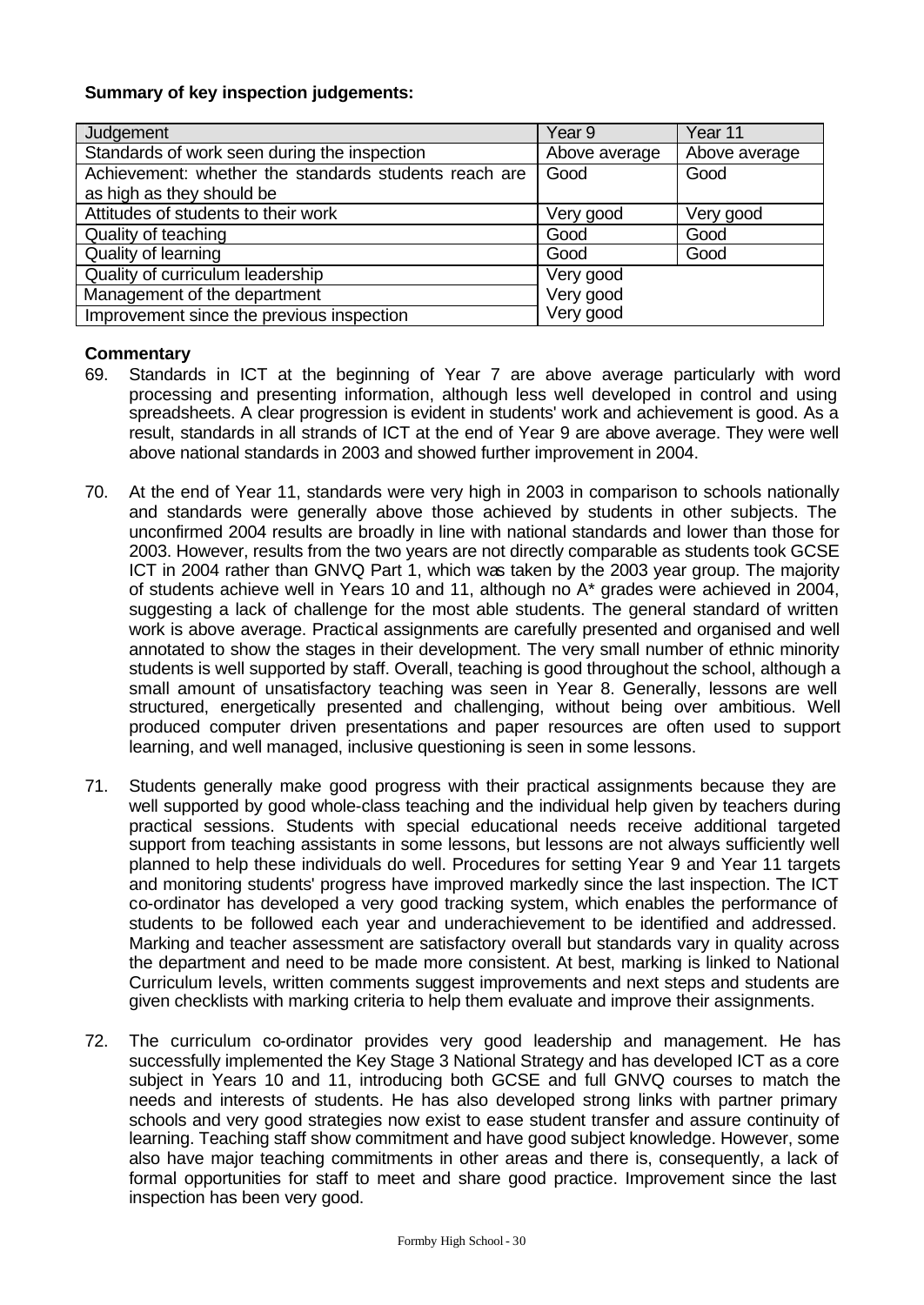**Summary of key inspection judgements:**

| Judgement | Year 9 | Year 11 |
|---|---|---|
| Standards of work seen during the inspection | Above average | Above average |
| Achievement: whether the standards students reach are as high as they should be | Good | Good |
| Attitudes of students to their work | Very good | Very good |
| Quality of teaching | Good | Good |
| Quality of learning | Good | Good |
| Quality of curriculum leadership | Very good | |
| Management of the department | Very good | |
| Improvement since the previous inspection | Very good | |

**Commentary**

69. Standards in ICT at the beginning of Year 7 are above average particularly with word processing and presenting information, although less well developed in control and using spreadsheets. A clear progression is evident in students' work and achievement is good. As a result, standards in all strands of ICT at the end of Year 9 are above average. They were well above national standards in 2003 and showed further improvement in 2004.

70. At the end of Year 11, standards were very high in 2003 in comparison to schools nationally and standards were generally above those achieved by students in other subjects. The unconfirmed 2004 results are broadly in line with national standards and lower than those for 2003. However, results from the two years are not directly comparable as students took GCSE ICT in 2004 rather than GNVQ Part 1, which was taken by the 2003 year group. The majority of students achieve well in Years 10 and 11, although no A* grades were achieved in 2004, suggesting a lack of challenge for the most able students. The general standard of written work is above average. Practical assignments are carefully presented and organised and well annotated to show the stages in their development. The very small number of ethnic minority students is well supported by staff. Overall, teaching is good throughout the school, although a small amount of unsatisfactory teaching was seen in Year 8. Generally, lessons are well structured, energetically presented and challenging, without being over ambitious. Well produced computer driven presentations and paper resources are often used to support learning, and well managed, inclusive questioning is seen in some lessons.

71. Students generally make good progress with their practical assignments because they are well supported by good whole-class teaching and the individual help given by teachers during practical sessions. Students with special educational needs receive additional targeted support from teaching assistants in some lessons, but lessons are not always sufficiently well planned to help these individuals do well. Procedures for setting Year 9 and Year 11 targets and monitoring students' progress have improved markedly since the last inspection. The ICT co-ordinator has developed a very good tracking system, which enables the performance of students to be followed each year and underachievement to be identified and addressed. Marking and teacher assessment are satisfactory overall but standards vary in quality across the department and need to be made more consistent. At best, marking is linked to National Curriculum levels, written comments suggest improvements and next steps and students are given checklists with marking criteria to help them evaluate and improve their assignments.

72. The curriculum co-ordinator provides very good leadership and management. He has successfully implemented the Key Stage 3 National Strategy and has developed ICT as a core subject in Years 10 and 11, introducing both GCSE and full GNVQ courses to match the needs and interests of students. He has also developed strong links with partner primary schools and very good strategies now exist to ease student transfer and assure continuity of learning. Teaching staff show commitment and have good subject knowledge. However, some also have major teaching commitments in other areas and there is, consequently, a lack of formal opportunities for staff to meet and share good practice. Improvement since the last inspection has been very good.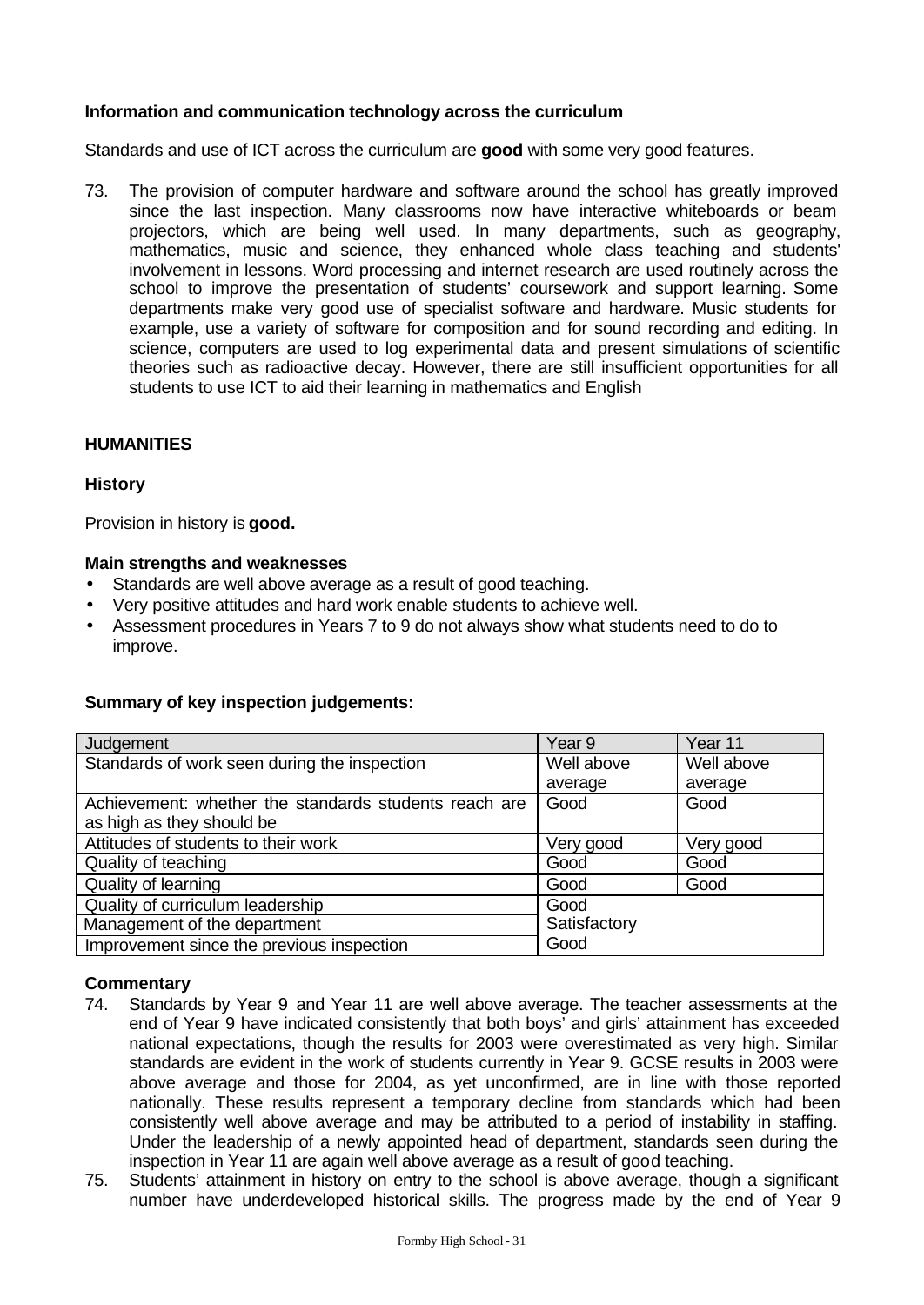**Information and communication technology across the curriculum**

Standards and use of ICT across the curriculum are **good** with some very good features.

73. The provision of computer hardware and software around the school has greatly improved since the last inspection. Many classrooms now have interactive whiteboards or beam projectors, which are being well used. In many departments, such as geography, mathematics, music and science, they enhanced whole class teaching and students' involvement in lessons. Word processing and internet research are used routinely across the school to improve the presentation of students' coursework and support learning. Some departments make very good use of specialist software and hardware. Music students for example, use a variety of software for composition and for sound recording and editing. In science, computers are used to log experimental data and present simulations of scientific theories such as radioactive decay. However, there are still insufficient opportunities for all students to use ICT to aid their learning in mathematics and English

**HUMANITIES**

**History**

Provision in history is **good.**

**Main strengths and weaknesses**

- Standards are well above average as a result of good teaching.
- Very positive attitudes and hard work enable students to achieve well.
- Assessment procedures in Years 7 to 9 do not always show what students need to do to improve.

**Summary of key inspection judgements:**

| Judgement | Year 9 | Year 11 |
|---|---|---|
| Standards of work seen during the inspection | Well above average | Well above average |
| Achievement: whether the standards students reach are as high as they should be | Good | Good |
| Attitudes of students to their work | Very good | Very good |
| Quality of teaching | Good | Good |
| Quality of learning | Good | Good |
| Quality of curriculum leadership | Good | |
| Management of the department | Satisfactory | |
| Improvement since the previous inspection | Good | |

**Commentary**

74. Standards by Year 9 and Year 11 are well above average. The teacher assessments at the end of Year 9 have indicated consistently that both boys' and girls' attainment has exceeded national expectations, though the results for 2003 were overestimated as very high. Similar standards are evident in the work of students currently in Year 9. GCSE results in 2003 were above average and those for 2004, as yet unconfirmed, are in line with those reported nationally. These results represent a temporary decline from standards which had been consistently well above average and may be attributed to a period of instability in staffing. Under the leadership of a newly appointed head of department, standards seen during the inspection in Year 11 are again well above average as a result of good teaching.

75. Students' attainment in history on entry to the school is above average, though a significant number have underdeveloped historical skills. The progress made by the end of Year 9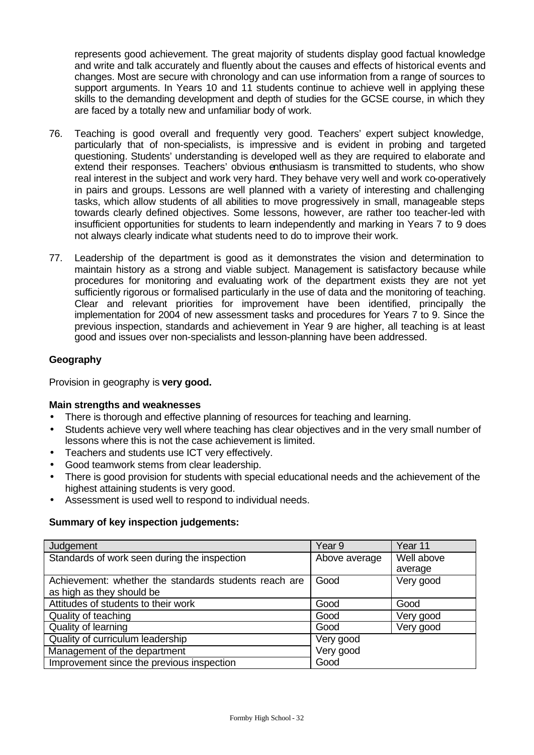represents good achievement. The great majority of students display good factual knowledge and write and talk accurately and fluently about the causes and effects of historical events and changes. Most are secure with chronology and can use information from a range of sources to support arguments. In Years 10 and 11 students continue to achieve well in applying these skills to the demanding development and depth of studies for the GCSE course, in which they are faced by a totally new and unfamiliar body of work.

76. Teaching is good overall and frequently very good. Teachers' expert subject knowledge, particularly that of non-specialists, is impressive and is evident in probing and targeted questioning. Students' understanding is developed well as they are required to elaborate and extend their responses. Teachers' obvious enthusiasm is transmitted to students, who show real interest in the subject and work very hard. They behave very well and work co-operatively in pairs and groups. Lessons are well planned with a variety of interesting and challenging tasks, which allow students of all abilities to move progressively in small, manageable steps towards clearly defined objectives. Some lessons, however, are rather too teacher-led with insufficient opportunities for students to learn independently and marking in Years 7 to 9 does not always clearly indicate what students need to do to improve their work.

77. Leadership of the department is good as it demonstrates the vision and determination to maintain history as a strong and viable subject. Management is satisfactory because while procedures for monitoring and evaluating work of the department exists they are not yet sufficiently rigorous or formalised particularly in the use of data and the monitoring of teaching. Clear and relevant priorities for improvement have been identified, principally the implementation for 2004 of new assessment tasks and procedures for Years 7 to 9. Since the previous inspection, standards and achievement in Year 9 are higher, all teaching is at least good and issues over non-specialists and lesson-planning have been addressed.

### Geography

Provision in geography is **very good.**

**Main strengths and weaknesses**

- There is thorough and effective planning of resources for teaching and learning.
- Students achieve very well where teaching has clear objectives and in the very small number of lessons where this is not the case achievement is limited.
- Teachers and students use ICT very effectively.
- Good teamwork stems from clear leadership.
- There is good provision for students with special educational needs and the achievement of the highest attaining students is very good.
- Assessment is used well to respond to individual needs.

**Summary of key inspection judgements:**

| Judgement | Year 9 | Year 11 |
|---|---|---|
| Standards of work seen during the inspection | Above average | Well above average |
| Achievement: whether the standards students reach are as high as they should be | Good | Very good |
| Attitudes of students to their work | Good | Good |
| Quality of teaching | Good | Very good |
| Quality of learning | Good | Very good |
| Quality of curriculum leadership | Very good | |
| Management of the department | Very good | |
| Improvement since the previous inspection | Good | |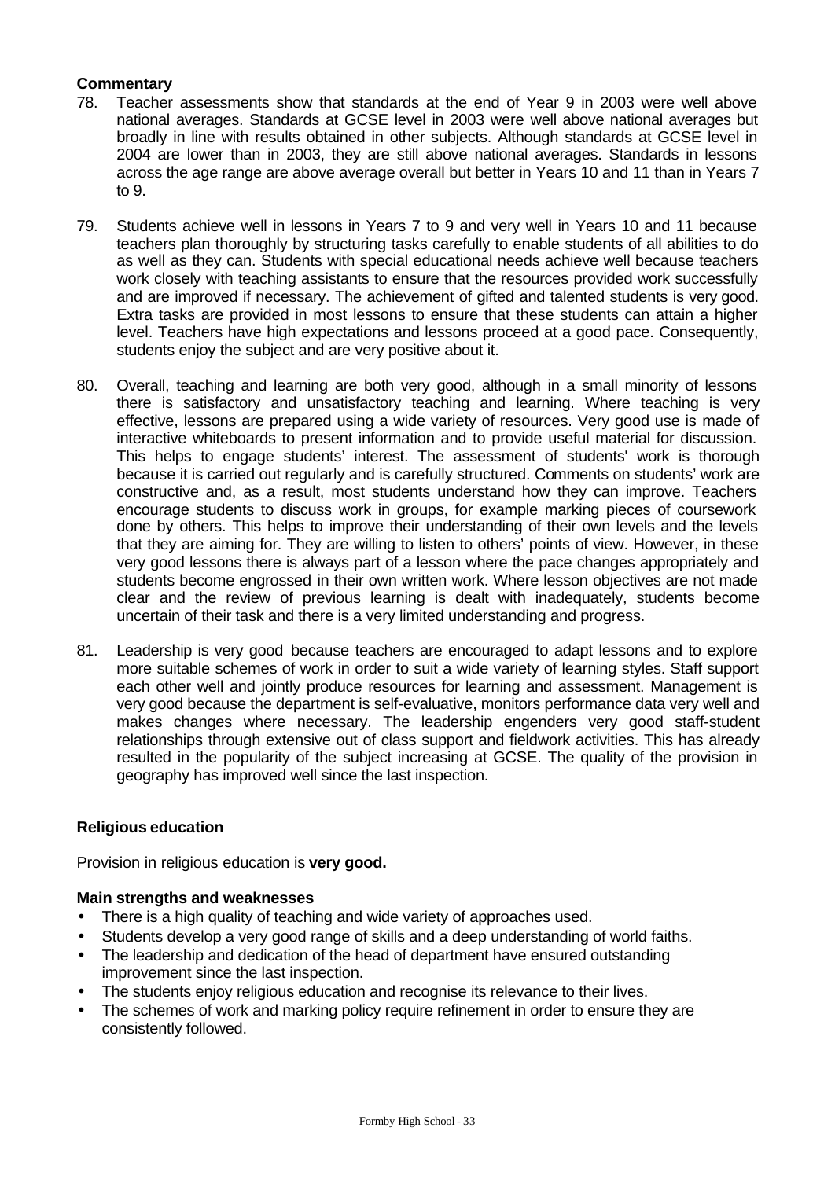**Commentary**

78. Teacher assessments show that standards at the end of Year 9 in 2003 were well above national averages. Standards at GCSE level in 2003 were well above national averages but broadly in line with results obtained in other subjects. Although standards at GCSE level in 2004 are lower than in 2003, they are still above national averages. Standards in lessons across the age range are above average overall but better in Years 10 and 11 than in Years 7 to 9.

79. Students achieve well in lessons in Years 7 to 9 and very well in Years 10 and 11 because teachers plan thoroughly by structuring tasks carefully to enable students of all abilities to do as well as they can. Students with special educational needs achieve well because teachers work closely with teaching assistants to ensure that the resources provided work successfully and are improved if necessary. The achievement of gifted and talented students is very good. Extra tasks are provided in most lessons to ensure that these students can attain a higher level. Teachers have high expectations and lessons proceed at a good pace. Consequently, students enjoy the subject and are very positive about it.

80. Overall, teaching and learning are both very good, although in a small minority of lessons there is satisfactory and unsatisfactory teaching and learning. Where teaching is very effective, lessons are prepared using a wide variety of resources. Very good use is made of interactive whiteboards to present information and to provide useful material for discussion. This helps to engage students' interest. The assessment of students' work is thorough because it is carried out regularly and is carefully structured. Comments on students' work are constructive and, as a result, most students understand how they can improve. Teachers encourage students to discuss work in groups, for example marking pieces of coursework done by others. This helps to improve their understanding of their own levels and the levels that they are aiming for. They are willing to listen to others' points of view. However, in these very good lessons there is always part of a lesson where the pace changes appropriately and students become engrossed in their own written work. Where lesson objectives are not made clear and the review of previous learning is dealt with inadequately, students become uncertain of their task and there is a very limited understanding and progress.

81. Leadership is very good because teachers are encouraged to adapt lessons and to explore more suitable schemes of work in order to suit a wide variety of learning styles. Staff support each other well and jointly produce resources for learning and assessment. Management is very good because the department is self-evaluative, monitors performance data very well and makes changes where necessary. The leadership engenders very good staff-student relationships through extensive out of class support and fieldwork activities. This has already resulted in the popularity of the subject increasing at GCSE. The quality of the provision in geography has improved well since the last inspection.

**Religious education**

Provision in religious education is **very good.**

**Main strengths and weaknesses**

- There is a high quality of teaching and wide variety of approaches used.
- Students develop a very good range of skills and a deep understanding of world faiths.
- The leadership and dedication of the head of department have ensured outstanding improvement since the last inspection.
- The students enjoy religious education and recognise its relevance to their lives.
- The schemes of work and marking policy require refinement in order to ensure they are consistently followed.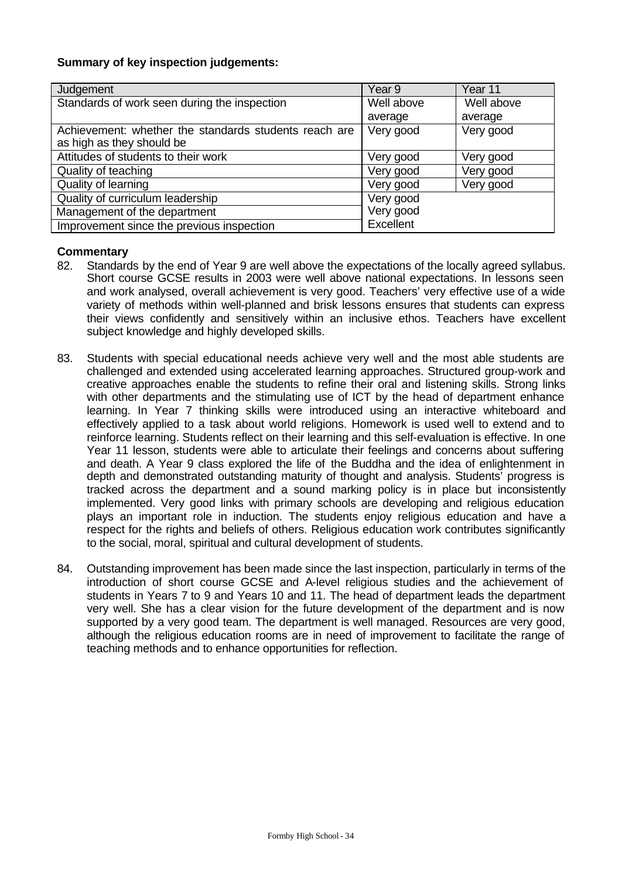**Summary of key inspection judgements:**

| Judgement | Year 9 | Year 11 |
|---|---|---|
| Standards of work seen during the inspection | Well above average | Well above average |
| Achievement: whether the standards students reach are as high as they should be | Very good | Very good |
| Attitudes of students to their work | Very good | Very good |
| Quality of teaching | Very good | Very good |
| Quality of learning | Very good | Very good |
| Quality of curriculum leadership | Very good | |
| Management of the department | Very good | |
| Improvement since the previous inspection | Excellent | |

**Commentary**

82. Standards by the end of Year 9 are well above the expectations of the locally agreed syllabus. Short course GCSE results in 2003 were well above national expectations. In lessons seen and work analysed, overall achievement is very good. Teachers' very effective use of a wide variety of methods within well-planned and brisk lessons ensures that students can express their views confidently and sensitively within an inclusive ethos. Teachers have excellent subject knowledge and highly developed skills.

83. Students with special educational needs achieve very well and the most able students are challenged and extended using accelerated learning approaches. Structured group-work and creative approaches enable the students to refine their oral and listening skills. Strong links with other departments and the stimulating use of ICT by the head of department enhance learning. In Year 7 thinking skills were introduced using an interactive whiteboard and effectively applied to a task about world religions. Homework is used well to extend and to reinforce learning. Students reflect on their learning and this self-evaluation is effective. In one Year 11 lesson, students were able to articulate their feelings and concerns about suffering and death. A Year 9 class explored the life of the Buddha and the idea of enlightenment in depth and demonstrated outstanding maturity of thought and analysis. Students' progress is tracked across the department and a sound marking policy is in place but inconsistently implemented. Very good links with primary schools are developing and religious education plays an important role in induction. The students enjoy religious education and have a respect for the rights and beliefs of others. Religious education work contributes significantly to the social, moral, spiritual and cultural development of students.

84. Outstanding improvement has been made since the last inspection, particularly in terms of the introduction of short course GCSE and A-level religious studies and the achievement of students in Years 7 to 9 and Years 10 and 11. The head of department leads the department very well. She has a clear vision for the future development of the department and is now supported by a very good team. The department is well managed. Resources are very good, although the religious education rooms are in need of improvement to facilitate the range of teaching methods and to enhance opportunities for reflection.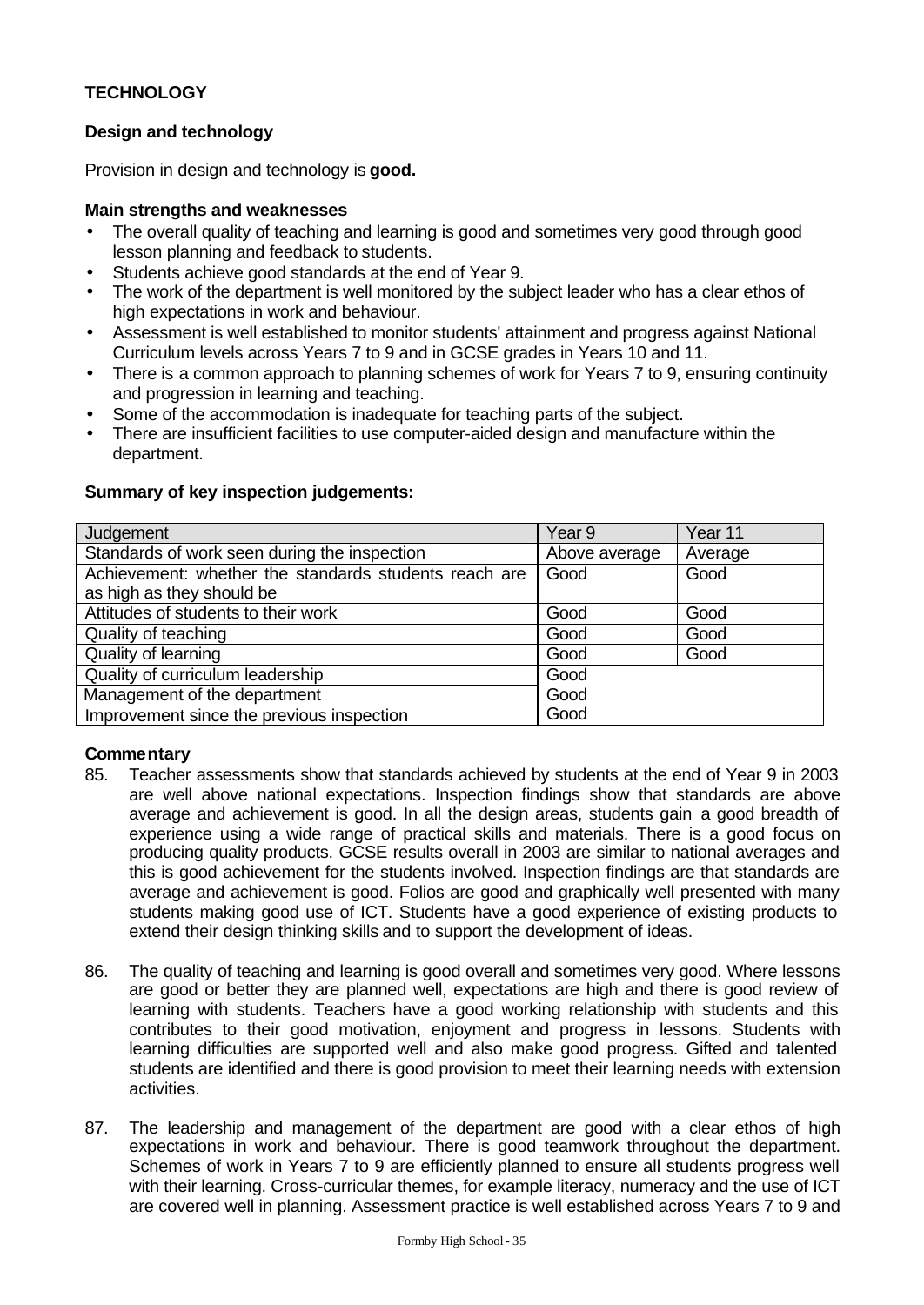## TECHNOLOGY

### Design and technology

Provision in design and technology is **good.**

**Main strengths and weaknesses**

- The overall quality of teaching and learning is good and sometimes very good through good lesson planning and feedback to students.
- Students achieve good standards at the end of Year 9.
- The work of the department is well monitored by the subject leader who has a clear ethos of high expectations in work and behaviour.
- Assessment is well established to monitor students' attainment and progress against National Curriculum levels across Years 7 to 9 and in GCSE grades in Years 10 and 11.
- There is a common approach to planning schemes of work for Years 7 to 9, ensuring continuity and progression in learning and teaching.
- Some of the accommodation is inadequate for teaching parts of the subject.
- There are insufficient facilities to use computer-aided design and manufacture within the department.

**Summary of key inspection judgements:**

| Judgement | Year 9 | Year 11 |
|---|---|---|
| Standards of work seen during the inspection | Above average | Average |
| Achievement: whether the standards students reach are as high as they should be | Good | Good |
| Attitudes of students to their work | Good | Good |
| Quality of teaching | Good | Good |
| Quality of learning | Good | Good |
| Quality of curriculum leadership | Good | |
| Management of the department | Good | |
| Improvement since the previous inspection | Good | |

**Commentary**

85. Teacher assessments show that standards achieved by students at the end of Year 9 in 2003 are well above national expectations. Inspection findings show that standards are above average and achievement is good. In all the design areas, students gain a good breadth of experience using a wide range of practical skills and materials. There is a good focus on producing quality products. GCSE results overall in 2003 are similar to national averages and this is good achievement for the students involved. Inspection findings are that standards are average and achievement is good. Folios are good and graphically well presented with many students making good use of ICT. Students have a good experience of existing products to extend their design thinking skills and to support the development of ideas.

86. The quality of teaching and learning is good overall and sometimes very good. Where lessons are good or better they are planned well, expectations are high and there is good review of learning with students. Teachers have a good working relationship with students and this contributes to their good motivation, enjoyment and progress in lessons. Students with learning difficulties are supported well and also make good progress. Gifted and talented students are identified and there is good provision to meet their learning needs with extension activities.

87. The leadership and management of the department are good with a clear ethos of high expectations in work and behaviour. There is good teamwork throughout the department. Schemes of work in Years 7 to 9 are efficiently planned to ensure all students progress well with their learning. Cross-curricular themes, for example literacy, numeracy and the use of ICT are covered well in planning. Assessment practice is well established across Years 7 to 9 and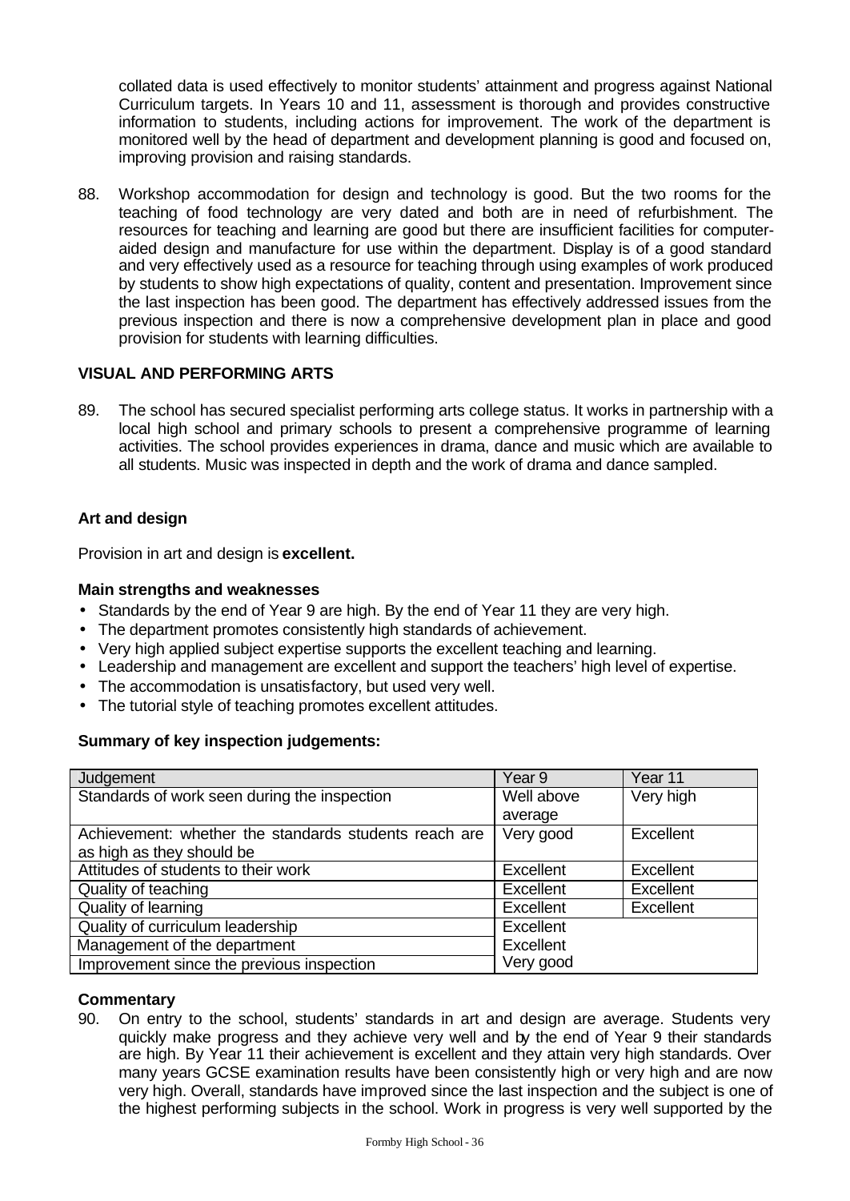collated data is used effectively to monitor students' attainment and progress against National Curriculum targets. In Years 10 and 11, assessment is thorough and provides constructive information to students, including actions for improvement. The work of the department is monitored well by the head of department and development planning is good and focused on, improving provision and raising standards.

88. Workshop accommodation for design and technology is good. But the two rooms for the teaching of food technology are very dated and both are in need of refurbishment. The resources for teaching and learning are good but there are insufficient facilities for computer-aided design and manufacture for use within the department. Display is of a good standard and very effectively used as a resource for teaching through using examples of work produced by students to show high expectations of quality, content and presentation. Improvement since the last inspection has been good. The department has effectively addressed issues from the previous inspection and there is now a comprehensive development plan in place and good provision for students with learning difficulties.

## VISUAL AND PERFORMING ARTS

89. The school has secured specialist performing arts college status. It works in partnership with a local high school and primary schools to present a comprehensive programme of learning activities. The school provides experiences in drama, dance and music which are available to all students. Music was inspected in depth and the work of drama and dance sampled.

### Art and design

Provision in art and design is **excellent.**

#### Main strengths and weaknesses

- Standards by the end of Year 9 are high. By the end of Year 11 they are very high.
- The department promotes consistently high standards of achievement.
- Very high applied subject expertise supports the excellent teaching and learning.
- Leadership and management are excellent and support the teachers' high level of expertise.
- The accommodation is unsatisfactory, but used very well.
- The tutorial style of teaching promotes excellent attitudes.

#### Summary of key inspection judgements:

| Judgement | Year 9 | Year 11 |
|---|---|---|
| Standards of work seen during the inspection | Well above average | Very high |
| Achievement: whether the standards students reach are as high as they should be | Very good | Excellent |
| Attitudes of students to their work | Excellent | Excellent |
| Quality of teaching | Excellent | Excellent |
| Quality of learning | Excellent | Excellent |
| Quality of curriculum leadership | Excellent | |
| Management of the department | Excellent | |
| Improvement since the previous inspection | Very good | |

#### Commentary

90. On entry to the school, students' standards in art and design are average. Students very quickly make progress and they achieve very well and by the end of Year 9 their standards are high. By Year 11 their achievement is excellent and they attain very high standards. Over many years GCSE examination results have been consistently high or very high and are now very high. Overall, standards have improved since the last inspection and the subject is one of the highest performing subjects in the school. Work in progress is very well supported by the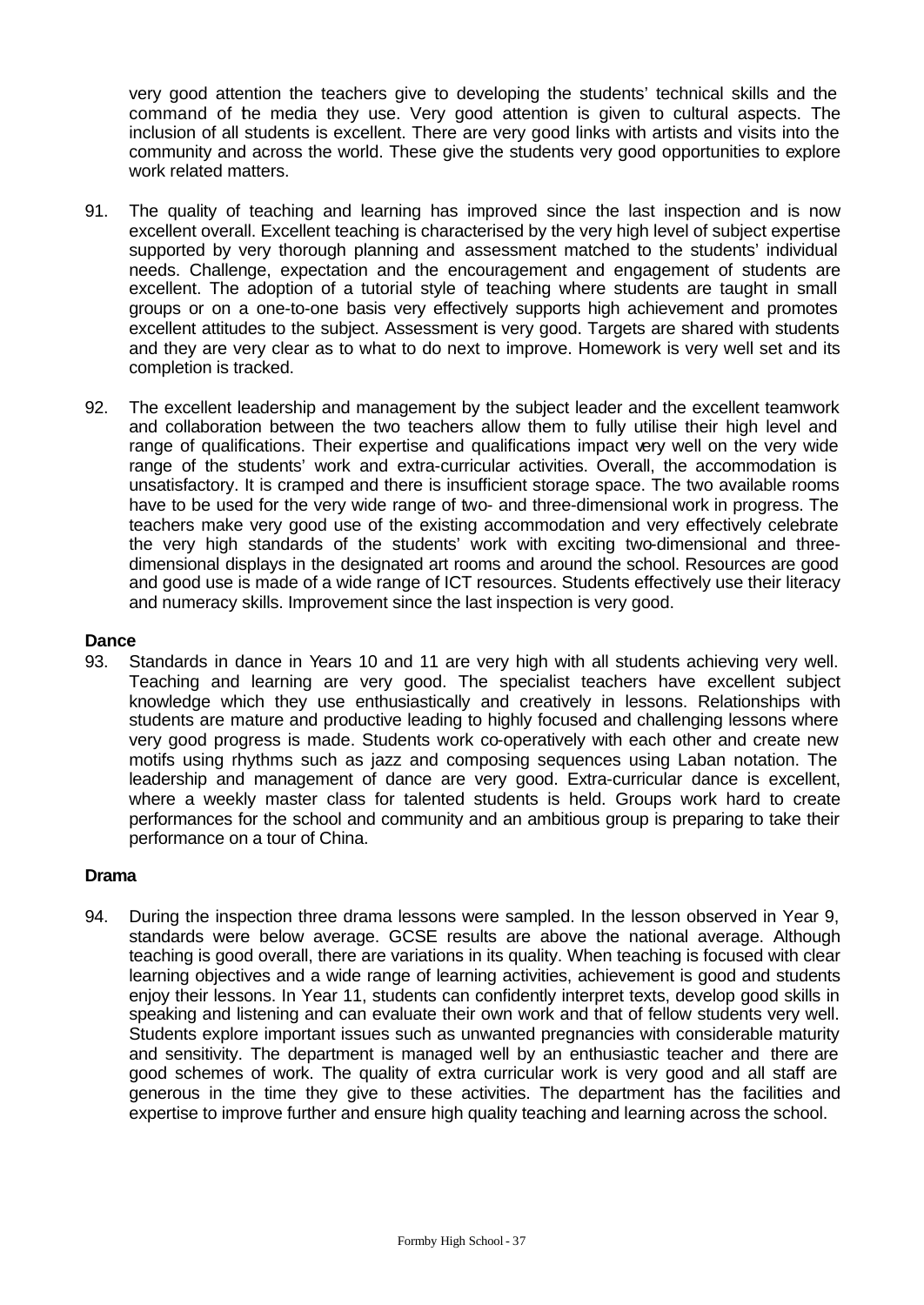very good attention the teachers give to developing the students' technical skills and the command of the media they use. Very good attention is given to cultural aspects. The inclusion of all students is excellent. There are very good links with artists and visits into the community and across the world. These give the students very good opportunities to explore work related matters.

91. The quality of teaching and learning has improved since the last inspection and is now excellent overall. Excellent teaching is characterised by the very high level of subject expertise supported by very thorough planning and assessment matched to the students' individual needs. Challenge, expectation and the encouragement and engagement of students are excellent. The adoption of a tutorial style of teaching where students are taught in small groups or on a one-to-one basis very effectively supports high achievement and promotes excellent attitudes to the subject. Assessment is very good. Targets are shared with students and they are very clear as to what to do next to improve. Homework is very well set and its completion is tracked.

92. The excellent leadership and management by the subject leader and the excellent teamwork and collaboration between the two teachers allow them to fully utilise their high level and range of qualifications. Their expertise and qualifications impact very well on the very wide range of the students' work and extra-curricular activities. Overall, the accommodation is unsatisfactory. It is cramped and there is insufficient storage space. The two available rooms have to be used for the very wide range of two- and three-dimensional work in progress. The teachers make very good use of the existing accommodation and very effectively celebrate the very high standards of the students' work with exciting two-dimensional and three-dimensional displays in the designated art rooms and around the school. Resources are good and good use is made of a wide range of ICT resources. Students effectively use their literacy and numeracy skills. Improvement since the last inspection is very good.

**Dance**

93. Standards in dance in Years 10 and 11 are very high with all students achieving very well. Teaching and learning are very good. The specialist teachers have excellent subject knowledge which they use enthusiastically and creatively in lessons. Relationships with students are mature and productive leading to highly focused and challenging lessons where very good progress is made. Students work co-operatively with each other and create new motifs using rhythms such as jazz and composing sequences using Laban notation. The leadership and management of dance are very good. Extra-curricular dance is excellent, where a weekly master class for talented students is held. Groups work hard to create performances for the school and community and an ambitious group is preparing to take their performance on a tour of China.

**Drama**

94. During the inspection three drama lessons were sampled. In the lesson observed in Year 9, standards were below average. GCSE results are above the national average. Although teaching is good overall, there are variations in its quality. When teaching is focused with clear learning objectives and a wide range of learning activities, achievement is good and students enjoy their lessons. In Year 11, students can confidently interpret texts, develop good skills in speaking and listening and can evaluate their own work and that of fellow students very well. Students explore important issues such as unwanted pregnancies with considerable maturity and sensitivity. The department is managed well by an enthusiastic teacher and there are good schemes of work. The quality of extra curricular work is very good and all staff are generous in the time they give to these activities. The department has the facilities and expertise to improve further and ensure high quality teaching and learning across the school.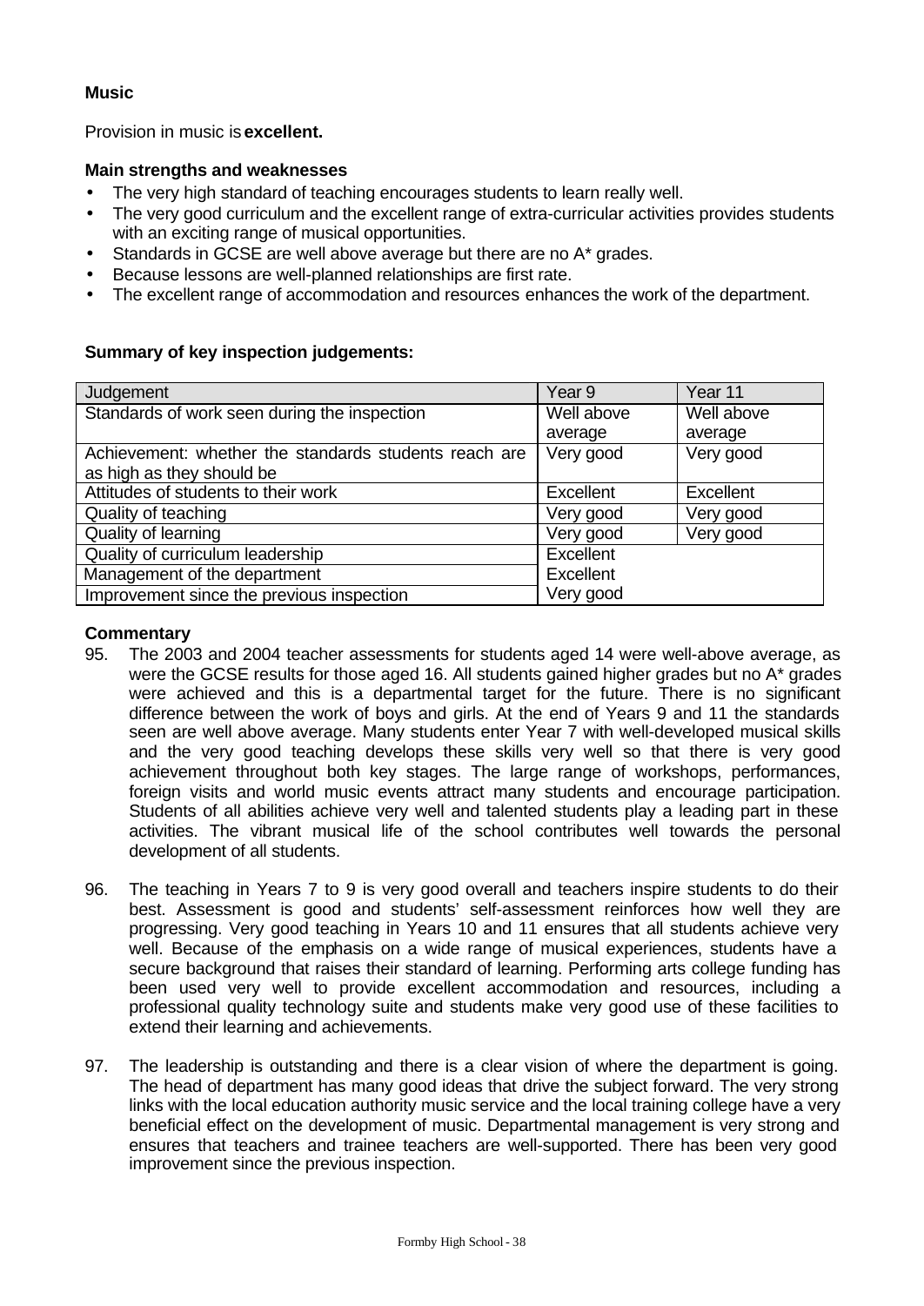**Music**

Provision in music is **excellent.**

**Main strengths and weaknesses**

- The very high standard of teaching encourages students to learn really well.
- The very good curriculum and the excellent range of extra-curricular activities provides students with an exciting range of musical opportunities.
- Standards in GCSE are well above average but there are no A* grades.
- Because lessons are well-planned relationships are first rate.
- The excellent range of accommodation and resources enhances the work of the department.

**Summary of key inspection judgements:**

| Judgement | Year 9 | Year 11 |
|---|---|---|
| Standards of work seen during the inspection | Well above average | Well above average |
| Achievement: whether the standards students reach are as high as they should be | Very good | Very good |
| Attitudes of students to their work | Excellent | Excellent |
| Quality of teaching | Very good | Very good |
| Quality of learning | Very good | Very good |
| Quality of curriculum leadership | Excellent | |
| Management of the department | Excellent | |
| Improvement since the previous inspection | Very good | |

**Commentary**

95. The 2003 and 2004 teacher assessments for students aged 14 were well-above average, as were the GCSE results for those aged 16. All students gained higher grades but no A* grades were achieved and this is a departmental target for the future. There is no significant difference between the work of boys and girls. At the end of Years 9 and 11 the standards seen are well above average. Many students enter Year 7 with well-developed musical skills and the very good teaching develops these skills very well so that there is very good achievement throughout both key stages. The large range of workshops, performances, foreign visits and world music events attract many students and encourage participation. Students of all abilities achieve very well and talented students play a leading part in these activities. The vibrant musical life of the school contributes well towards the personal development of all students.

96. The teaching in Years 7 to 9 is very good overall and teachers inspire students to do their best. Assessment is good and students' self-assessment reinforces how well they are progressing. Very good teaching in Years 10 and 11 ensures that all students achieve very well. Because of the emphasis on a wide range of musical experiences, students have a secure background that raises their standard of learning. Performing arts college funding has been used very well to provide excellent accommodation and resources, including a professional quality technology suite and students make very good use of these facilities to extend their learning and achievements.

97. The leadership is outstanding and there is a clear vision of where the department is going. The head of department has many good ideas that drive the subject forward. The very strong links with the local education authority music service and the local training college have a very beneficial effect on the development of music. Departmental management is very strong and ensures that teachers and trainee teachers are well-supported. There has been very good improvement since the previous inspection.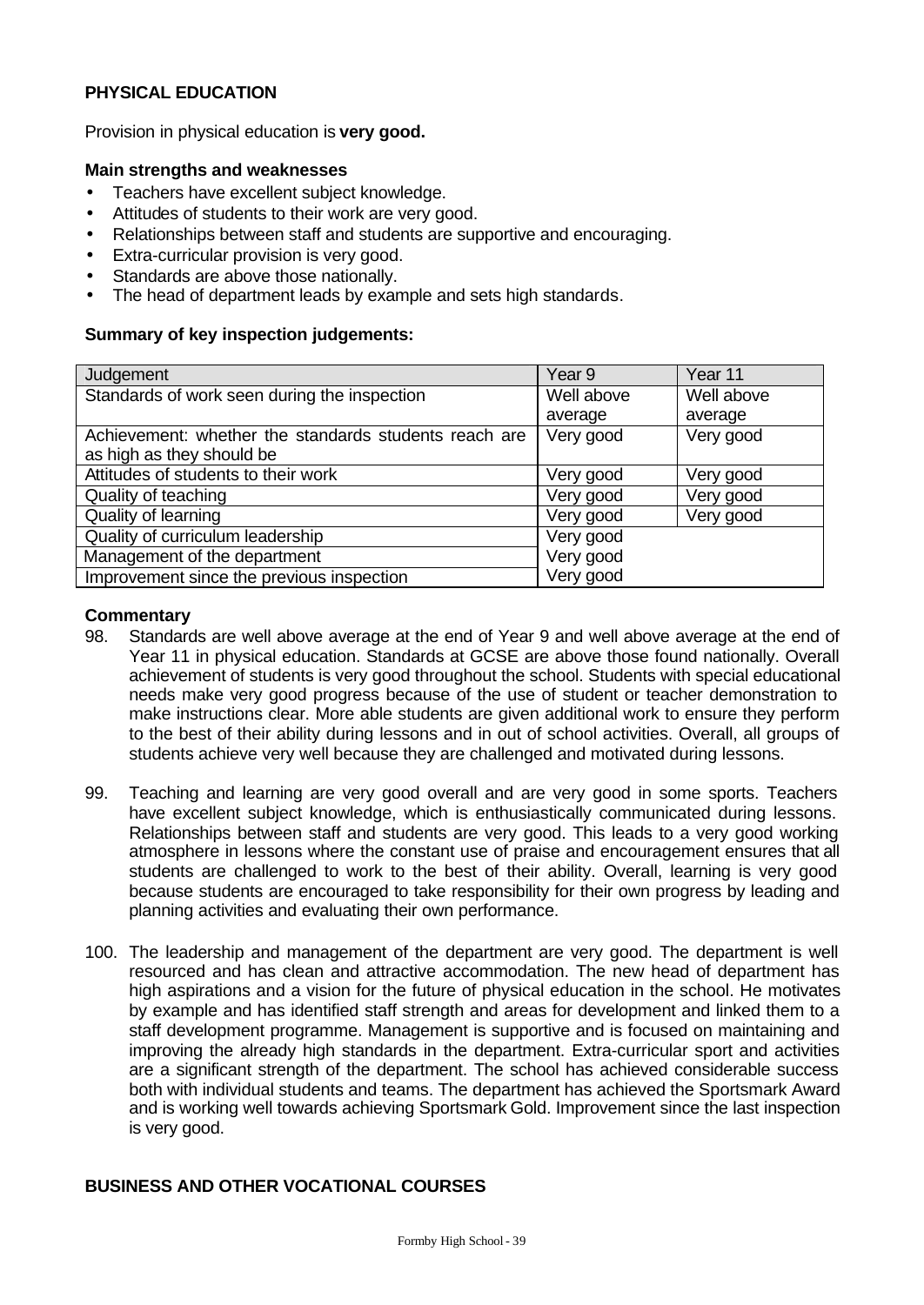## PHYSICAL EDUCATION

Provision in physical education is **very good.**

### Main strengths and weaknesses

- Teachers have excellent subject knowledge.
- Attitudes of students to their work are very good.
- Relationships between staff and students are supportive and encouraging.
- Extra-curricular provision is very good.
- Standards are above those nationally.
- The head of department leads by example and sets high standards.

### Summary of key inspection judgements:

| Judgement | Year 9 | Year 11 |
|---|---|---|
| Standards of work seen during the inspection | Well above average | Well above average |
| Achievement: whether the standards students reach are as high as they should be | Very good | Very good |
| Attitudes of students to their work | Very good | Very good |
| Quality of teaching | Very good | Very good |
| Quality of learning | Very good | Very good |
| Quality of curriculum leadership | Very good | |
| Management of the department | Very good | |
| Improvement since the previous inspection | Very good | |

### Commentary

98. Standards are well above average at the end of Year 9 and well above average at the end of Year 11 in physical education. Standards at GCSE are above those found nationally. Overall achievement of students is very good throughout the school. Students with special educational needs make very good progress because of the use of student or teacher demonstration to make instructions clear. More able students are given additional work to ensure they perform to the best of their ability during lessons and in out of school activities. Overall, all groups of students achieve very well because they are challenged and motivated during lessons.

99. Teaching and learning are very good overall and are very good in some sports. Teachers have excellent subject knowledge, which is enthusiastically communicated during lessons. Relationships between staff and students are very good. This leads to a very good working atmosphere in lessons where the constant use of praise and encouragement ensures that all students are challenged to work to the best of their ability. Overall, learning is very good because students are encouraged to take responsibility for their own progress by leading and planning activities and evaluating their own performance.

100. The leadership and management of the department are very good. The department is well resourced and has clean and attractive accommodation. The new head of department has high aspirations and a vision for the future of physical education in the school. He motivates by example and has identified staff strength and areas for development and linked them to a staff development programme. Management is supportive and is focused on maintaining and improving the already high standards in the department. Extra-curricular sport and activities are a significant strength of the department. The school has achieved considerable success both with individual students and teams. The department has achieved the Sportsmark Award and is working well towards achieving Sportsmark Gold. Improvement since the last inspection is very good.

## BUSINESS AND OTHER VOCATIONAL COURSES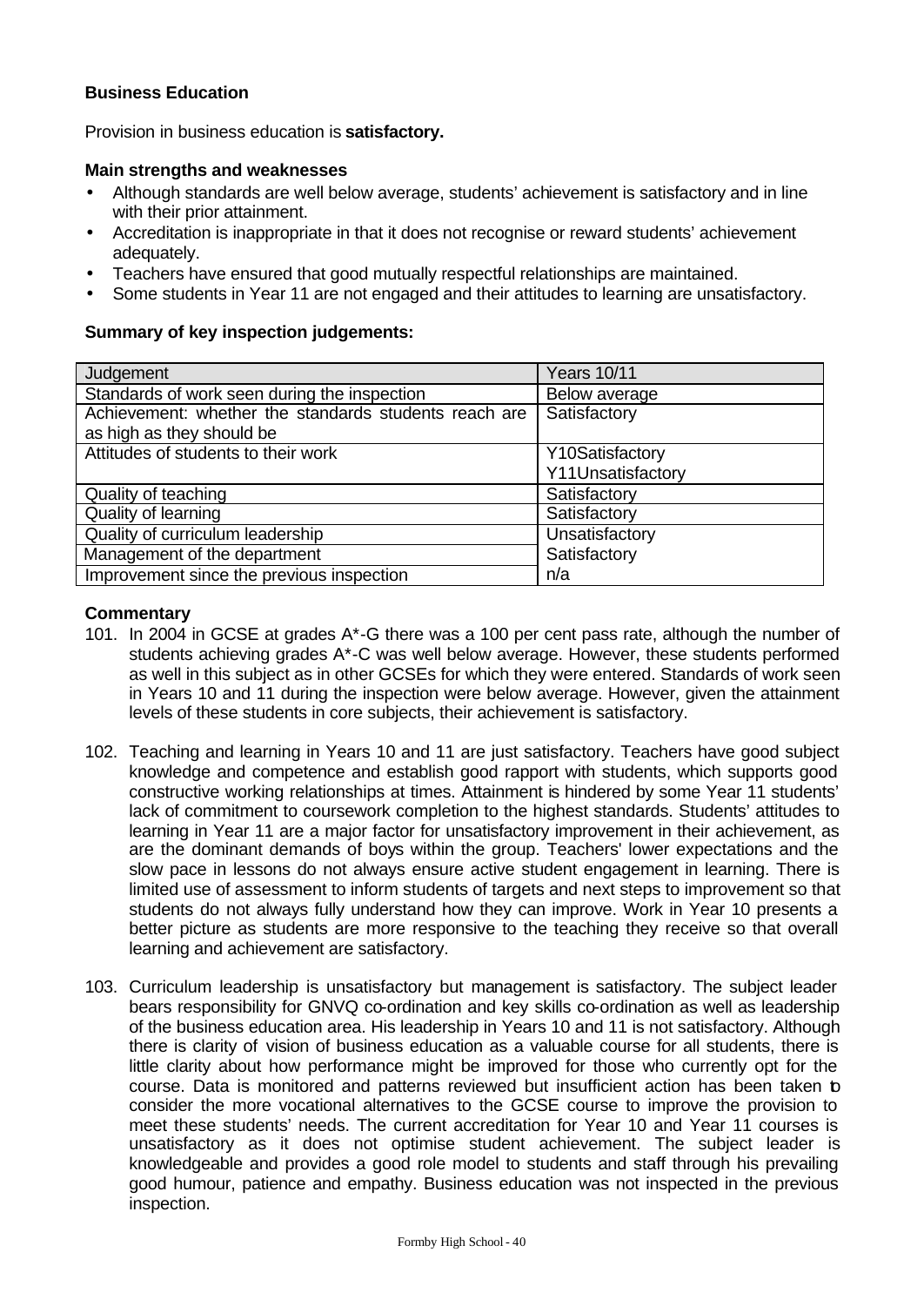### Business Education

Provision in business education is **satisfactory.**

**Main strengths and weaknesses**

- Although standards are well below average, students' achievement is satisfactory and in line with their prior attainment.
- Accreditation is inappropriate in that it does not recognise or reward students' achievement adequately.
- Teachers have ensured that good mutually respectful relationships are maintained.
- Some students in Year 11 are not engaged and their attitudes to learning are unsatisfactory.

**Summary of key inspection judgements:**

| Judgement | Years 10/11 |
|---|---|
| Standards of work seen during the inspection | Below average |
| Achievement: whether the standards students reach are as high as they should be | Satisfactory |
| Attitudes of students to their work | Y10Satisfactory<br>Y11Unsatisfactory |
| Quality of teaching | Satisfactory |
| Quality of learning | Satisfactory |
| Quality of curriculum leadership | Unsatisfactory |
| Management of the department | Satisfactory |
| Improvement since the previous inspection | n/a |

**Commentary**

101. In 2004 in GCSE at grades A*-G there was a 100 per cent pass rate, although the number of students achieving grades A*-C was well below average. However, these students performed as well in this subject as in other GCSEs for which they were entered. Standards of work seen in Years 10 and 11 during the inspection were below average. However, given the attainment levels of these students in core subjects, their achievement is satisfactory.

102. Teaching and learning in Years 10 and 11 are just satisfactory. Teachers have good subject knowledge and competence and establish good rapport with students, which supports good constructive working relationships at times. Attainment is hindered by some Year 11 students' lack of commitment to coursework completion to the highest standards. Students' attitudes to learning in Year 11 are a major factor for unsatisfactory improvement in their achievement, as are the dominant demands of boys within the group. Teachers' lower expectations and the slow pace in lessons do not always ensure active student engagement in learning. There is limited use of assessment to inform students of targets and next steps to improvement so that students do not always fully understand how they can improve. Work in Year 10 presents a better picture as students are more responsive to the teaching they receive so that overall learning and achievement are satisfactory.

103. Curriculum leadership is unsatisfactory but management is satisfactory. The subject leader bears responsibility for GNVQ co-ordination and key skills co-ordination as well as leadership of the business education area. His leadership in Years 10 and 11 is not satisfactory. Although there is clarity of vision of business education as a valuable course for all students, there is little clarity about how performance might be improved for those who currently opt for the course. Data is monitored and patterns reviewed but insufficient action has been taken to consider the more vocational alternatives to the GCSE course to improve the provision to meet these students' needs. The current accreditation for Year 10 and Year 11 courses is unsatisfactory as it does not optimise student achievement. The subject leader is knowledgeable and provides a good role model to students and staff through his prevailing good humour, patience and empathy. Business education was not inspected in the previous inspection.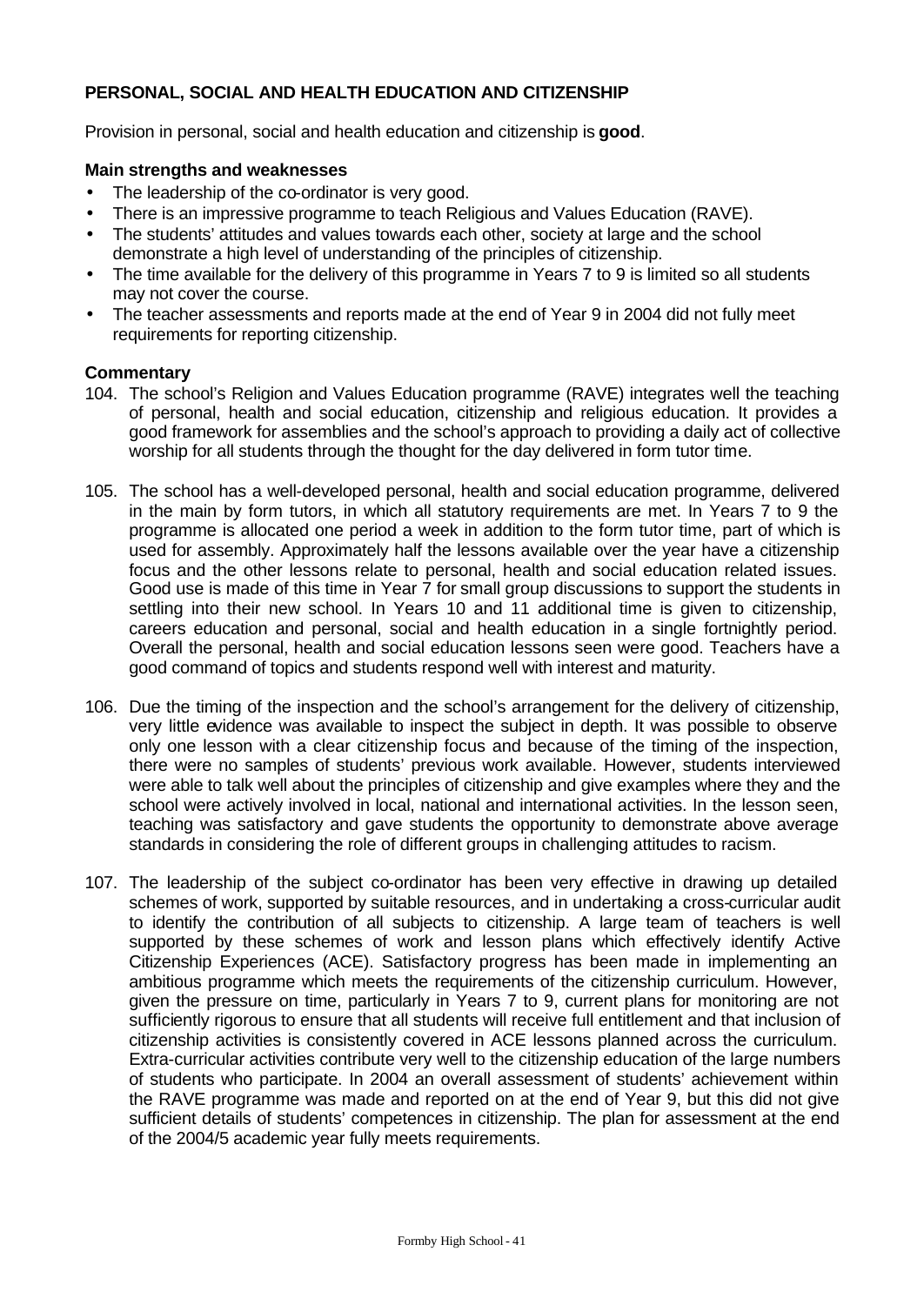## PERSONAL, SOCIAL AND HEALTH EDUCATION AND CITIZENSHIP

Provision in personal, social and health education and citizenship is **good**.

### Main strengths and weaknesses

- The leadership of the co-ordinator is very good.
- There is an impressive programme to teach Religious and Values Education (RAVE).
- The students' attitudes and values towards each other, society at large and the school demonstrate a high level of understanding of the principles of citizenship.
- The time available for the delivery of this programme in Years 7 to 9 is limited so all students may not cover the course.
- The teacher assessments and reports made at the end of Year 9 in 2004 did not fully meet requirements for reporting citizenship.

### Commentary

104. The school's Religion and Values Education programme (RAVE) integrates well the teaching of personal, health and social education, citizenship and religious education. It provides a good framework for assemblies and the school's approach to providing a daily act of collective worship for all students through the thought for the day delivered in form tutor time.

105. The school has a well-developed personal, health and social education programme, delivered in the main by form tutors, in which all statutory requirements are met. In Years 7 to 9 the programme is allocated one period a week in addition to the form tutor time, part of which is used for assembly. Approximately half the lessons available over the year have a citizenship focus and the other lessons relate to personal, health and social education related issues. Good use is made of this time in Year 7 for small group discussions to support the students in settling into their new school. In Years 10 and 11 additional time is given to citizenship, careers education and personal, social and health education in a single fortnightly period. Overall the personal, health and social education lessons seen were good. Teachers have a good command of topics and students respond well with interest and maturity.

106. Due the timing of the inspection and the school's arrangement for the delivery of citizenship, very little evidence was available to inspect the subject in depth. It was possible to observe only one lesson with a clear citizenship focus and because of the timing of the inspection, there were no samples of students' previous work available. However, students interviewed were able to talk well about the principles of citizenship and give examples where they and the school were actively involved in local, national and international activities. In the lesson seen, teaching was satisfactory and gave students the opportunity to demonstrate above average standards in considering the role of different groups in challenging attitudes to racism.

107. The leadership of the subject co-ordinator has been very effective in drawing up detailed schemes of work, supported by suitable resources, and in undertaking a cross-curricular audit to identify the contribution of all subjects to citizenship. A large team of teachers is well supported by these schemes of work and lesson plans which effectively identify Active Citizenship Experiences (ACE). Satisfactory progress has been made in implementing an ambitious programme which meets the requirements of the citizenship curriculum. However, given the pressure on time, particularly in Years 7 to 9, current plans for monitoring are not sufficiently rigorous to ensure that all students will receive full entitlement and that inclusion of citizenship activities is consistently covered in ACE lessons planned across the curriculum. Extra-curricular activities contribute very well to the citizenship education of the large numbers of students who participate. In 2004 an overall assessment of students' achievement within the RAVE programme was made and reported on at the end of Year 9, but this did not give sufficient details of students' competences in citizenship. The plan for assessment at the end of the 2004/5 academic year fully meets requirements.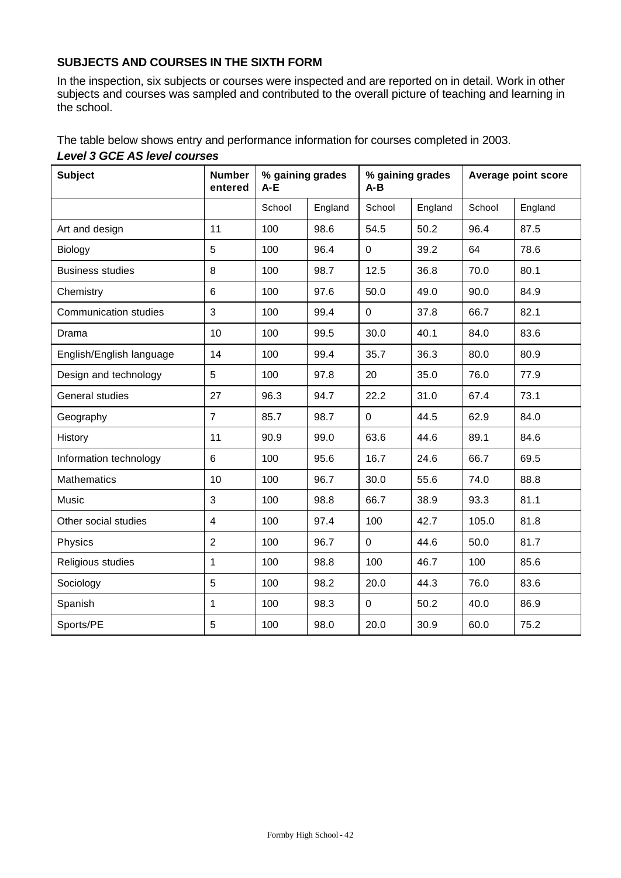**SUBJECTS AND COURSES IN THE SIXTH FORM**

In the inspection, six subjects or courses were inspected and are reported on in detail. Work in other subjects and courses was sampled and contributed to the overall picture of teaching and learning in the school.

The table below shows entry and performance information for courses completed in 2003.

***Level 3 GCE AS level courses***

| Subject | Number entered | % gaining grades A-E | | % gaining grades A-B | | Average point score | |
|---|---|---|---|---|---|---|---|
| | | School | England | School | England | School | England |
| Art and design | 11 | 100 | 98.6 | 54.5 | 50.2 | 96.4 | 87.5 |
| Biology | 5 | 100 | 96.4 | 0 | 39.2 | 64 | 78.6 |
| Business studies | 8 | 100 | 98.7 | 12.5 | 36.8 | 70.0 | 80.1 |
| Chemistry | 6 | 100 | 97.6 | 50.0 | 49.0 | 90.0 | 84.9 |
| Communication studies | 3 | 100 | 99.4 | 0 | 37.8 | 66.7 | 82.1 |
| Drama | 10 | 100 | 99.5 | 30.0 | 40.1 | 84.0 | 83.6 |
| English/English language | 14 | 100 | 99.4 | 35.7 | 36.3 | 80.0 | 80.9 |
| Design and technology | 5 | 100 | 97.8 | 20 | 35.0 | 76.0 | 77.9 |
| General studies | 27 | 96.3 | 94.7 | 22.2 | 31.0 | 67.4 | 73.1 |
| Geography | 7 | 85.7 | 98.7 | 0 | 44.5 | 62.9 | 84.0 |
| History | 11 | 90.9 | 99.0 | 63.6 | 44.6 | 89.1 | 84.6 |
| Information technology | 6 | 100 | 95.6 | 16.7 | 24.6 | 66.7 | 69.5 |
| Mathematics | 10 | 100 | 96.7 | 30.0 | 55.6 | 74.0 | 88.8 |
| Music | 3 | 100 | 98.8 | 66.7 | 38.9 | 93.3 | 81.1 |
| Other social studies | 4 | 100 | 97.4 | 100 | 42.7 | 105.0 | 81.8 |
| Physics | 2 | 100 | 96.7 | 0 | 44.6 | 50.0 | 81.7 |
| Religious studies | 1 | 100 | 98.8 | 100 | 46.7 | 100 | 85.6 |
| Sociology | 5 | 100 | 98.2 | 20.0 | 44.3 | 76.0 | 83.6 |
| Spanish | 1 | 100 | 98.3 | 0 | 50.2 | 40.0 | 86.9 |
| Sports/PE | 5 | 100 | 98.0 | 20.0 | 30.9 | 60.0 | 75.2 |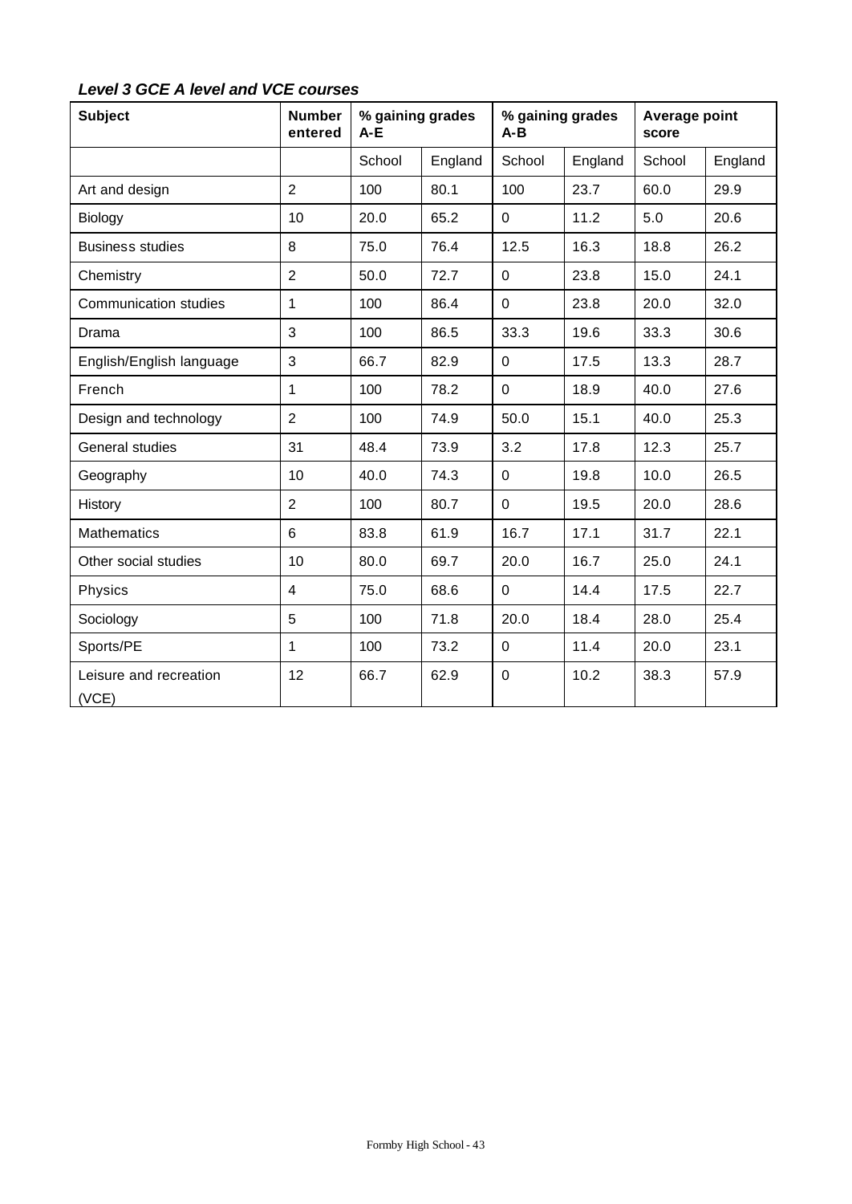***Level 3 GCE A level and VCE courses***

| Subject | Number entered | % gaining grades A-E | | % gaining grades A-B | | Average point score | |
|---|---|---|---|---|---|---|---|
| | | School | England | School | England | School | England |
| Art and design | 2 | 100 | 80.1 | 100 | 23.7 | 60.0 | 29.9 |
| Biology | 10 | 20.0 | 65.2 | 0 | 11.2 | 5.0 | 20.6 |
| Business studies | 8 | 75.0 | 76.4 | 12.5 | 16.3 | 18.8 | 26.2 |
| Chemistry | 2 | 50.0 | 72.7 | 0 | 23.8 | 15.0 | 24.1 |
| Communication studies | 1 | 100 | 86.4 | 0 | 23.8 | 20.0 | 32.0 |
| Drama | 3 | 100 | 86.5 | 33.3 | 19.6 | 33.3 | 30.6 |
| English/English language | 3 | 66.7 | 82.9 | 0 | 17.5 | 13.3 | 28.7 |
| French | 1 | 100 | 78.2 | 0 | 18.9 | 40.0 | 27.6 |
| Design and technology | 2 | 100 | 74.9 | 50.0 | 15.1 | 40.0 | 25.3 |
| General studies | 31 | 48.4 | 73.9 | 3.2 | 17.8 | 12.3 | 25.7 |
| Geography | 10 | 40.0 | 74.3 | 0 | 19.8 | 10.0 | 26.5 |
| History | 2 | 100 | 80.7 | 0 | 19.5 | 20.0 | 28.6 |
| Mathematics | 6 | 83.8 | 61.9 | 16.7 | 17.1 | 31.7 | 22.1 |
| Other social studies | 10 | 80.0 | 69.7 | 20.0 | 16.7 | 25.0 | 24.1 |
| Physics | 4 | 75.0 | 68.6 | 0 | 14.4 | 17.5 | 22.7 |
| Sociology | 5 | 100 | 71.8 | 20.0 | 18.4 | 28.0 | 25.4 |
| Sports/PE | 1 | 100 | 73.2 | 0 | 11.4 | 20.0 | 23.1 |
| Leisure and recreation (VCE) | 12 | 66.7 | 62.9 | 0 | 10.2 | 38.3 | 57.9 |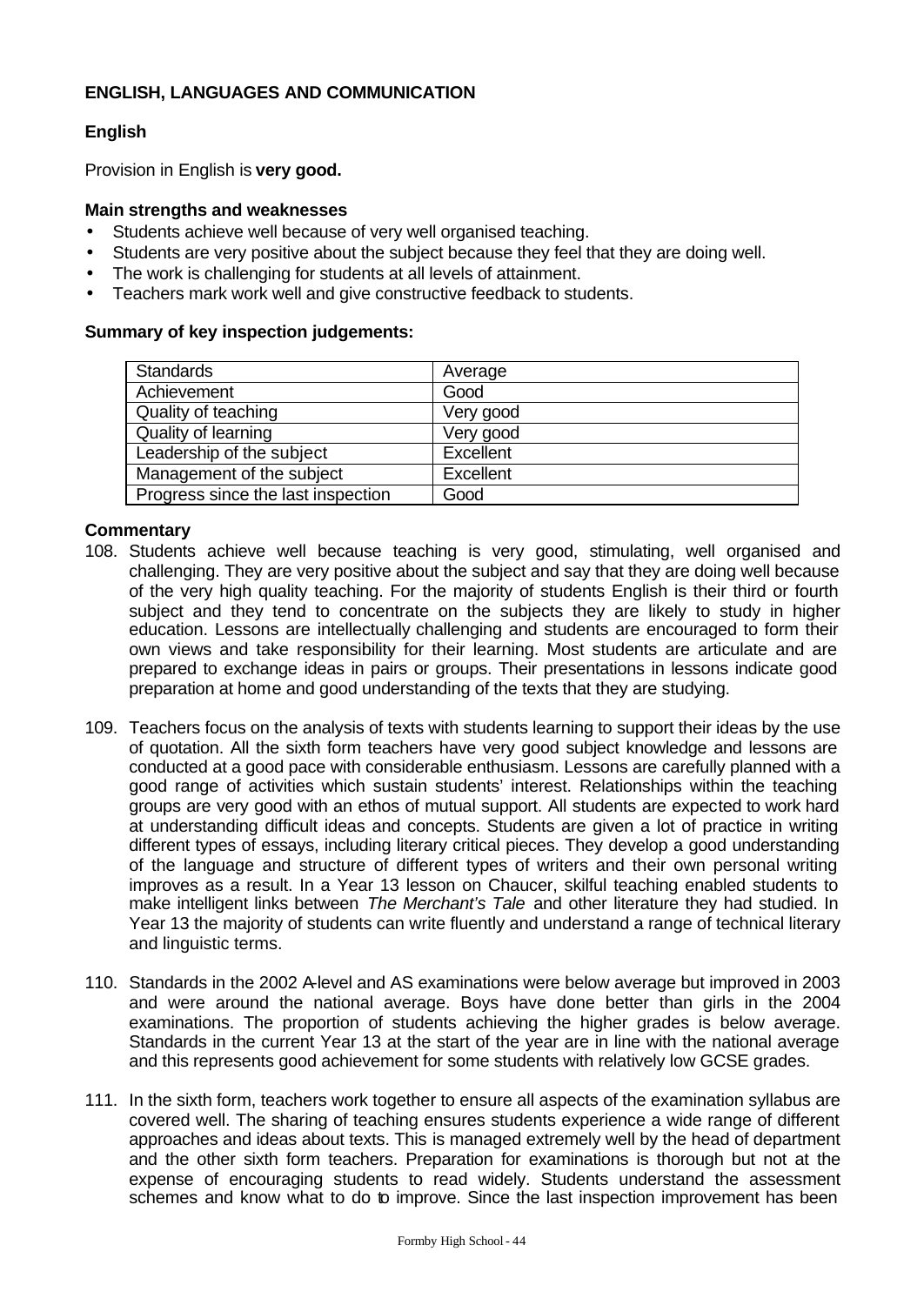## ENGLISH, LANGUAGES AND COMMUNICATION

### English

Provision in English is **very good.**

#### Main strengths and weaknesses

- Students achieve well because of very well organised teaching.
- Students are very positive about the subject because they feel that they are doing well.
- The work is challenging for students at all levels of attainment.
- Teachers mark work well and give constructive feedback to students.

#### Summary of key inspection judgements:

| | |
|---|---|
| Standards | Average |
| Achievement | Good |
| Quality of teaching | Very good |
| Quality of learning | Very good |
| Leadership of the subject | Excellent |
| Management of the subject | Excellent |
| Progress since the last inspection | Good |

#### Commentary

108. Students achieve well because teaching is very good, stimulating, well organised and challenging. They are very positive about the subject and say that they are doing well because of the very high quality teaching. For the majority of students English is their third or fourth subject and they tend to concentrate on the subjects they are likely to study in higher education. Lessons are intellectually challenging and students are encouraged to form their own views and take responsibility for their learning. Most students are articulate and are prepared to exchange ideas in pairs or groups. Their presentations in lessons indicate good preparation at home and good understanding of the texts that they are studying.

109. Teachers focus on the analysis of texts with students learning to support their ideas by the use of quotation. All the sixth form teachers have very good subject knowledge and lessons are conducted at a good pace with considerable enthusiasm. Lessons are carefully planned with a good range of activities which sustain students' interest. Relationships within the teaching groups are very good with an ethos of mutual support. All students are expected to work hard at understanding difficult ideas and concepts. Students are given a lot of practice in writing different types of essays, including literary critical pieces. They develop a good understanding of the language and structure of different types of writers and their own personal writing improves as a result. In a Year 13 lesson on Chaucer, skilful teaching enabled students to make intelligent links between *The Merchant's Tale* and other literature they had studied. In Year 13 the majority of students can write fluently and understand a range of technical literary and linguistic terms.

110. Standards in the 2002 A-level and AS examinations were below average but improved in 2003 and were around the national average. Boys have done better than girls in the 2004 examinations. The proportion of students achieving the higher grades is below average. Standards in the current Year 13 at the start of the year are in line with the national average and this represents good achievement for some students with relatively low GCSE grades.

111. In the sixth form, teachers work together to ensure all aspects of the examination syllabus are covered well. The sharing of teaching ensures students experience a wide range of different approaches and ideas about texts. This is managed extremely well by the head of department and the other sixth form teachers. Preparation for examinations is thorough but not at the expense of encouraging students to read widely. Students understand the assessment schemes and know what to do to improve. Since the last inspection improvement has been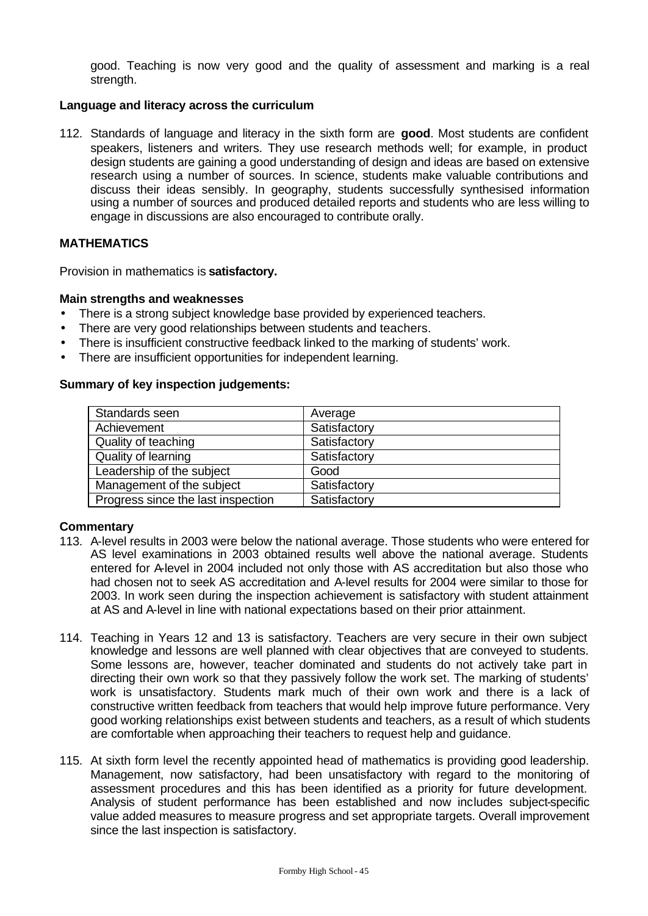good. Teaching is now very good and the quality of assessment and marking is a real strength.

**Language and literacy across the curriculum**

112. Standards of language and literacy in the sixth form are **good**. Most students are confident speakers, listeners and writers. They use research methods well; for example, in product design students are gaining a good understanding of design and ideas are based on extensive research using a number of sources. In science, students make valuable contributions and discuss their ideas sensibly. In geography, students successfully synthesised information using a number of sources and produced detailed reports and students who are less willing to engage in discussions are also encouraged to contribute orally.

## MATHEMATICS

Provision in mathematics is **satisfactory.**

**Main strengths and weaknesses**

- There is a strong subject knowledge base provided by experienced teachers.
- There are very good relationships between students and teachers.
- There is insufficient constructive feedback linked to the marking of students' work.
- There are insufficient opportunities for independent learning.

**Summary of key inspection judgements:**

| Standards seen | Average |
|---|---|
| Achievement | Satisfactory |
| Quality of teaching | Satisfactory |
| Quality of learning | Satisfactory |
| Leadership of the subject | Good |
| Management of the subject | Satisfactory |
| Progress since the last inspection | Satisfactory |

**Commentary**

113. A-level results in 2003 were below the national average. Those students who were entered for AS level examinations in 2003 obtained results well above the national average. Students entered for A-level in 2004 included not only those with AS accreditation but also those who had chosen not to seek AS accreditation and A-level results for 2004 were similar to those for 2003. In work seen during the inspection achievement is satisfactory with student attainment at AS and A-level in line with national expectations based on their prior attainment.

114. Teaching in Years 12 and 13 is satisfactory. Teachers are very secure in their own subject knowledge and lessons are well planned with clear objectives that are conveyed to students. Some lessons are, however, teacher dominated and students do not actively take part in directing their own work so that they passively follow the work set. The marking of students' work is unsatisfactory. Students mark much of their own work and there is a lack of constructive written feedback from teachers that would help improve future performance. Very good working relationships exist between students and teachers, as a result of which students are comfortable when approaching their teachers to request help and guidance.

115. At sixth form level the recently appointed head of mathematics is providing good leadership. Management, now satisfactory, had been unsatisfactory with regard to the monitoring of assessment procedures and this has been identified as a priority for future development. Analysis of student performance has been established and now includes subject-specific value added measures to measure progress and set appropriate targets. Overall improvement since the last inspection is satisfactory.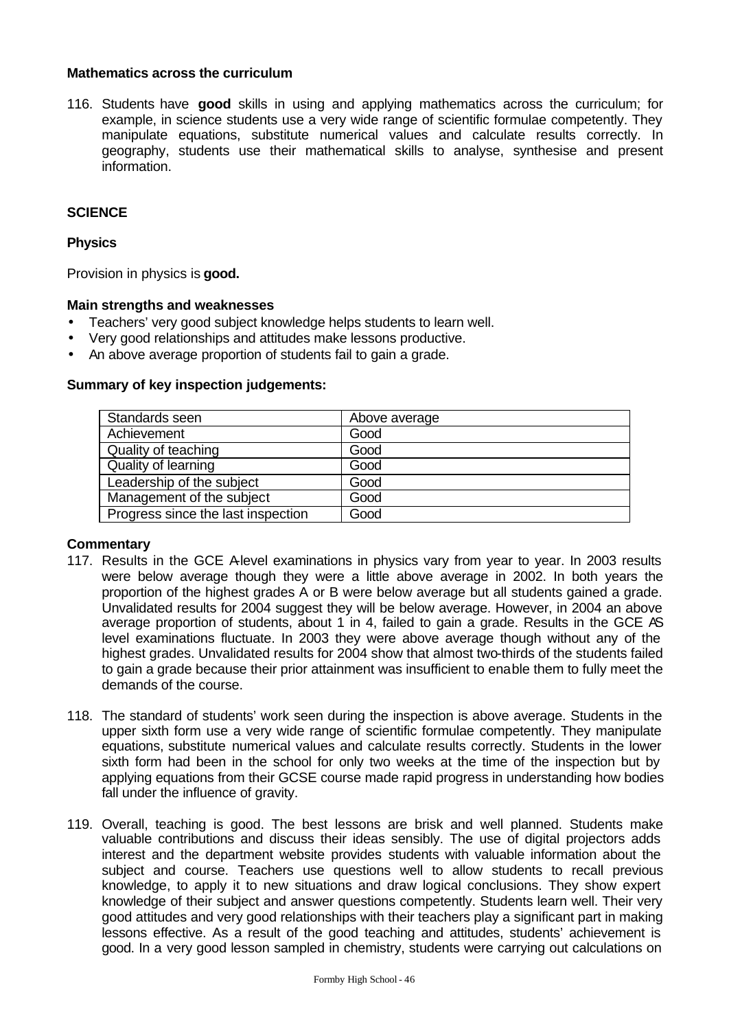### Mathematics across the curriculum

116. Students have **good** skills in using and applying mathematics across the curriculum; for example, in science students use a very wide range of scientific formulae competently. They manipulate equations, substitute numerical values and calculate results correctly. In geography, students use their mathematical skills to analyse, synthesise and present information.

## SCIENCE

### Physics

Provision in physics is **good.**

#### Main strengths and weaknesses

- Teachers' very good subject knowledge helps students to learn well.
- Very good relationships and attitudes make lessons productive.
- An above average proportion of students fail to gain a grade.

#### Summary of key inspection judgements:

| | |
|---|---|
| Standards seen | Above average |
| Achievement | Good |
| Quality of teaching | Good |
| Quality of learning | Good |
| Leadership of the subject | Good |
| Management of the subject | Good |
| Progress since the last inspection | Good |

#### Commentary

117. Results in the GCE A-level examinations in physics vary from year to year. In 2003 results were below average though they were a little above average in 2002. In both years the proportion of the highest grades A or B were below average but all students gained a grade. Unvalidated results for 2004 suggest they will be below average. However, in 2004 an above average proportion of students, about 1 in 4, failed to gain a grade. Results in the GCE AS level examinations fluctuate. In 2003 they were above average though without any of the highest grades. Unvalidated results for 2004 show that almost two-thirds of the students failed to gain a grade because their prior attainment was insufficient to enable them to fully meet the demands of the course.

118. The standard of students' work seen during the inspection is above average. Students in the upper sixth form use a very wide range of scientific formulae competently. They manipulate equations, substitute numerical values and calculate results correctly. Students in the lower sixth form had been in the school for only two weeks at the time of the inspection but by applying equations from their GCSE course made rapid progress in understanding how bodies fall under the influence of gravity.

119. Overall, teaching is good. The best lessons are brisk and well planned. Students make valuable contributions and discuss their ideas sensibly. The use of digital projectors adds interest and the department website provides students with valuable information about the subject and course. Teachers use questions well to allow students to recall previous knowledge, to apply it to new situations and draw logical conclusions. They show expert knowledge of their subject and answer questions competently. Students learn well. Their very good attitudes and very good relationships with their teachers play a significant part in making lessons effective. As a result of the good teaching and attitudes, students' achievement is good. In a very good lesson sampled in chemistry, students were carrying out calculations on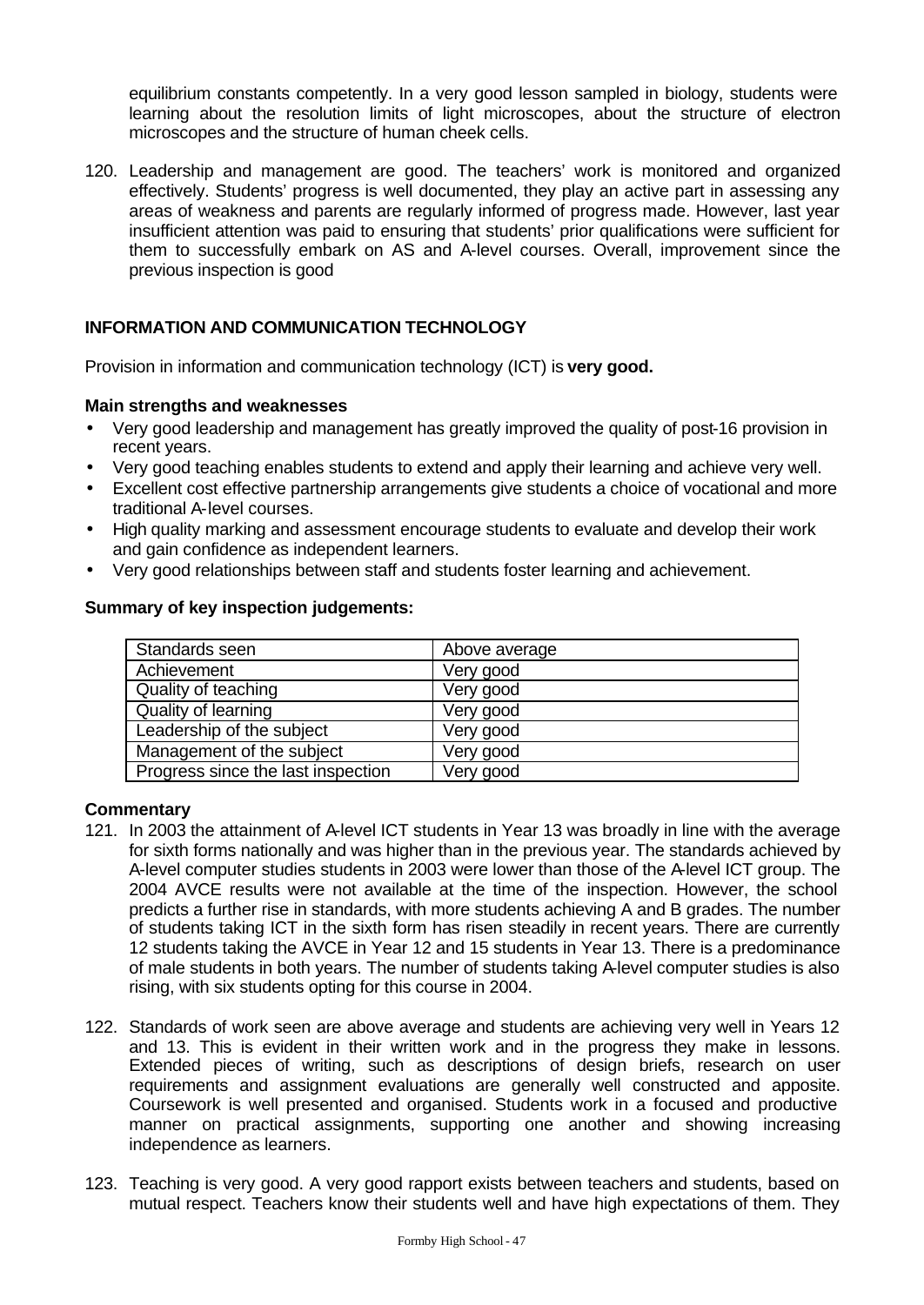equilibrium constants competently. In a very good lesson sampled in biology, students were learning about the resolution limits of light microscopes, about the structure of electron microscopes and the structure of human cheek cells.

120. Leadership and management are good. The teachers' work is monitored and organized effectively. Students' progress is well documented, they play an active part in assessing any areas of weakness and parents are regularly informed of progress made. However, last year insufficient attention was paid to ensuring that students' prior qualifications were sufficient for them to successfully embark on AS and A-level courses. Overall, improvement since the previous inspection is good

## INFORMATION AND COMMUNICATION TECHNOLOGY

Provision in information and communication technology (ICT) is **very good.**

### Main strengths and weaknesses

- Very good leadership and management has greatly improved the quality of post-16 provision in recent years.
- Very good teaching enables students to extend and apply their learning and achieve very well.
- Excellent cost effective partnership arrangements give students a choice of vocational and more traditional A-level courses.
- High quality marking and assessment encourage students to evaluate and develop their work and gain confidence as independent learners.
- Very good relationships between staff and students foster learning and achievement.

### Summary of key inspection judgements:

| Standards seen | Above average |
|---|---|
| Achievement | Very good |
| Quality of teaching | Very good |
| Quality of learning | Very good |
| Leadership of the subject | Very good |
| Management of the subject | Very good |
| Progress since the last inspection | Very good |

### Commentary

121. In 2003 the attainment of A-level ICT students in Year 13 was broadly in line with the average for sixth forms nationally and was higher than in the previous year. The standards achieved by A-level computer studies students in 2003 were lower than those of the A-level ICT group. The 2004 AVCE results were not available at the time of the inspection. However, the school predicts a further rise in standards, with more students achieving A and B grades. The number of students taking ICT in the sixth form has risen steadily in recent years. There are currently 12 students taking the AVCE in Year 12 and 15 students in Year 13. There is a predominance of male students in both years. The number of students taking A-level computer studies is also rising, with six students opting for this course in 2004.

122. Standards of work seen are above average and students are achieving very well in Years 12 and 13. This is evident in their written work and in the progress they make in lessons. Extended pieces of writing, such as descriptions of design briefs, research on user requirements and assignment evaluations are generally well constructed and apposite. Coursework is well presented and organised. Students work in a focused and productive manner on practical assignments, supporting one another and showing increasing independence as learners.

123. Teaching is very good. A very good rapport exists between teachers and students, based on mutual respect. Teachers know their students well and have high expectations of them. They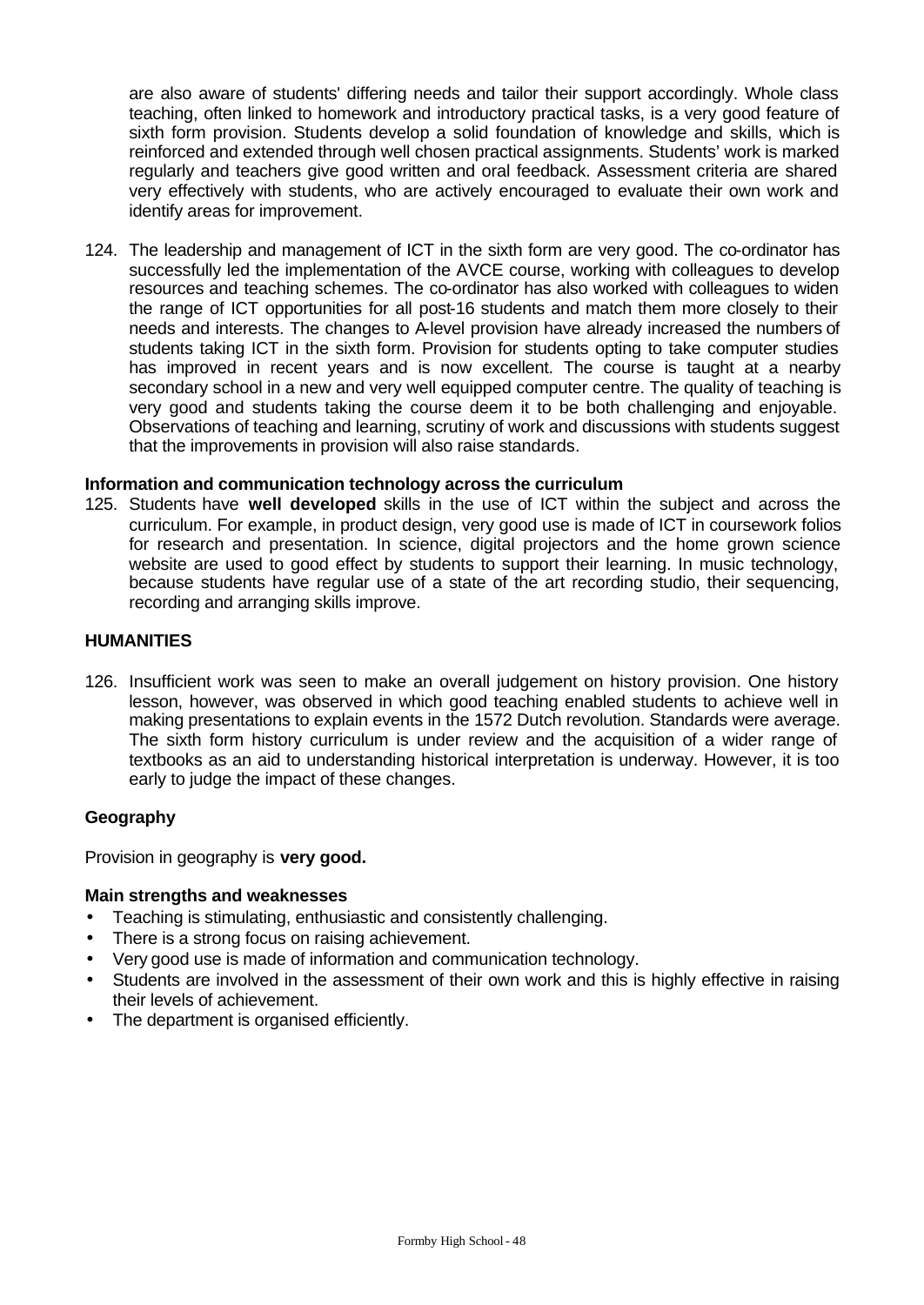are also aware of students' differing needs and tailor their support accordingly. Whole class teaching, often linked to homework and introductory practical tasks, is a very good feature of sixth form provision. Students develop a solid foundation of knowledge and skills, which is reinforced and extended through well chosen practical assignments. Students' work is marked regularly and teachers give good written and oral feedback. Assessment criteria are shared very effectively with students, who are actively encouraged to evaluate their own work and identify areas for improvement.

124. The leadership and management of ICT in the sixth form are very good. The co-ordinator has successfully led the implementation of the AVCE course, working with colleagues to develop resources and teaching schemes. The co-ordinator has also worked with colleagues to widen the range of ICT opportunities for all post-16 students and match them more closely to their needs and interests. The changes to A-level provision have already increased the numbers of students taking ICT in the sixth form. Provision for students opting to take computer studies has improved in recent years and is now excellent. The course is taught at a nearby secondary school in a new and very well equipped computer centre. The quality of teaching is very good and students taking the course deem it to be both challenging and enjoyable. Observations of teaching and learning, scrutiny of work and discussions with students suggest that the improvements in provision will also raise standards.

**Information and communication technology across the curriculum**

125. Students have **well developed** skills in the use of ICT within the subject and across the curriculum. For example, in product design, very good use is made of ICT in coursework folios for research and presentation. In science, digital projectors and the home grown science website are used to good effect by students to support their learning. In music technology, because students have regular use of a state of the art recording studio, their sequencing, recording and arranging skills improve.

## HUMANITIES

126. Insufficient work was seen to make an overall judgement on history provision. One history lesson, however, was observed in which good teaching enabled students to achieve well in making presentations to explain events in the 1572 Dutch revolution. Standards were average. The sixth form history curriculum is under review and the acquisition of a wider range of textbooks as an aid to understanding historical interpretation is underway. However, it is too early to judge the impact of these changes.

### Geography

Provision in geography is **very good.**

**Main strengths and weaknesses**

- Teaching is stimulating, enthusiastic and consistently challenging.
- There is a strong focus on raising achievement.
- Very good use is made of information and communication technology.
- Students are involved in the assessment of their own work and this is highly effective in raising their levels of achievement.
- The department is organised efficiently.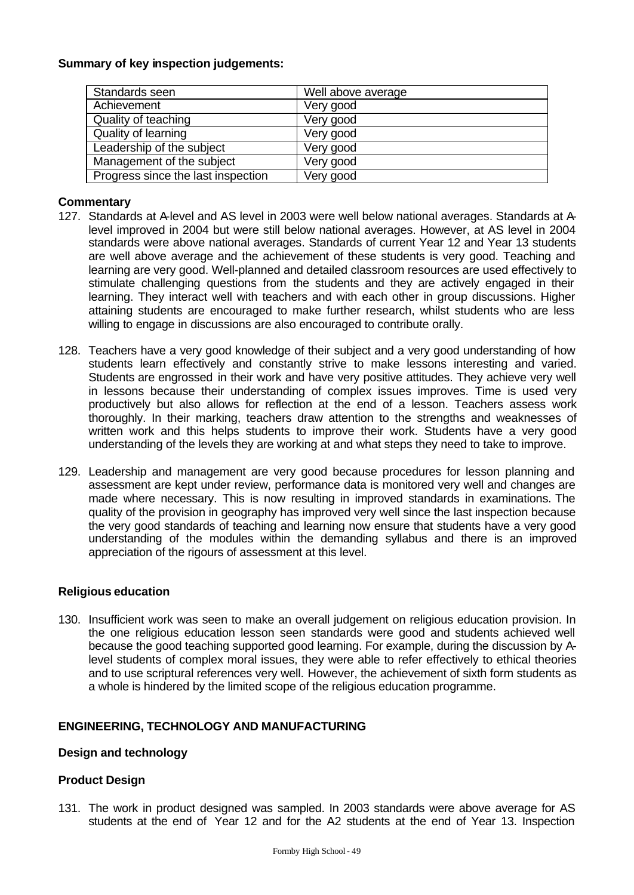**Summary of key inspection judgements:**

| Standards seen | Well above average |
|---|---|
| Achievement | Very good |
| Quality of teaching | Very good |
| Quality of learning | Very good |
| Leadership of the subject | Very good |
| Management of the subject | Very good |
| Progress since the last inspection | Very good |

**Commentary**

127. Standards at A-level and AS level in 2003 were well below national averages. Standards at A-level improved in 2004 but were still below national averages. However, at AS level in 2004 standards were above national averages. Standards of current Year 12 and Year 13 students are well above average and the achievement of these students is very good. Teaching and learning are very good. Well-planned and detailed classroom resources are used effectively to stimulate challenging questions from the students and they are actively engaged in their learning. They interact well with teachers and with each other in group discussions. Higher attaining students are encouraged to make further research, whilst students who are less willing to engage in discussions are also encouraged to contribute orally.

128. Teachers have a very good knowledge of their subject and a very good understanding of how students learn effectively and constantly strive to make lessons interesting and varied. Students are engrossed in their work and have very positive attitudes. They achieve very well in lessons because their understanding of complex issues improves. Time is used very productively but also allows for reflection at the end of a lesson. Teachers assess work thoroughly. In their marking, teachers draw attention to the strengths and weaknesses of written work and this helps students to improve their work. Students have a very good understanding of the levels they are working at and what steps they need to take to improve.

129. Leadership and management are very good because procedures for lesson planning and assessment are kept under review, performance data is monitored very well and changes are made where necessary. This is now resulting in improved standards in examinations. The quality of the provision in geography has improved very well since the last inspection because the very good standards of teaching and learning now ensure that students have a very good understanding of the modules within the demanding syllabus and there is an improved appreciation of the rigours of assessment at this level.

**Religious education**

130. Insufficient work was seen to make an overall judgement on religious education provision. In the one religious education lesson seen standards were good and students achieved well because the good teaching supported good learning. For example, during the discussion by A-level students of complex moral issues, they were able to refer effectively to ethical theories and to use scriptural references very well. However, the achievement of sixth form students as a whole is hindered by the limited scope of the religious education programme.

**ENGINEERING, TECHNOLOGY AND MANUFACTURING**

**Design and technology**

**Product Design**

131. The work in product designed was sampled. In 2003 standards were above average for AS students at the end of Year 12 and for the A2 students at the end of Year 13. Inspection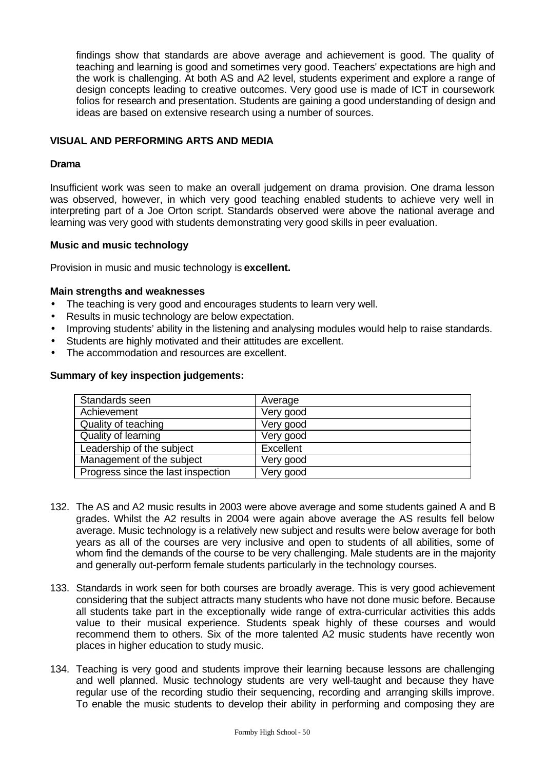findings show that standards are above average and achievement is good. The quality of teaching and learning is good and sometimes very good. Teachers' expectations are high and the work is challenging. At both AS and A2 level, students experiment and explore a range of design concepts leading to creative outcomes. Very good use is made of ICT in coursework folios for research and presentation. Students are gaining a good understanding of design and ideas are based on extensive research using a number of sources.

## VISUAL AND PERFORMING ARTS AND MEDIA

### Drama

Insufficient work was seen to make an overall judgement on drama provision. One drama lesson was observed, however, in which very good teaching enabled students to achieve very well in interpreting part of a Joe Orton script. Standards observed were above the national average and learning was very good with students demonstrating very good skills in peer evaluation.

### Music and music technology

Provision in music and music technology is **excellent.**

**Main strengths and weaknesses**

- The teaching is very good and encourages students to learn very well.
- Results in music technology are below expectation.
- Improving students' ability in the listening and analysing modules would help to raise standards.
- Students are highly motivated and their attitudes are excellent.
- The accommodation and resources are excellent.

**Summary of key inspection judgements:**

| | |
|---|---|
| Standards seen | Average |
| Achievement | Very good |
| Quality of teaching | Very good |
| Quality of learning | Very good |
| Leadership of the subject | Excellent |
| Management of the subject | Very good |
| Progress since the last inspection | Very good |

132. The AS and A2 music results in 2003 were above average and some students gained A and B grades. Whilst the A2 results in 2004 were again above average the AS results fell below average. Music technology is a relatively new subject and results were below average for both years as all of the courses are very inclusive and open to students of all abilities, some of whom find the demands of the course to be very challenging. Male students are in the majority and generally out-perform female students particularly in the technology courses.

133. Standards in work seen for both courses are broadly average. This is very good achievement considering that the subject attracts many students who have not done music before. Because all students take part in the exceptionally wide range of extra-curricular activities this adds value to their musical experience. Students speak highly of these courses and would recommend them to others. Six of the more talented A2 music students have recently won places in higher education to study music.

134. Teaching is very good and students improve their learning because lessons are challenging and well planned. Music technology students are very well-taught and because they have regular use of the recording studio their sequencing, recording and arranging skills improve. To enable the music students to develop their ability in performing and composing they are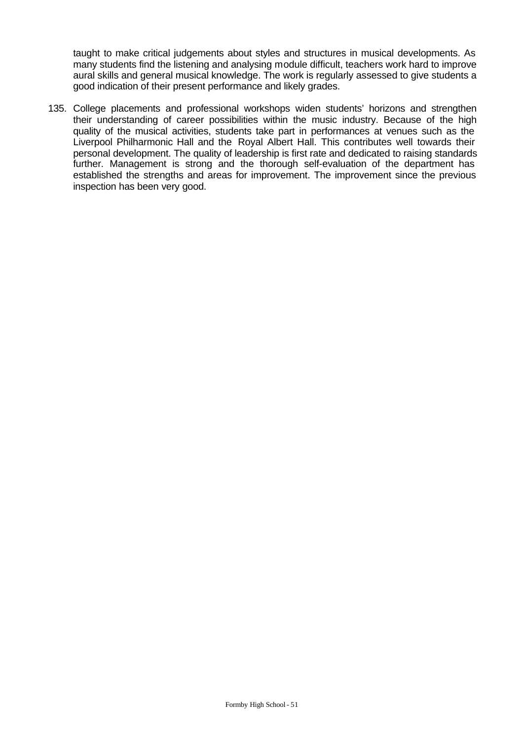taught to make critical judgements about styles and structures in musical developments. As many students find the listening and analysing module difficult, teachers work hard to improve aural skills and general musical knowledge. The work is regularly assessed to give students a good indication of their present performance and likely grades.

135. College placements and professional workshops widen students' horizons and strengthen their understanding of career possibilities within the music industry. Because of the high quality of the musical activities, students take part in performances at venues such as the Liverpool Philharmonic Hall and the Royal Albert Hall. This contributes well towards their personal development. The quality of leadership is first rate and dedicated to raising standards further. Management is strong and the thorough self-evaluation of the department has established the strengths and areas for improvement. The improvement since the previous inspection has been very good.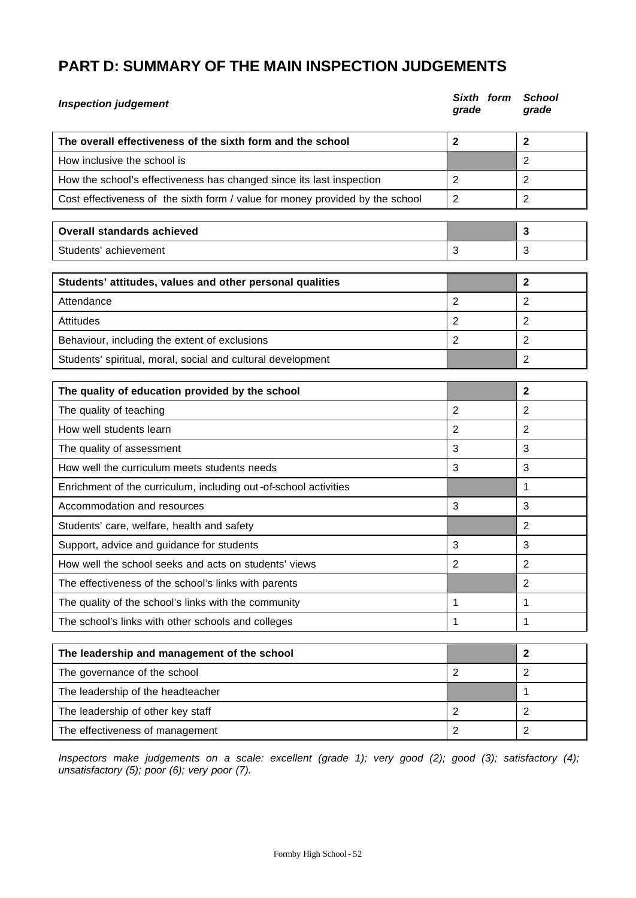# PART D: SUMMARY OF THE MAIN INSPECTION JUDGEMENTS

| *Inspection judgement* | *Sixth form grade* | *School grade* |
|---|---|---|
| **The overall effectiveness of the sixth form and the school** | **2** | **2** |
| How inclusive the school is | | 2 |
| How the school's effectiveness has changed since its last inspection | 2 | 2 |
| Cost effectiveness of the sixth form / value for money provided by the school | 2 | 2 |
| **Overall standards achieved** | | **3** |
| Students' achievement | 3 | 3 |
| **Students' attitudes, values and other personal qualities** | | **2** |
| Attendance | 2 | 2 |
| Attitudes | 2 | 2 |
| Behaviour, including the extent of exclusions | 2 | 2 |
| Students' spiritual, moral, social and cultural development | | 2 |
| **The quality of education provided by the school** | | **2** |
| The quality of teaching | 2 | 2 |
| How well students learn | 2 | 2 |
| The quality of assessment | 3 | 3 |
| How well the curriculum meets students needs | 3 | 3 |
| Enrichment of the curriculum, including out-of-school activities | | 1 |
| Accommodation and resources | 3 | 3 |
| Students' care, welfare, health and safety | | 2 |
| Support, advice and guidance for students | 3 | 3 |
| How well the school seeks and acts on students' views | 2 | 2 |
| The effectiveness of the school's links with parents | | 2 |
| The quality of the school's links with the community | 1 | 1 |
| The school's links with other schools and colleges | 1 | 1 |
| **The leadership and management of the school** | | **2** |
| The governance of the school | 2 | 2 |
| The leadership of the headteacher | | 1 |
| The leadership of other key staff | 2 | 2 |
| The effectiveness of management | 2 | 2 |

*Inspectors make judgements on a scale: excellent (grade 1); very good (2); good (3); satisfactory (4); unsatisfactory (5); poor (6); very poor (7).*